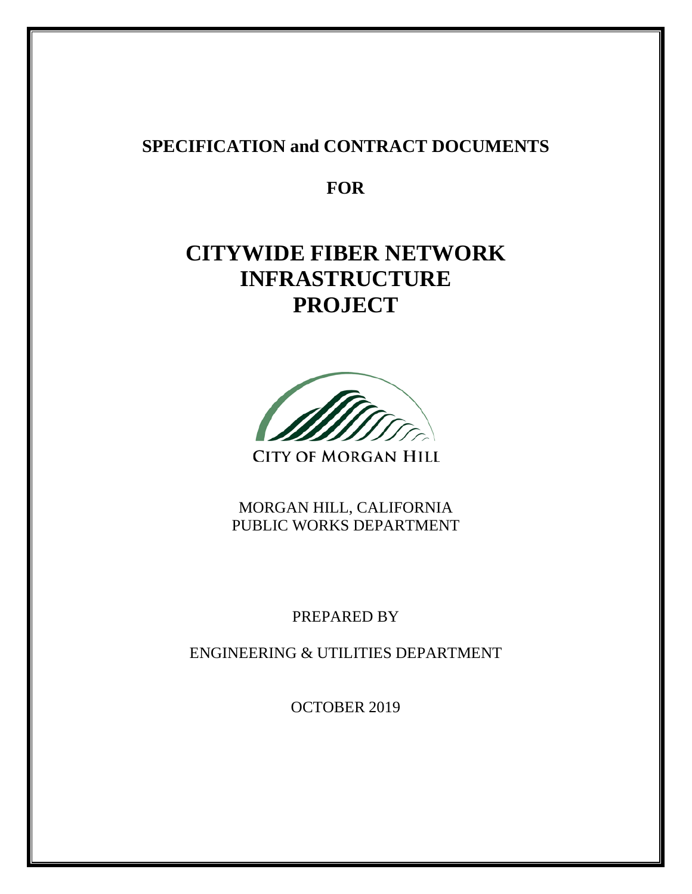**SPECIFICATION and CONTRACT DOCUMENTS**

**FOR**

# CITYWIDE FIBER NETWORK INFRASTRUCTURE PROJECT

CITY OF MORGAN HILL

MORGAN HILL, CALIFORNIA
PUBLIC WORKS DEPARTMENT

PREPARED BY

ENGINEERING & UTILITIES DEPARTMENT

OCTOBER 2019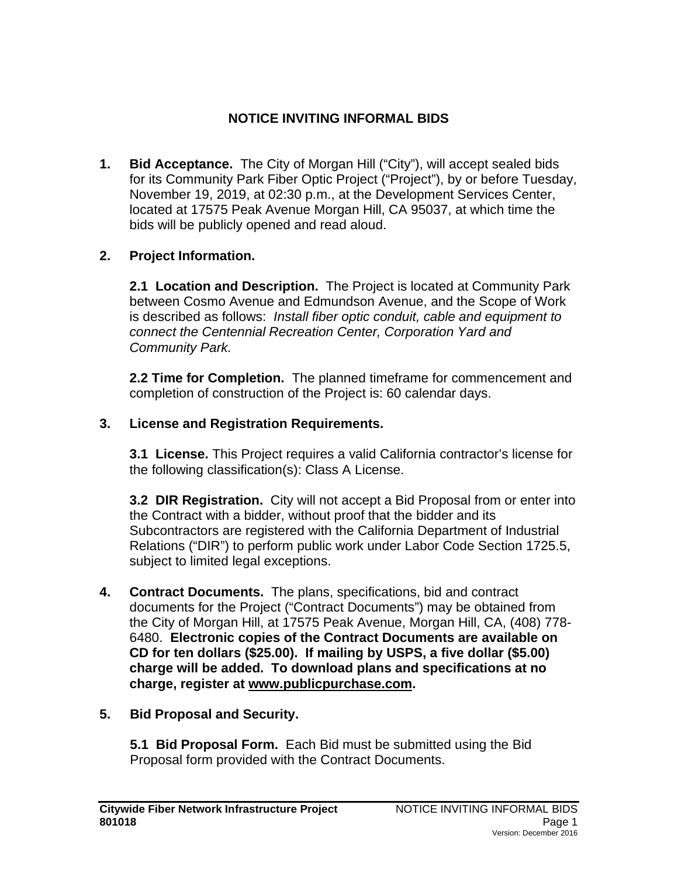# NOTICE INVITING INFORMAL BIDS

**1. Bid Acceptance.** The City of Morgan Hill ("City"), will accept sealed bids for its Community Park Fiber Optic Project ("Project"), by or before Tuesday, November 19, 2019, at 02:30 p.m., at the Development Services Center, located at 17575 Peak Avenue Morgan Hill, CA 95037, at which time the bids will be publicly opened and read aloud.

**2. Project Information.**

**2.1 Location and Description.** The Project is located at Community Park between Cosmo Avenue and Edmundson Avenue, and the Scope of Work is described as follows: *Install fiber optic conduit, cable and equipment to connect the Centennial Recreation Center, Corporation Yard and Community Park.*

**2.2 Time for Completion.** The planned timeframe for commencement and completion of construction of the Project is: 60 calendar days.

**3. License and Registration Requirements.**

**3.1 License.** This Project requires a valid California contractor's license for the following classification(s): Class A License.

**3.2 DIR Registration.** City will not accept a Bid Proposal from or enter into the Contract with a bidder, without proof that the bidder and its Subcontractors are registered with the California Department of Industrial Relations ("DIR") to perform public work under Labor Code Section 1725.5, subject to limited legal exceptions.

**4. Contract Documents.** The plans, specifications, bid and contract documents for the Project ("Contract Documents") may be obtained from the City of Morgan Hill, at 17575 Peak Avenue, Morgan Hill, CA, (408) 778-6480. **Electronic copies of the Contract Documents are available on CD for ten dollars ($25.00). If mailing by USPS, a five dollar ($5.00) charge will be added. To download plans and specifications at no charge, register at www.publicpurchase.com.**

**5. Bid Proposal and Security.**

**5.1 Bid Proposal Form.** Each Bid must be submitted using the Bid Proposal form provided with the Contract Documents.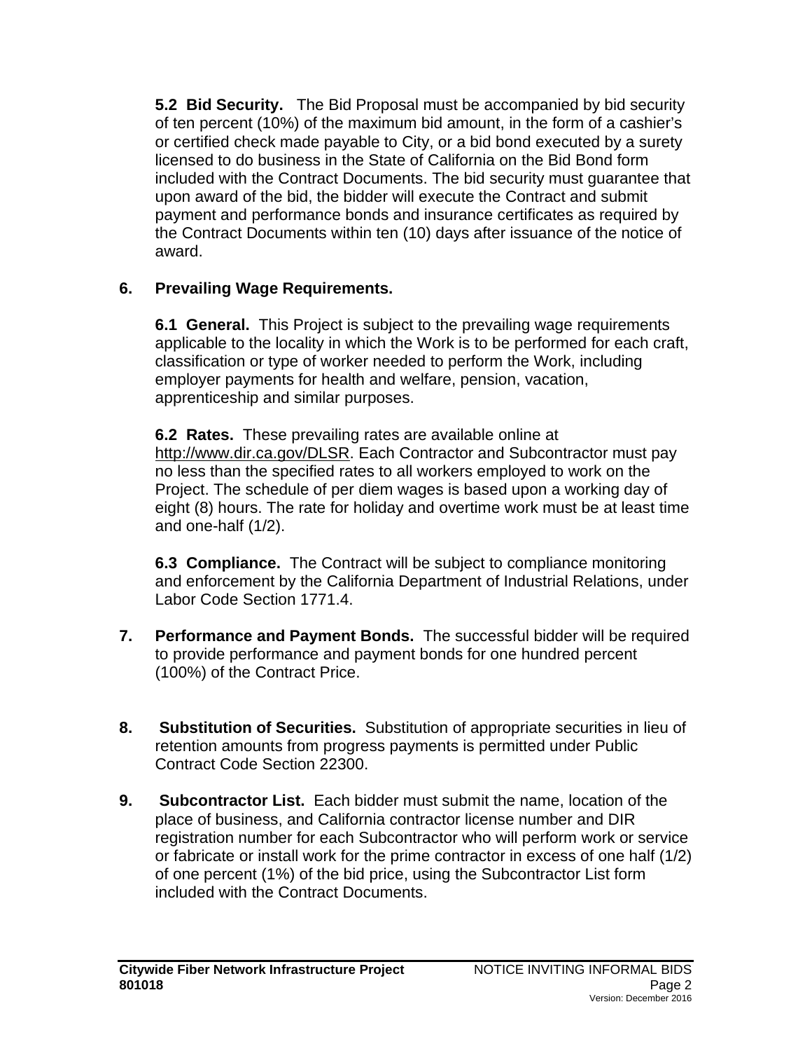**5.2 Bid Security.** The Bid Proposal must be accompanied by bid security of ten percent (10%) of the maximum bid amount, in the form of a cashier's or certified check made payable to City, or a bid bond executed by a surety licensed to do business in the State of California on the Bid Bond form included with the Contract Documents. The bid security must guarantee that upon award of the bid, the bidder will execute the Contract and submit payment and performance bonds and insurance certificates as required by the Contract Documents within ten (10) days after issuance of the notice of award.

**6. Prevailing Wage Requirements.**

**6.1 General.** This Project is subject to the prevailing wage requirements applicable to the locality in which the Work is to be performed for each craft, classification or type of worker needed to perform the Work, including employer payments for health and welfare, pension, vacation, apprenticeship and similar purposes.

**6.2 Rates.** These prevailing rates are available online at http://www.dir.ca.gov/DLSR. Each Contractor and Subcontractor must pay no less than the specified rates to all workers employed to work on the Project. The schedule of per diem wages is based upon a working day of eight (8) hours. The rate for holiday and overtime work must be at least time and one-half (1/2).

**6.3 Compliance.** The Contract will be subject to compliance monitoring and enforcement by the California Department of Industrial Relations, under Labor Code Section 1771.4.

**7. Performance and Payment Bonds.** The successful bidder will be required to provide performance and payment bonds for one hundred percent (100%) of the Contract Price.

**8. Substitution of Securities.** Substitution of appropriate securities in lieu of retention amounts from progress payments is permitted under Public Contract Code Section 22300.

**9. Subcontractor List.** Each bidder must submit the name, location of the place of business, and California contractor license number and DIR registration number for each Subcontractor who will perform work or service or fabricate or install work for the prime contractor in excess of one half (1/2) of one percent (1%) of the bid price, using the Subcontractor List form included with the Contract Documents.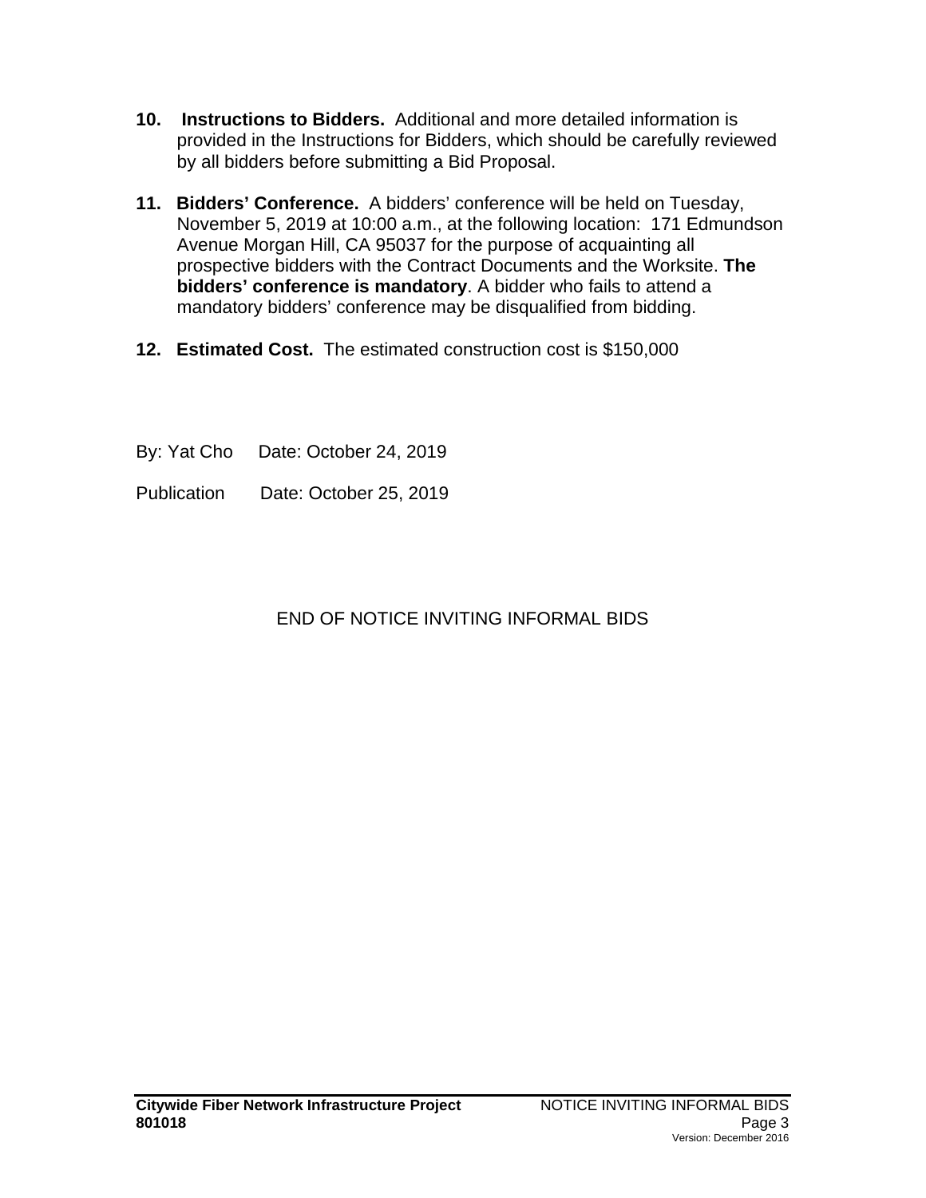10. **Instructions to Bidders.** Additional and more detailed information is provided in the Instructions for Bidders, which should be carefully reviewed by all bidders before submitting a Bid Proposal.

11. **Bidders' Conference.** A bidders' conference will be held on Tuesday, November 5, 2019 at 10:00 a.m., at the following location: 171 Edmundson Avenue Morgan Hill, CA 95037 for the purpose of acquainting all prospective bidders with the Contract Documents and the Worksite. **The bidders' conference is mandatory**. A bidder who fails to attend a mandatory bidders' conference may be disqualified from bidding.

12. **Estimated Cost.** The estimated construction cost is $150,000

By: Yat Cho     Date: October 24, 2019

Publication     Date: October 25, 2019

END OF NOTICE INVITING INFORMAL BIDS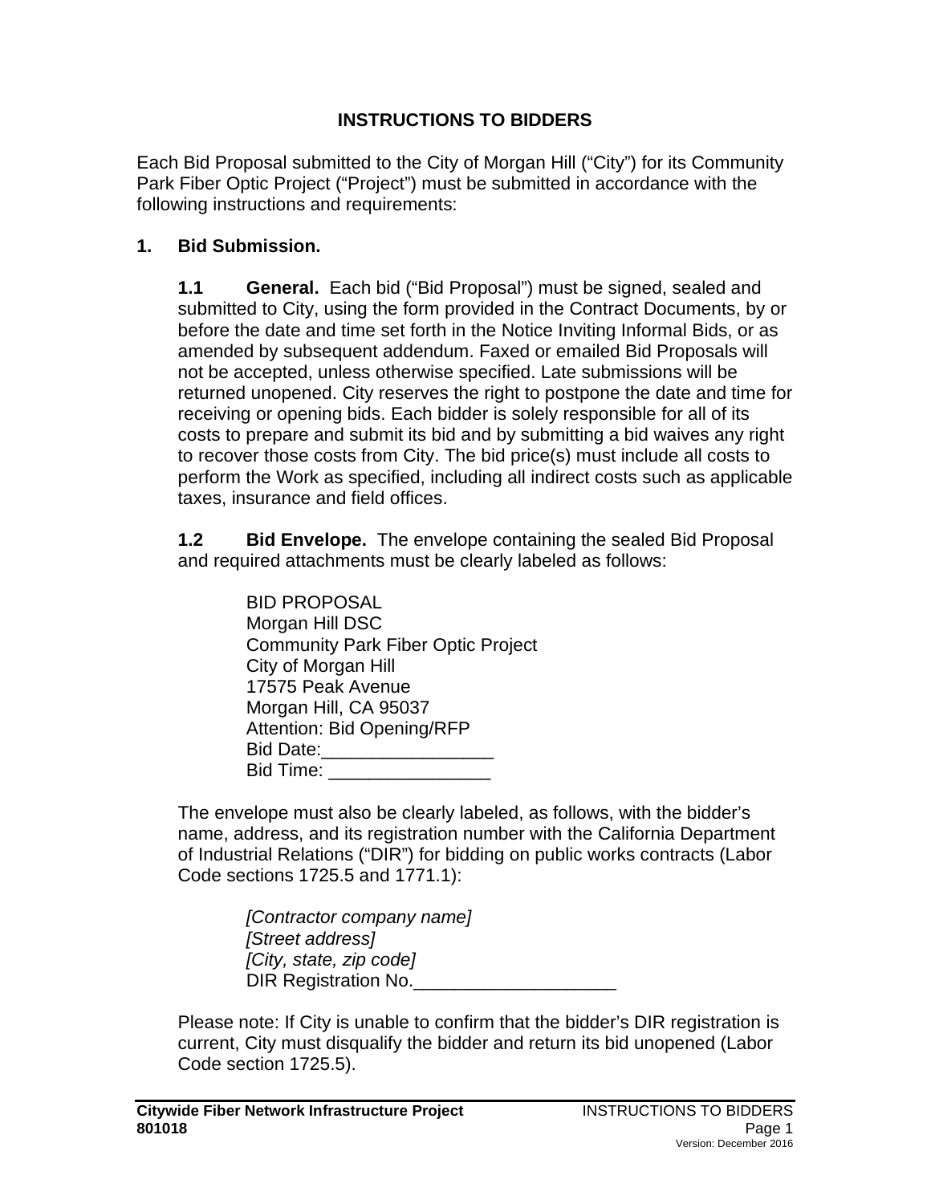## INSTRUCTIONS TO BIDDERS

Each Bid Proposal submitted to the City of Morgan Hill ("City") for its Community Park Fiber Optic Project ("Project") must be submitted in accordance with the following instructions and requirements:

### 1. Bid Submission.

**1.1 General.** Each bid ("Bid Proposal") must be signed, sealed and submitted to City, using the form provided in the Contract Documents, by or before the date and time set forth in the Notice Inviting Informal Bids, or as amended by subsequent addendum. Faxed or emailed Bid Proposals will not be accepted, unless otherwise specified. Late submissions will be returned unopened. City reserves the right to postpone the date and time for receiving or opening bids. Each bidder is solely responsible for all of its costs to prepare and submit its bid and by submitting a bid waives any right to recover those costs from City. The bid price(s) must include all costs to perform the Work as specified, including all indirect costs such as applicable taxes, insurance and field offices.

**1.2 Bid Envelope.** The envelope containing the sealed Bid Proposal and required attachments must be clearly labeled as follows:

BID PROPOSAL
Morgan Hill DSC
Community Park Fiber Optic Project
City of Morgan Hill
17575 Peak Avenue
Morgan Hill, CA 95037
Attention: Bid Opening/RFP
Bid Date:_________________
Bid Time: ________________

The envelope must also be clearly labeled, as follows, with the bidder's name, address, and its registration number with the California Department of Industrial Relations ("DIR") for bidding on public works contracts (Labor Code sections 1725.5 and 1771.1):

*[Contractor company name]*
*[Street address]*
*[City, state, zip code]*
DIR Registration No.____________________

Please note: If City is unable to confirm that the bidder's DIR registration is current, City must disqualify the bidder and return its bid unopened (Labor Code section 1725.5).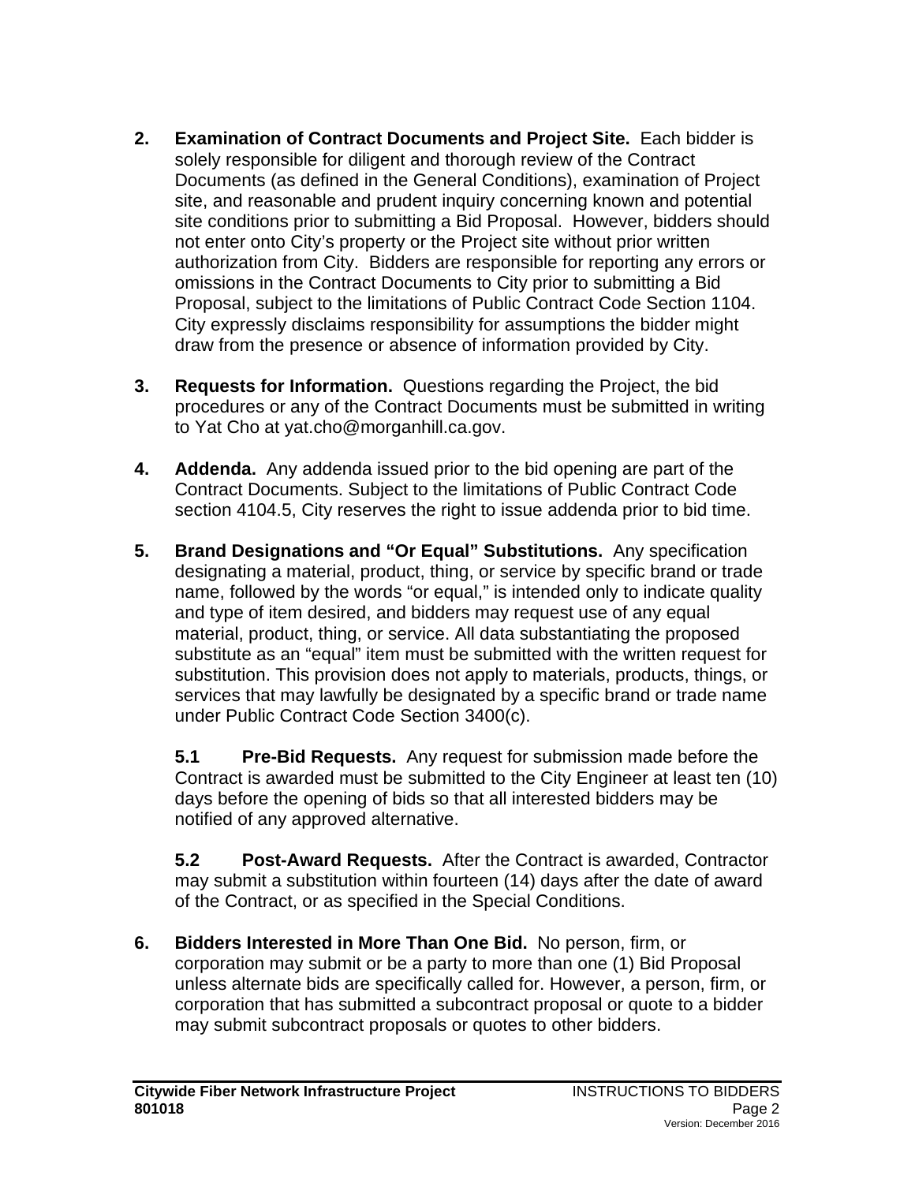**2. Examination of Contract Documents and Project Site.** Each bidder is solely responsible for diligent and thorough review of the Contract Documents (as defined in the General Conditions), examination of Project site, and reasonable and prudent inquiry concerning known and potential site conditions prior to submitting a Bid Proposal. However, bidders should not enter onto City's property or the Project site without prior written authorization from City. Bidders are responsible for reporting any errors or omissions in the Contract Documents to City prior to submitting a Bid Proposal, subject to the limitations of Public Contract Code Section 1104. City expressly disclaims responsibility for assumptions the bidder might draw from the presence or absence of information provided by City.

**3. Requests for Information.** Questions regarding the Project, the bid procedures or any of the Contract Documents must be submitted in writing to Yat Cho at yat.cho@morganhill.ca.gov.

**4. Addenda.** Any addenda issued prior to the bid opening are part of the Contract Documents. Subject to the limitations of Public Contract Code section 4104.5, City reserves the right to issue addenda prior to bid time.

**5. Brand Designations and "Or Equal" Substitutions.** Any specification designating a material, product, thing, or service by specific brand or trade name, followed by the words "or equal," is intended only to indicate quality and type of item desired, and bidders may request use of any equal material, product, thing, or service. All data substantiating the proposed substitute as an "equal" item must be submitted with the written request for substitution. This provision does not apply to materials, products, things, or services that may lawfully be designated by a specific brand or trade name under Public Contract Code Section 3400(c).

**5.1 Pre-Bid Requests.** Any request for submission made before the Contract is awarded must be submitted to the City Engineer at least ten (10) days before the opening of bids so that all interested bidders may be notified of any approved alternative.

**5.2 Post-Award Requests.** After the Contract is awarded, Contractor may submit a substitution within fourteen (14) days after the date of award of the Contract, or as specified in the Special Conditions.

**6. Bidders Interested in More Than One Bid.** No person, firm, or corporation may submit or be a party to more than one (1) Bid Proposal unless alternate bids are specifically called for. However, a person, firm, or corporation that has submitted a subcontract proposal or quote to a bidder may submit subcontract proposals or quotes to other bidders.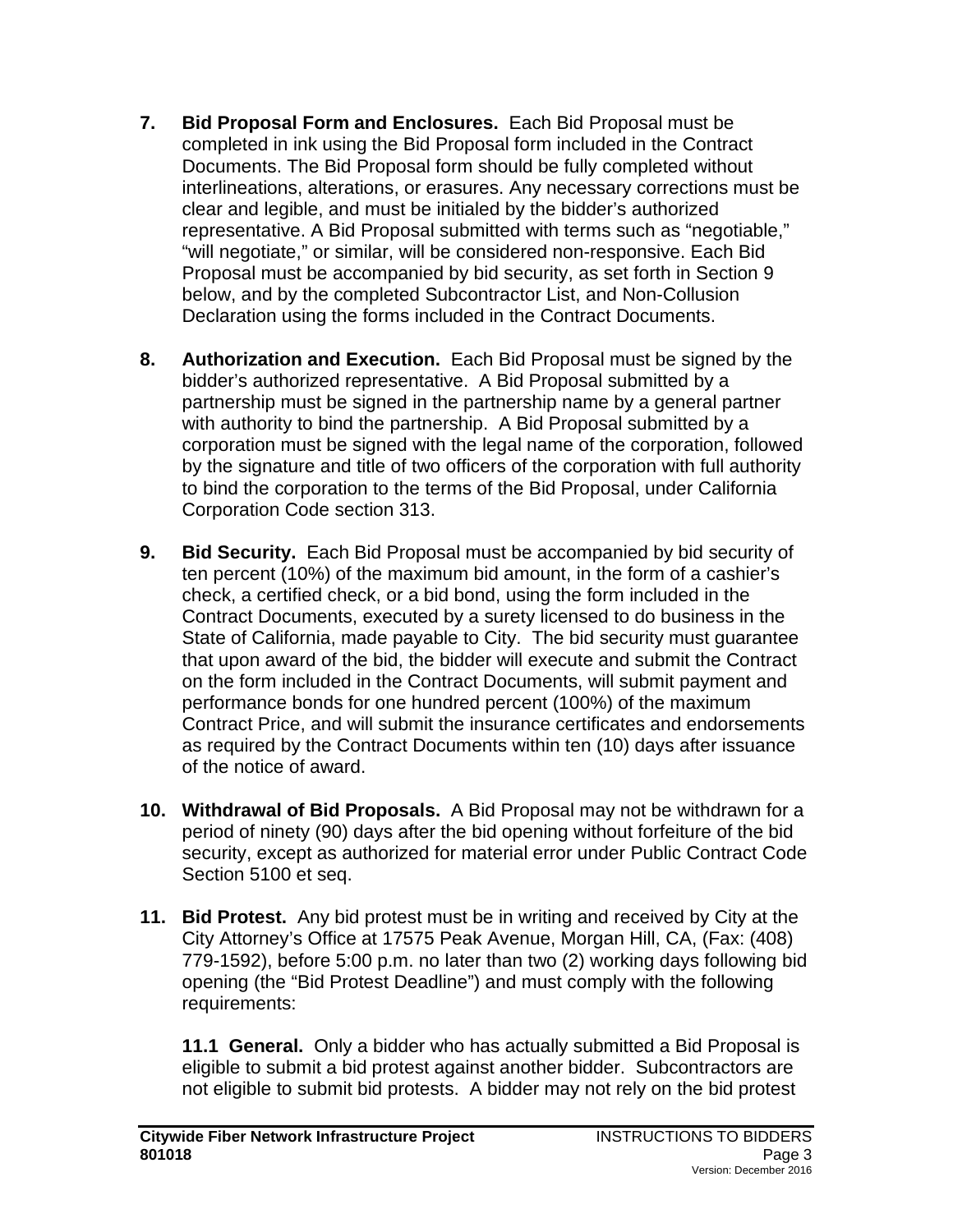**7. Bid Proposal Form and Enclosures.** Each Bid Proposal must be completed in ink using the Bid Proposal form included in the Contract Documents. The Bid Proposal form should be fully completed without interlineations, alterations, or erasures. Any necessary corrections must be clear and legible, and must be initialed by the bidder's authorized representative. A Bid Proposal submitted with terms such as "negotiable," "will negotiate," or similar, will be considered non-responsive. Each Bid Proposal must be accompanied by bid security, as set forth in Section 9 below, and by the completed Subcontractor List, and Non-Collusion Declaration using the forms included in the Contract Documents.

**8. Authorization and Execution.** Each Bid Proposal must be signed by the bidder's authorized representative. A Bid Proposal submitted by a partnership must be signed in the partnership name by a general partner with authority to bind the partnership. A Bid Proposal submitted by a corporation must be signed with the legal name of the corporation, followed by the signature and title of two officers of the corporation with full authority to bind the corporation to the terms of the Bid Proposal, under California Corporation Code section 313.

**9. Bid Security.** Each Bid Proposal must be accompanied by bid security of ten percent (10%) of the maximum bid amount, in the form of a cashier's check, a certified check, or a bid bond, using the form included in the Contract Documents, executed by a surety licensed to do business in the State of California, made payable to City. The bid security must guarantee that upon award of the bid, the bidder will execute and submit the Contract on the form included in the Contract Documents, will submit payment and performance bonds for one hundred percent (100%) of the maximum Contract Price, and will submit the insurance certificates and endorsements as required by the Contract Documents within ten (10) days after issuance of the notice of award.

**10. Withdrawal of Bid Proposals.** A Bid Proposal may not be withdrawn for a period of ninety (90) days after the bid opening without forfeiture of the bid security, except as authorized for material error under Public Contract Code Section 5100 et seq.

**11. Bid Protest.** Any bid protest must be in writing and received by City at the City Attorney's Office at 17575 Peak Avenue, Morgan Hill, CA, (Fax: (408) 779-1592), before 5:00 p.m. no later than two (2) working days following bid opening (the "Bid Protest Deadline") and must comply with the following requirements:

**11.1 General.** Only a bidder who has actually submitted a Bid Proposal is eligible to submit a bid protest against another bidder. Subcontractors are not eligible to submit bid protests. A bidder may not rely on the bid protest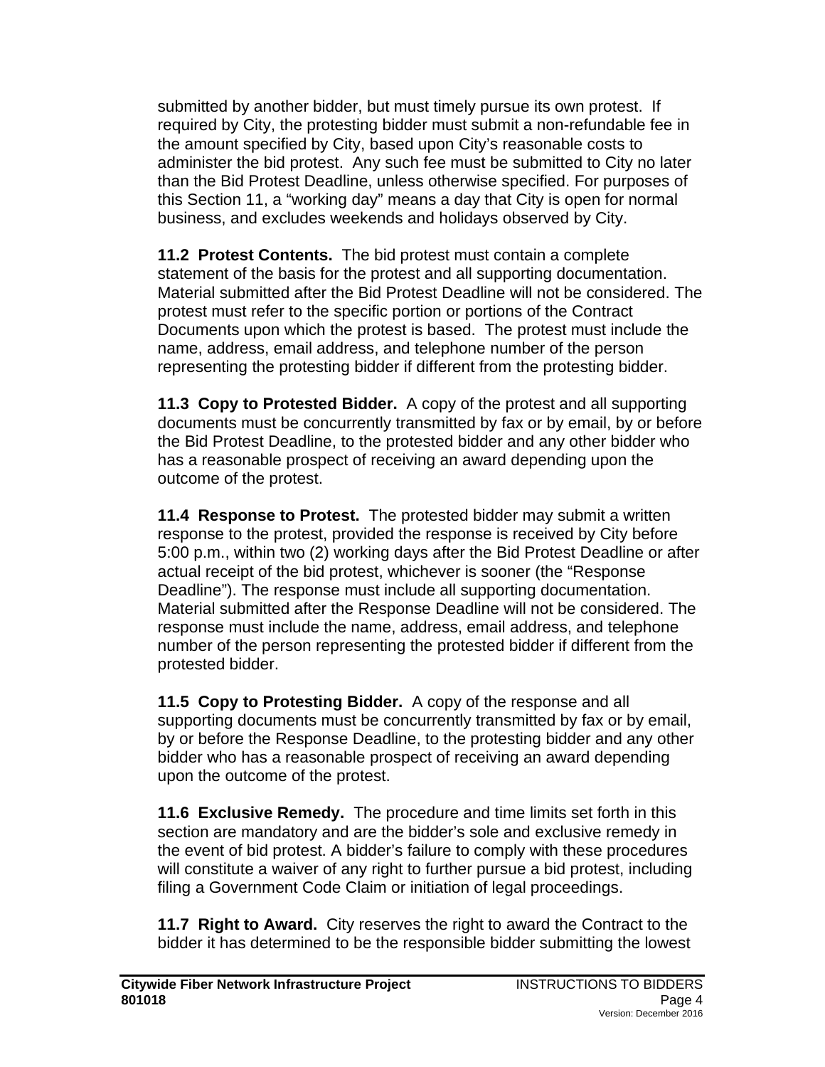submitted by another bidder, but must timely pursue its own protest. If required by City, the protesting bidder must submit a non-refundable fee in the amount specified by City, based upon City's reasonable costs to administer the bid protest. Any such fee must be submitted to City no later than the Bid Protest Deadline, unless otherwise specified. For purposes of this Section 11, a "working day" means a day that City is open for normal business, and excludes weekends and holidays observed by City.

**11.2 Protest Contents.** The bid protest must contain a complete statement of the basis for the protest and all supporting documentation. Material submitted after the Bid Protest Deadline will not be considered. The protest must refer to the specific portion or portions of the Contract Documents upon which the protest is based. The protest must include the name, address, email address, and telephone number of the person representing the protesting bidder if different from the protesting bidder.

**11.3 Copy to Protested Bidder.** A copy of the protest and all supporting documents must be concurrently transmitted by fax or by email, by or before the Bid Protest Deadline, to the protested bidder and any other bidder who has a reasonable prospect of receiving an award depending upon the outcome of the protest.

**11.4 Response to Protest.** The protested bidder may submit a written response to the protest, provided the response is received by City before 5:00 p.m., within two (2) working days after the Bid Protest Deadline or after actual receipt of the bid protest, whichever is sooner (the "Response Deadline"). The response must include all supporting documentation. Material submitted after the Response Deadline will not be considered. The response must include the name, address, email address, and telephone number of the person representing the protested bidder if different from the protested bidder.

**11.5 Copy to Protesting Bidder.** A copy of the response and all supporting documents must be concurrently transmitted by fax or by email, by or before the Response Deadline, to the protesting bidder and any other bidder who has a reasonable prospect of receiving an award depending upon the outcome of the protest.

**11.6 Exclusive Remedy.** The procedure and time limits set forth in this section are mandatory and are the bidder's sole and exclusive remedy in the event of bid protest. A bidder's failure to comply with these procedures will constitute a waiver of any right to further pursue a bid protest, including filing a Government Code Claim or initiation of legal proceedings.

**11.7 Right to Award.** City reserves the right to award the Contract to the bidder it has determined to be the responsible bidder submitting the lowest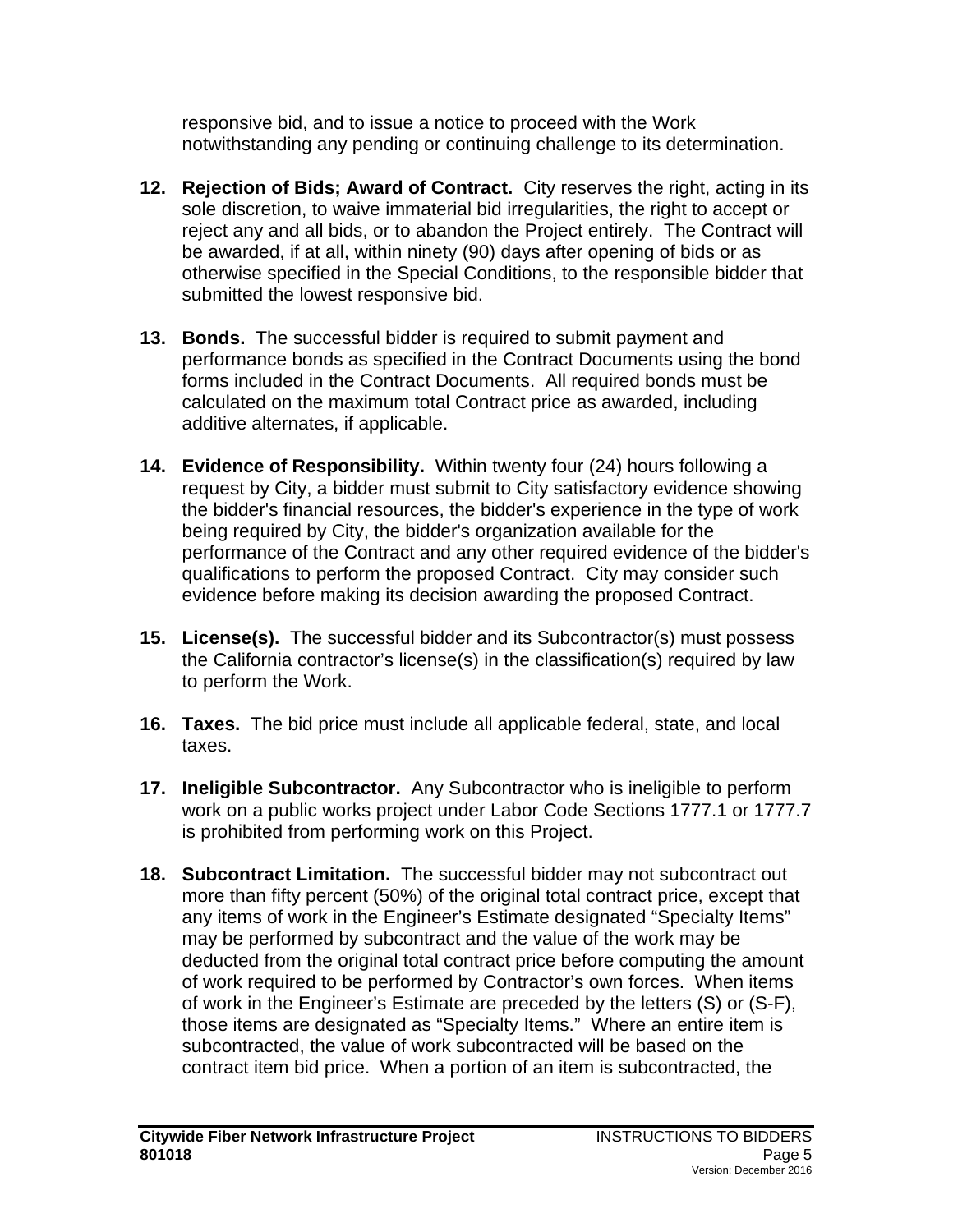responsive bid, and to issue a notice to proceed with the Work notwithstanding any pending or continuing challenge to its determination.

12. **Rejection of Bids; Award of Contract.** City reserves the right, acting in its sole discretion, to waive immaterial bid irregularities, the right to accept or reject any and all bids, or to abandon the Project entirely. The Contract will be awarded, if at all, within ninety (90) days after opening of bids or as otherwise specified in the Special Conditions, to the responsible bidder that submitted the lowest responsive bid.

13. **Bonds.** The successful bidder is required to submit payment and performance bonds as specified in the Contract Documents using the bond forms included in the Contract Documents. All required bonds must be calculated on the maximum total Contract price as awarded, including additive alternates, if applicable.

14. **Evidence of Responsibility.** Within twenty four (24) hours following a request by City, a bidder must submit to City satisfactory evidence showing the bidder's financial resources, the bidder's experience in the type of work being required by City, the bidder's organization available for the performance of the Contract and any other required evidence of the bidder's qualifications to perform the proposed Contract. City may consider such evidence before making its decision awarding the proposed Contract.

15. **License(s).** The successful bidder and its Subcontractor(s) must possess the California contractor's license(s) in the classification(s) required by law to perform the Work.

16. **Taxes.** The bid price must include all applicable federal, state, and local taxes.

17. **Ineligible Subcontractor.** Any Subcontractor who is ineligible to perform work on a public works project under Labor Code Sections 1777.1 or 1777.7 is prohibited from performing work on this Project.

18. **Subcontract Limitation.** The successful bidder may not subcontract out more than fifty percent (50%) of the original total contract price, except that any items of work in the Engineer's Estimate designated "Specialty Items" may be performed by subcontract and the value of the work may be deducted from the original total contract price before computing the amount of work required to be performed by Contractor's own forces. When items of work in the Engineer's Estimate are preceded by the letters (S) or (S-F), those items are designated as "Specialty Items." Where an entire item is subcontracted, the value of work subcontracted will be based on the contract item bid price. When a portion of an item is subcontracted, the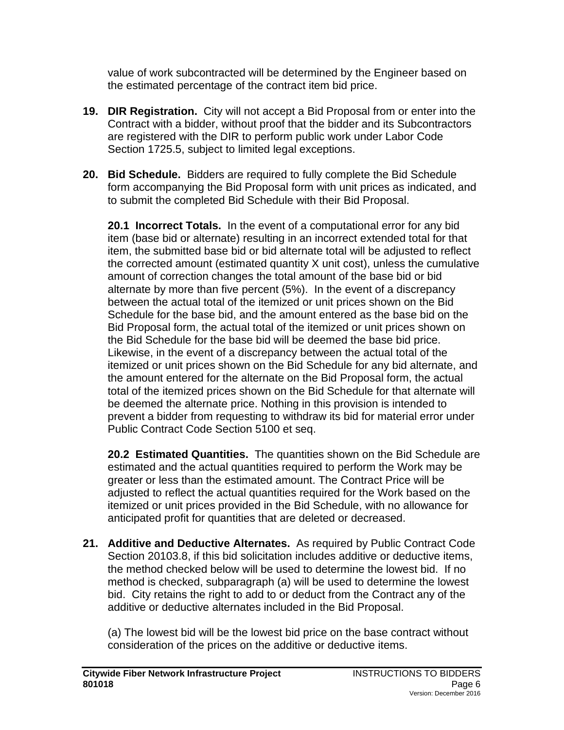value of work subcontracted will be determined by the Engineer based on the estimated percentage of the contract item bid price.

**19. DIR Registration.** City will not accept a Bid Proposal from or enter into the Contract with a bidder, without proof that the bidder and its Subcontractors are registered with the DIR to perform public work under Labor Code Section 1725.5, subject to limited legal exceptions.

**20. Bid Schedule.** Bidders are required to fully complete the Bid Schedule form accompanying the Bid Proposal form with unit prices as indicated, and to submit the completed Bid Schedule with their Bid Proposal.

**20.1 Incorrect Totals.** In the event of a computational error for any bid item (base bid or alternate) resulting in an incorrect extended total for that item, the submitted base bid or bid alternate total will be adjusted to reflect the corrected amount (estimated quantity X unit cost), unless the cumulative amount of correction changes the total amount of the base bid or bid alternate by more than five percent (5%). In the event of a discrepancy between the actual total of the itemized or unit prices shown on the Bid Schedule for the base bid, and the amount entered as the base bid on the Bid Proposal form, the actual total of the itemized or unit prices shown on the Bid Schedule for the base bid will be deemed the base bid price. Likewise, in the event of a discrepancy between the actual total of the itemized or unit prices shown on the Bid Schedule for any bid alternate, and the amount entered for the alternate on the Bid Proposal form, the actual total of the itemized prices shown on the Bid Schedule for that alternate will be deemed the alternate price. Nothing in this provision is intended to prevent a bidder from requesting to withdraw its bid for material error under Public Contract Code Section 5100 et seq.

**20.2 Estimated Quantities.** The quantities shown on the Bid Schedule are estimated and the actual quantities required to perform the Work may be greater or less than the estimated amount. The Contract Price will be adjusted to reflect the actual quantities required for the Work based on the itemized or unit prices provided in the Bid Schedule, with no allowance for anticipated profit for quantities that are deleted or decreased.

**21. Additive and Deductive Alternates.** As required by Public Contract Code Section 20103.8, if this bid solicitation includes additive or deductive items, the method checked below will be used to determine the lowest bid. If no method is checked, subparagraph (a) will be used to determine the lowest bid. City retains the right to add to or deduct from the Contract any of the additive or deductive alternates included in the Bid Proposal.

(a) The lowest bid will be the lowest bid price on the base contract without consideration of the prices on the additive or deductive items.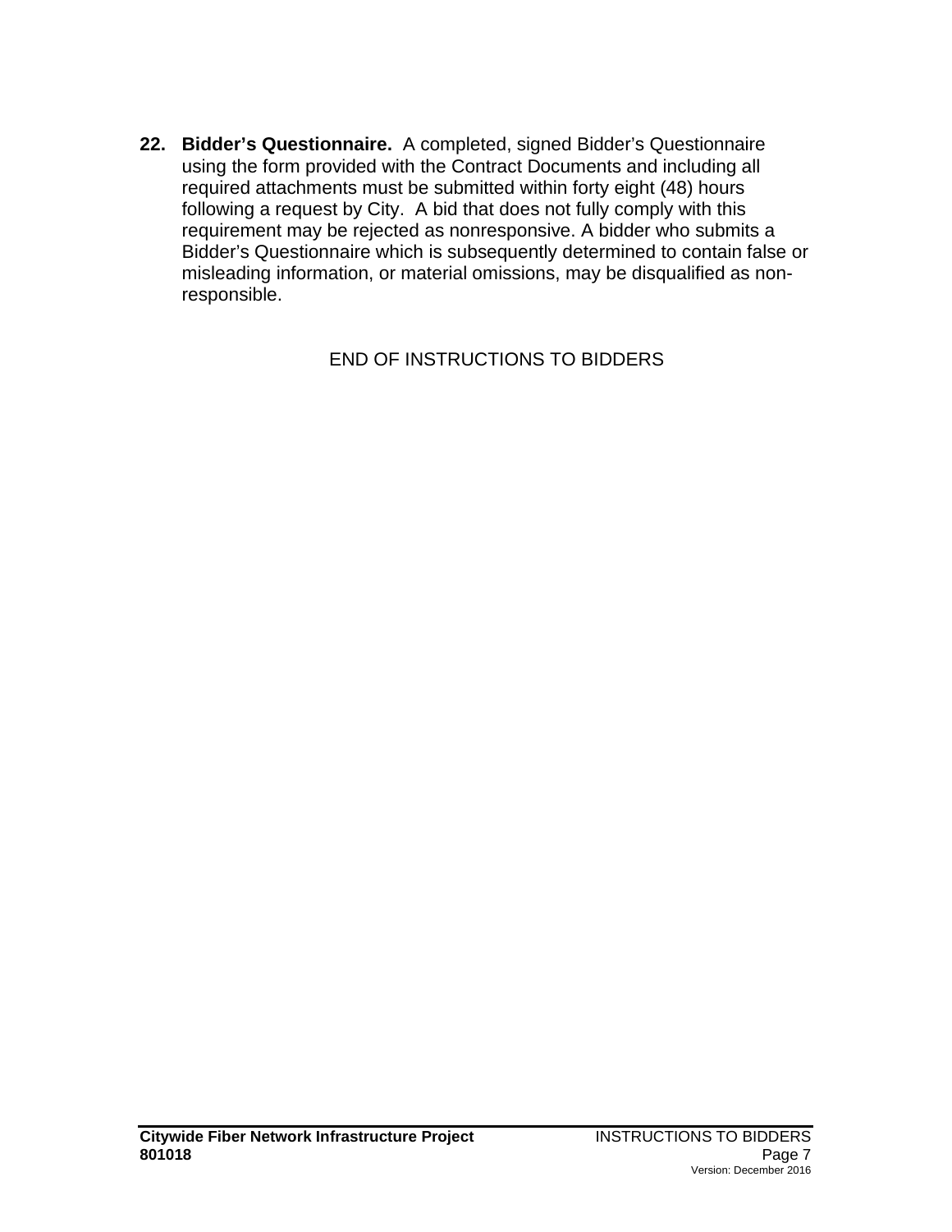22. **Bidder's Questionnaire.** A completed, signed Bidder's Questionnaire using the form provided with the Contract Documents and including all required attachments must be submitted within forty eight (48) hours following a request by City. A bid that does not fully comply with this requirement may be rejected as nonresponsive. A bidder who submits a Bidder's Questionnaire which is subsequently determined to contain false or misleading information, or material omissions, may be disqualified as non-responsible.

END OF INSTRUCTIONS TO BIDDERS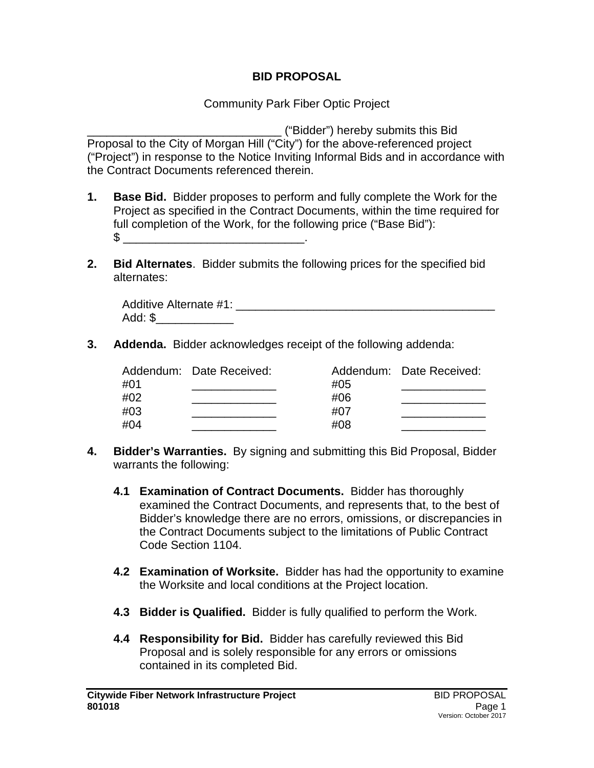# BID PROPOSAL

Community Park Fiber Optic Project

______________________________ ("Bidder") hereby submits this Bid Proposal to the City of Morgan Hill ("City") for the above-referenced project ("Project") in response to the Notice Inviting Informal Bids and in accordance with the Contract Documents referenced therein.

1. **Base Bid.** Bidder proposes to perform and fully complete the Work for the Project as specified in the Contract Documents, within the time required for full completion of the Work, for the following price ("Base Bid"): $ ____________________________.

2. **Bid Alternates**. Bidder submits the following prices for the specified bid alternates:

   Additive Alternate #1: ________________________________________
   Add: $____________

3. **Addenda.** Bidder acknowledges receipt of the following addenda:

| Addendum: | Date Received: | Addendum: | Date Received: |
|---|---|---|---|
| #01 | _____________ | #05 | _____________ |
| #02 | _____________ | #06 | _____________ |
| #03 | _____________ | #07 | _____________ |
| #04 | _____________ | #08 | _____________ |

4. **Bidder's Warranties.** By signing and submitting this Bid Proposal, Bidder warrants the following:

   **4.1 Examination of Contract Documents.** Bidder has thoroughly examined the Contract Documents, and represents that, to the best of Bidder's knowledge there are no errors, omissions, or discrepancies in the Contract Documents subject to the limitations of Public Contract Code Section 1104.

   **4.2 Examination of Worksite.** Bidder has had the opportunity to examine the Worksite and local conditions at the Project location.

   **4.3 Bidder is Qualified.** Bidder is fully qualified to perform the Work.

   **4.4 Responsibility for Bid.** Bidder has carefully reviewed this Bid Proposal and is solely responsible for any errors or omissions contained in its completed Bid.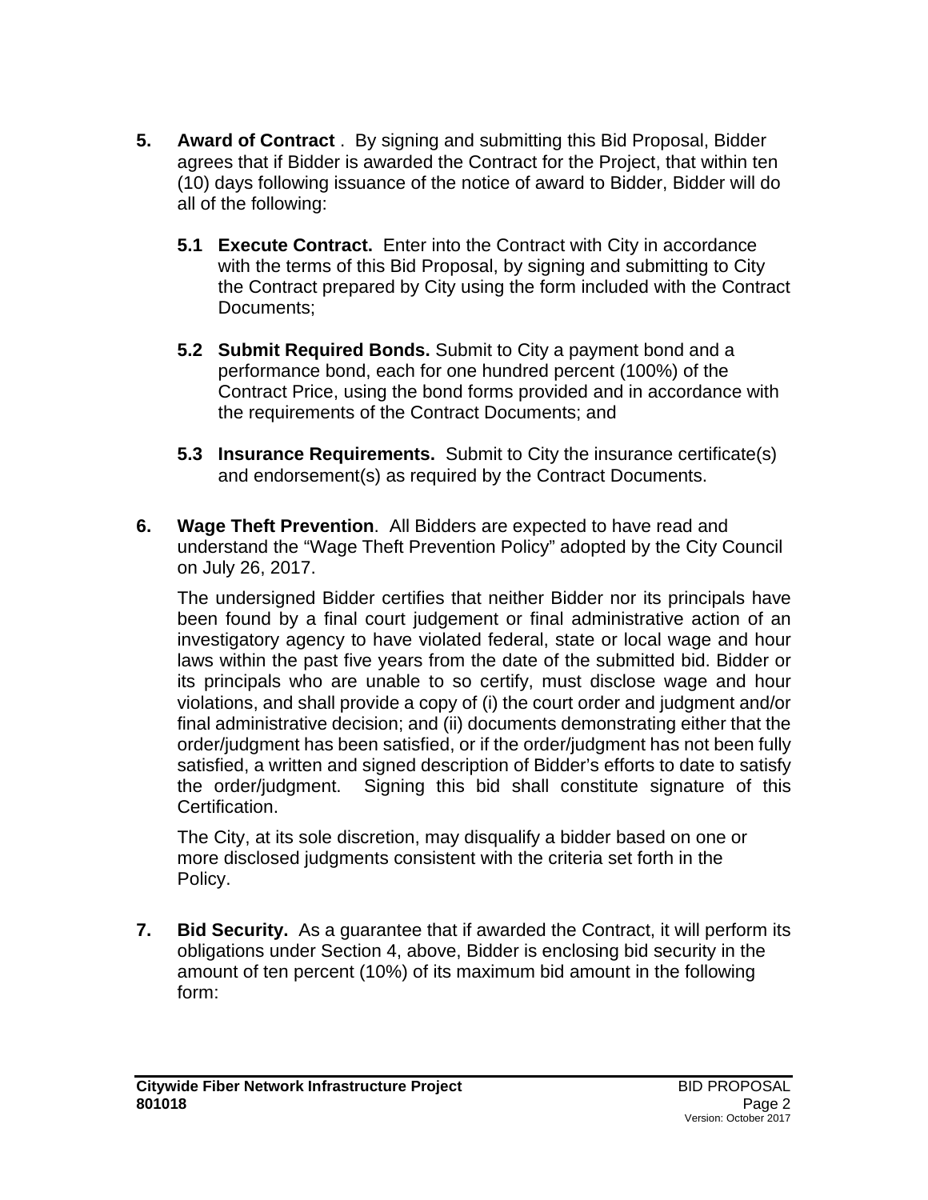**5. Award of Contract** . By signing and submitting this Bid Proposal, Bidder agrees that if Bidder is awarded the Contract for the Project, that within ten (10) days following issuance of the notice of award to Bidder, Bidder will do all of the following:

**5.1 Execute Contract.** Enter into the Contract with City in accordance with the terms of this Bid Proposal, by signing and submitting to City the Contract prepared by City using the form included with the Contract Documents;

**5.2 Submit Required Bonds.** Submit to City a payment bond and a performance bond, each for one hundred percent (100%) of the Contract Price, using the bond forms provided and in accordance with the requirements of the Contract Documents; and

**5.3 Insurance Requirements.** Submit to City the insurance certificate(s) and endorsement(s) as required by the Contract Documents.

**6. Wage Theft Prevention**. All Bidders are expected to have read and understand the “Wage Theft Prevention Policy” adopted by the City Council on July 26, 2017.

The undersigned Bidder certifies that neither Bidder nor its principals have been found by a final court judgement or final administrative action of an investigatory agency to have violated federal, state or local wage and hour laws within the past five years from the date of the submitted bid. Bidder or its principals who are unable to so certify, must disclose wage and hour violations, and shall provide a copy of (i) the court order and judgment and/or final administrative decision; and (ii) documents demonstrating either that the order/judgment has been satisfied, or if the order/judgment has not been fully satisfied, a written and signed description of Bidder’s efforts to date to satisfy the order/judgment. Signing this bid shall constitute signature of this Certification.

The City, at its sole discretion, may disqualify a bidder based on one or more disclosed judgments consistent with the criteria set forth in the Policy.

**7. Bid Security.** As a guarantee that if awarded the Contract, it will perform its obligations under Section 4, above, Bidder is enclosing bid security in the amount of ten percent (10%) of its maximum bid amount in the following form: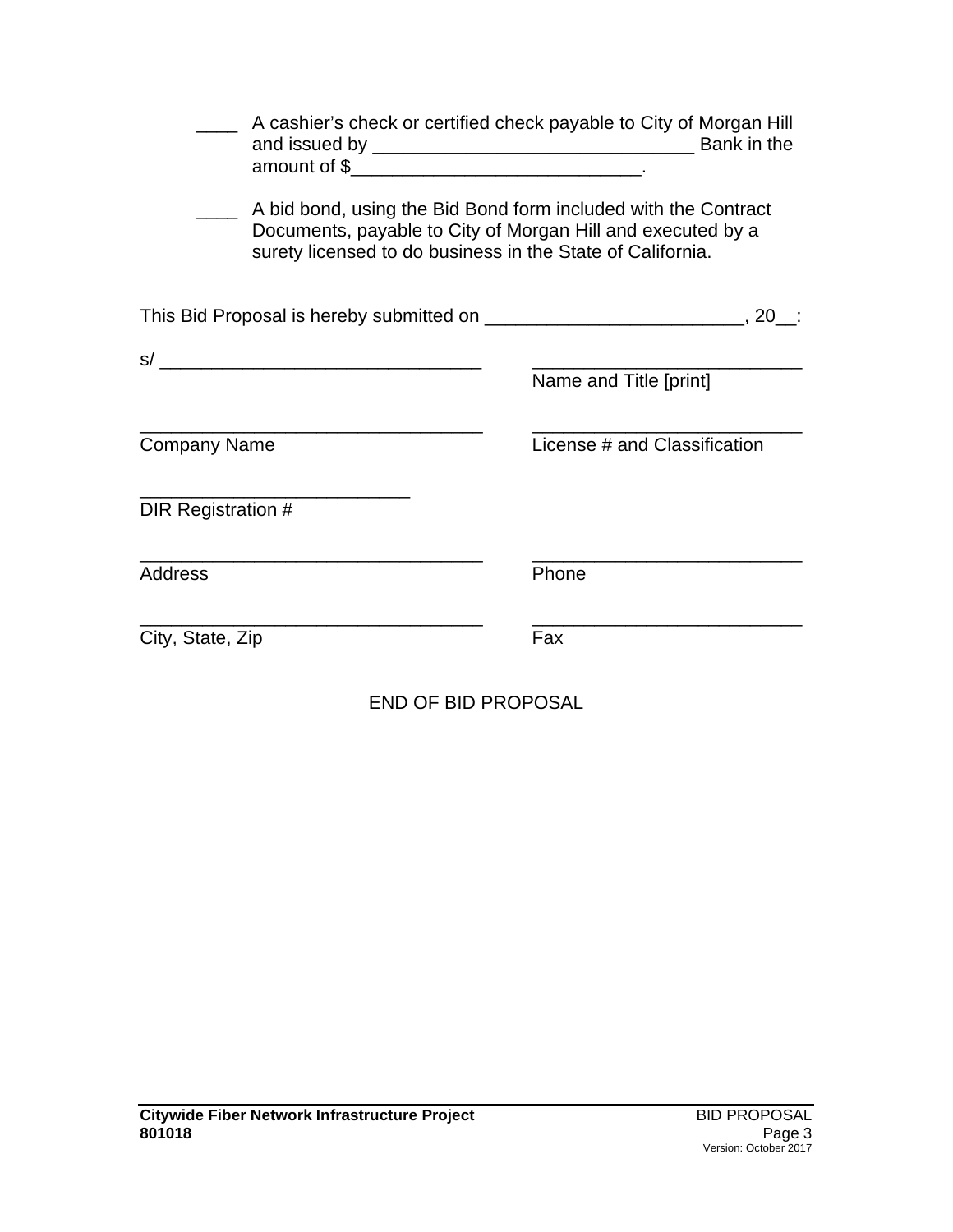____ A cashier's check or certified check payable to City of Morgan Hill and issued by ______________________________ Bank in the amount of $____________________________.

____ A bid bond, using the Bid Bond form included with the Contract Documents, payable to City of Morgan Hill and executed by a surety licensed to do business in the State of California.

This Bid Proposal is hereby submitted on ________________________, 20__:

s/ _______________________________ &nbsp;&nbsp;&nbsp; __________________________
Name and Title [print]

_________________________________ &nbsp;&nbsp;&nbsp; __________________________
Company Name &nbsp;&nbsp;&nbsp; License # and Classification

__________________________
DIR Registration #

_________________________________ &nbsp;&nbsp;&nbsp; __________________________
Address &nbsp;&nbsp;&nbsp; Phone

_________________________________ &nbsp;&nbsp;&nbsp; __________________________
City, State, Zip &nbsp;&nbsp;&nbsp; Fax

END OF BID PROPOSAL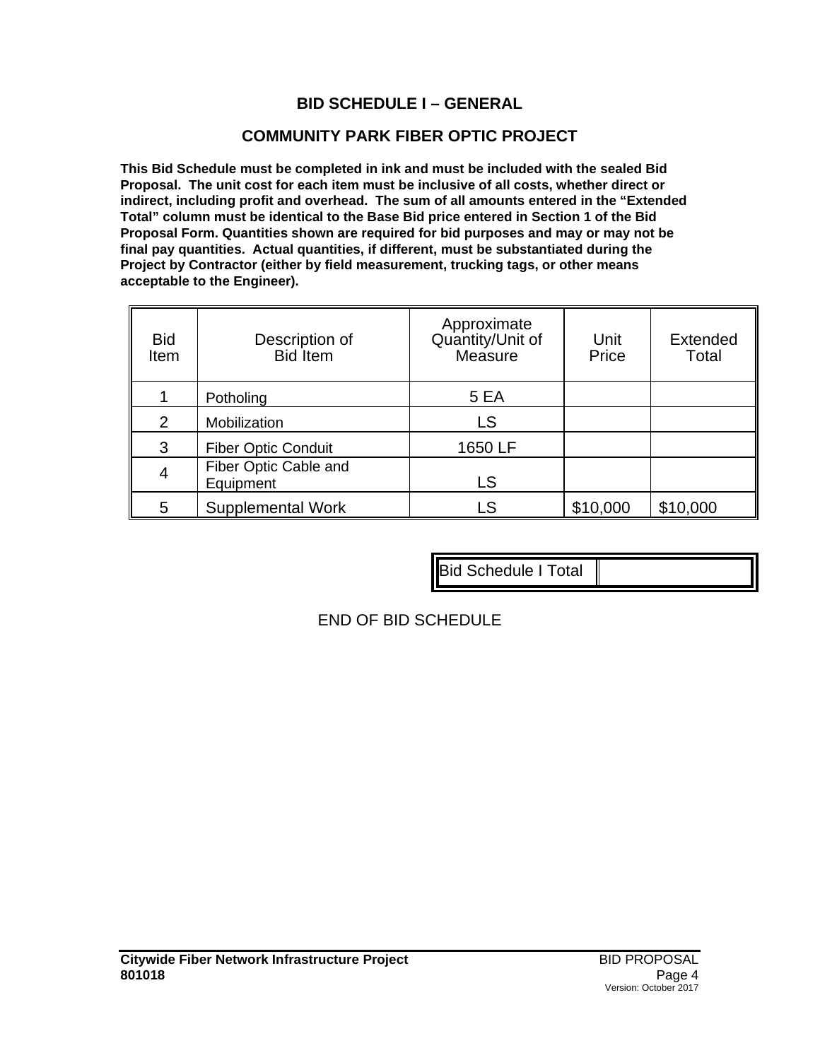## BID SCHEDULE I – GENERAL

## COMMUNITY PARK FIBER OPTIC PROJECT

**This Bid Schedule must be completed in ink and must be included with the sealed Bid Proposal. The unit cost for each item must be inclusive of all costs, whether direct or indirect, including profit and overhead. The sum of all amounts entered in the "Extended Total" column must be identical to the Base Bid price entered in Section 1 of the Bid Proposal Form. Quantities shown are required for bid purposes and may or may not be final pay quantities. Actual quantities, if different, must be substantiated during the Project by Contractor (either by field measurement, trucking tags, or other means acceptable to the Engineer).**

| Bid Item | Description of Bid Item | Approximate Quantity/Unit of Measure | Unit Price | Extended Total |
|---|---|---|---|---|
| 1 | Potholing | 5 EA | | |
| 2 | Mobilization | LS | | |
| 3 | Fiber Optic Conduit | 1650 LF | | |
| 4 | Fiber Optic Cable and Equipment | LS | | |
| 5 | Supplemental Work | LS | $10,000 | $10,000 |

| Bid Schedule I Total | |
|---|---|

END OF BID SCHEDULE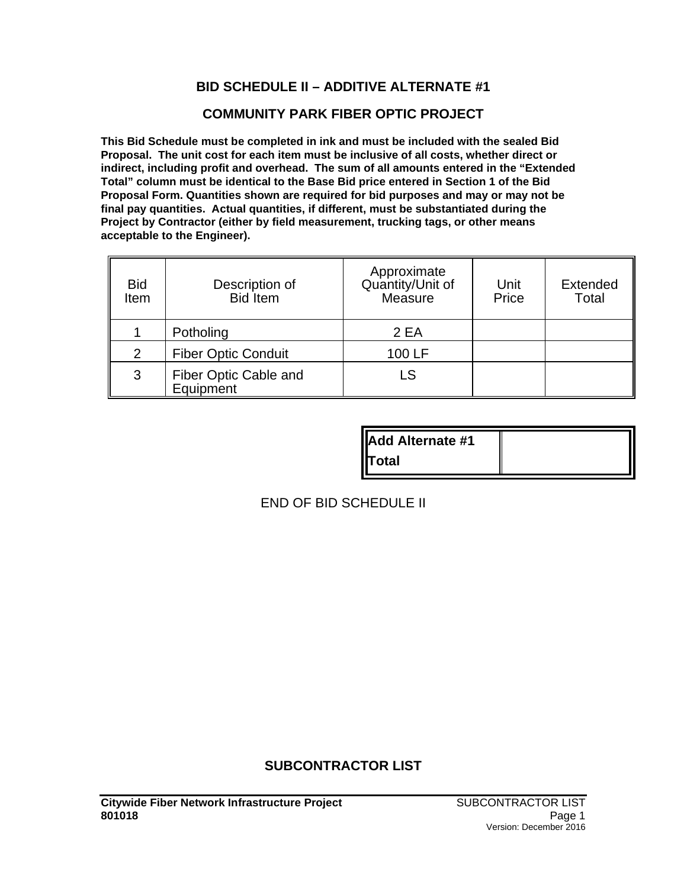## BID SCHEDULE II – ADDITIVE ALTERNATE #1

## COMMUNITY PARK FIBER OPTIC PROJECT

**This Bid Schedule must be completed in ink and must be included with the sealed Bid Proposal. The unit cost for each item must be inclusive of all costs, whether direct or indirect, including profit and overhead. The sum of all amounts entered in the "Extended Total" column must be identical to the Base Bid price entered in Section 1 of the Bid Proposal Form. Quantities shown are required for bid purposes and may or may not be final pay quantities. Actual quantities, if different, must be substantiated during the Project by Contractor (either by field measurement, trucking tags, or other means acceptable to the Engineer).**

| Bid Item | Description of Bid Item | Approximate Quantity/Unit of Measure | Unit Price | Extended Total |
|---|---|---|---|---|
| 1 | Potholing | 2 EA | | |
| 2 | Fiber Optic Conduit | 100 LF | | |
| 3 | Fiber Optic Cable and Equipment | LS | | |

| **Add Alternate #1 Total** | |
|---|---|

END OF BID SCHEDULE II

## SUBCONTRACTOR LIST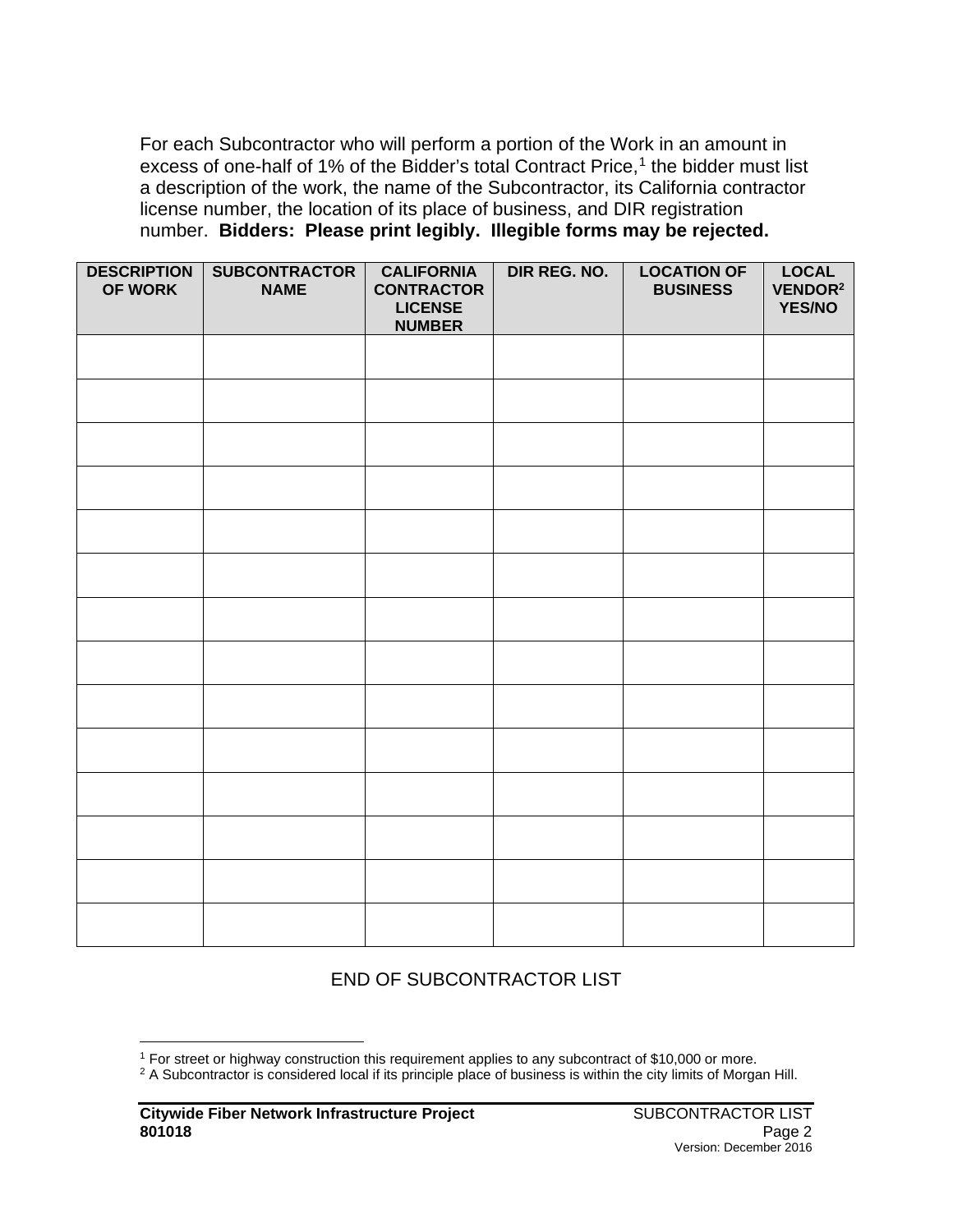For each Subcontractor who will perform a portion of the Work in an amount in excess of one-half of 1% of the Bidder's total Contract Price,[1] the bidder must list a description of the work, the name of the Subcontractor, its California contractor license number, the location of its place of business, and DIR registration number. **Bidders: Please print legibly. Illegible forms may be rejected.**

| DESCRIPTION OF WORK | SUBCONTRACTOR NAME | CALIFORNIA CONTRACTOR LICENSE NUMBER | DIR REG. NO. | LOCATION OF BUSINESS | LOCAL VENDOR[2] YES/NO |
|---|---|---|---|---|---|
| | | | | | |
| | | | | | |
| | | | | | |
| | | | | | |
| | | | | | |
| | | | | | |
| | | | | | |
| | | | | | |
| | | | | | |
| | | | | | |
| | | | | | |
| | | | | | |
| | | | | | |
| | | | | | |

END OF SUBCONTRACTOR LIST

[1] For street or highway construction this requirement applies to any subcontract of $10,000 or more.

[2] A Subcontractor is considered local if its principle place of business is within the city limits of Morgan Hill.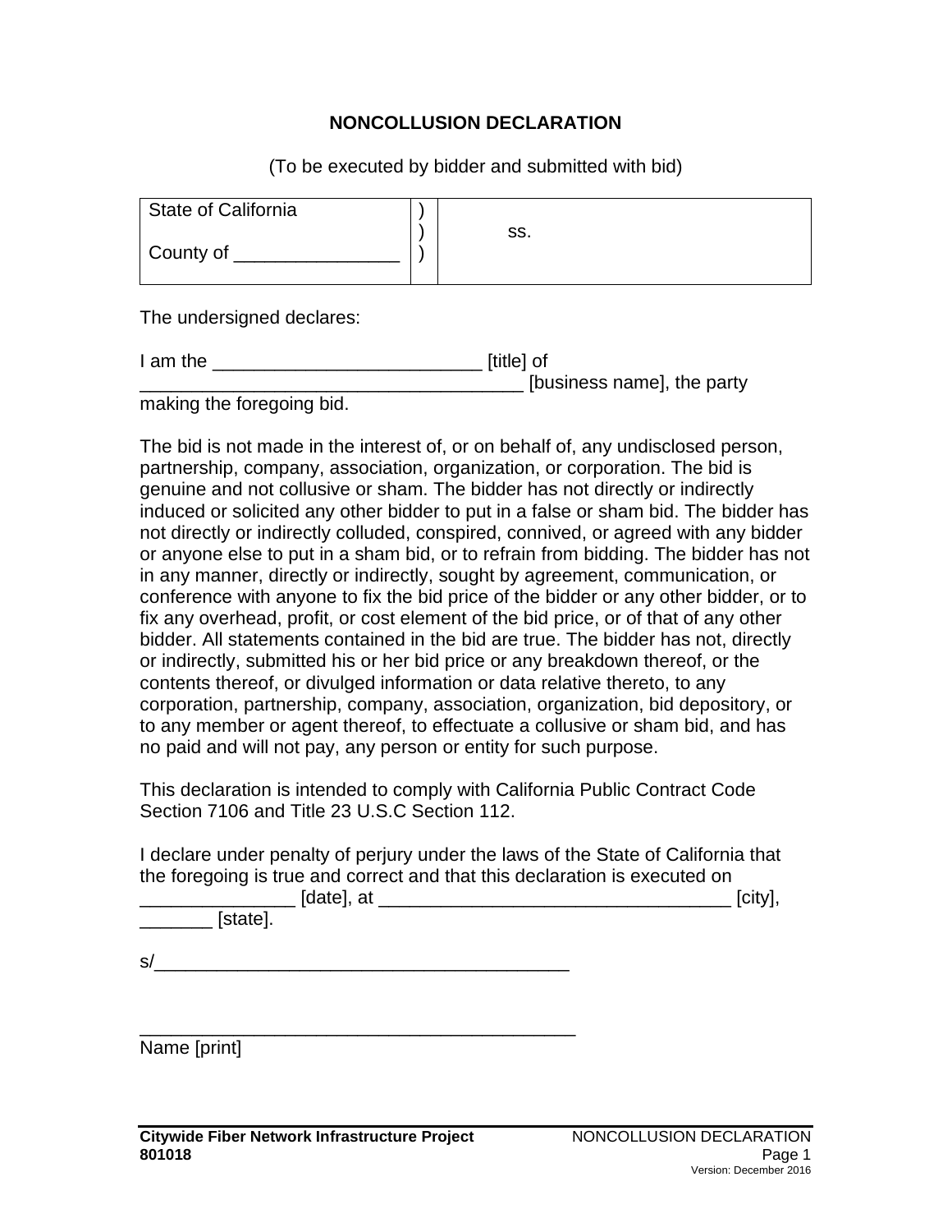## NONCOLLUSION DECLARATION

(To be executed by bidder and submitted with bid)

| State of California<br><br>County of ________________ | )<br>)<br>) | ss. |
|---|---|---|

The undersigned declares:

I am the __________________________ [title] of ____________________________________ [business name], the party making the foregoing bid.

The bid is not made in the interest of, or on behalf of, any undisclosed person, partnership, company, association, organization, or corporation. The bid is genuine and not collusive or sham. The bidder has not directly or indirectly induced or solicited any other bidder to put in a false or sham bid. The bidder has not directly or indirectly colluded, conspired, connived, or agreed with any bidder or anyone else to put in a sham bid, or to refrain from bidding. The bidder has not in any manner, directly or indirectly, sought by agreement, communication, or conference with anyone to fix the bid price of the bidder or any other bidder, or to fix any overhead, profit, or cost element of the bid price, or of that of any other bidder. All statements contained in the bid are true. The bidder has not, directly or indirectly, submitted his or her bid price or any breakdown thereof, or the contents thereof, or divulged information or data relative thereto, to any corporation, partnership, company, association, organization, bid depository, or to any member or agent thereof, to effectuate a collusive or sham bid, and has no paid and will not pay, any person or entity for such purpose.

This declaration is intended to comply with California Public Contract Code Section 7106 and Title 23 U.S.C Section 112.

I declare under penalty of perjury under the laws of the State of California that the foregoing is true and correct and that this declaration is executed on _______________ [date], at _________________________________ [city], _______ [state].

s/________________________________________

___________________________________________
Name [print]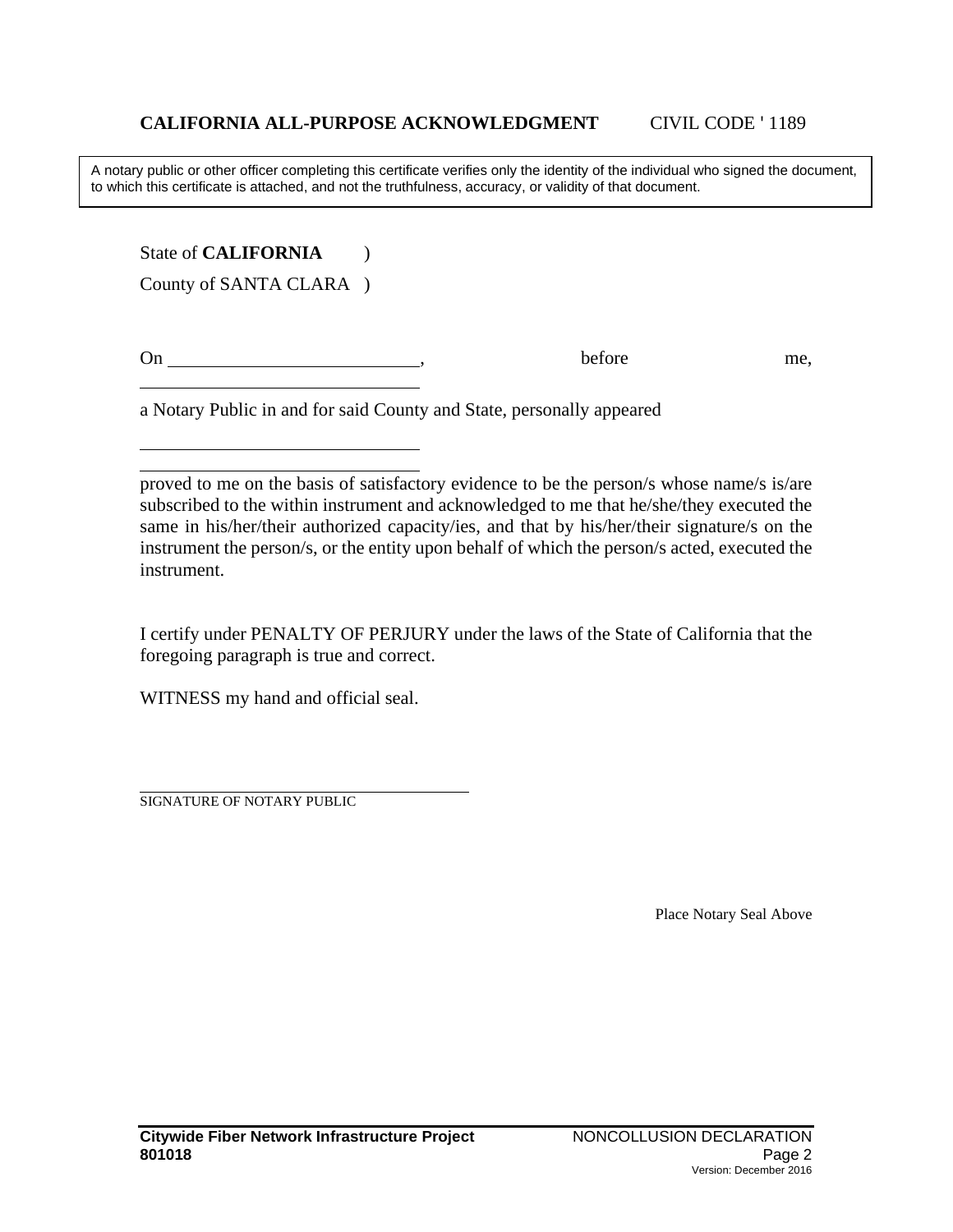**CALIFORNIA ALL-PURPOSE ACKNOWLEDGMENT** CIVIL CODE ' 1189

> A notary public or other officer completing this certificate verifies only the identity of the individual who signed the document, to which this certificate is attached, and not the truthfulness, accuracy, or validity of that document.

State of **CALIFORNIA** )

County of SANTA CLARA )

On \_\_\_\_\_\_\_\_\_\_\_\_\_\_\_\_\_\_\_\_\_\_\_\_\_\_\_\_, before me, \_\_\_\_\_\_\_\_\_\_\_\_\_\_\_\_\_\_\_\_\_\_\_\_\_\_\_\_\_\_\_\_

a Notary Public in and for said County and State, personally appeared

\_\_\_\_\_\_\_\_\_\_\_\_\_\_\_\_\_\_\_\_\_\_\_\_\_\_\_\_\_\_\_\_

\_\_\_\_\_\_\_\_\_\_\_\_\_\_\_\_\_\_\_\_\_\_\_\_\_\_\_\_\_\_\_\_

proved to me on the basis of satisfactory evidence to be the person/s whose name/s is/are subscribed to the within instrument and acknowledged to me that he/she/they executed the same in his/her/their authorized capacity/ies, and that by his/her/their signature/s on the instrument the person/s, or the entity upon behalf of which the person/s acted, executed the instrument.

I certify under PENALTY OF PERJURY under the laws of the State of California that the foregoing paragraph is true and correct.

WITNESS my hand and official seal.

\_\_\_\_\_\_\_\_\_\_\_\_\_\_\_\_\_\_\_\_\_\_\_\_\_\_\_\_\_\_\_\_\_\_\_\_\_\_

SIGNATURE OF NOTARY PUBLIC

Place Notary Seal Above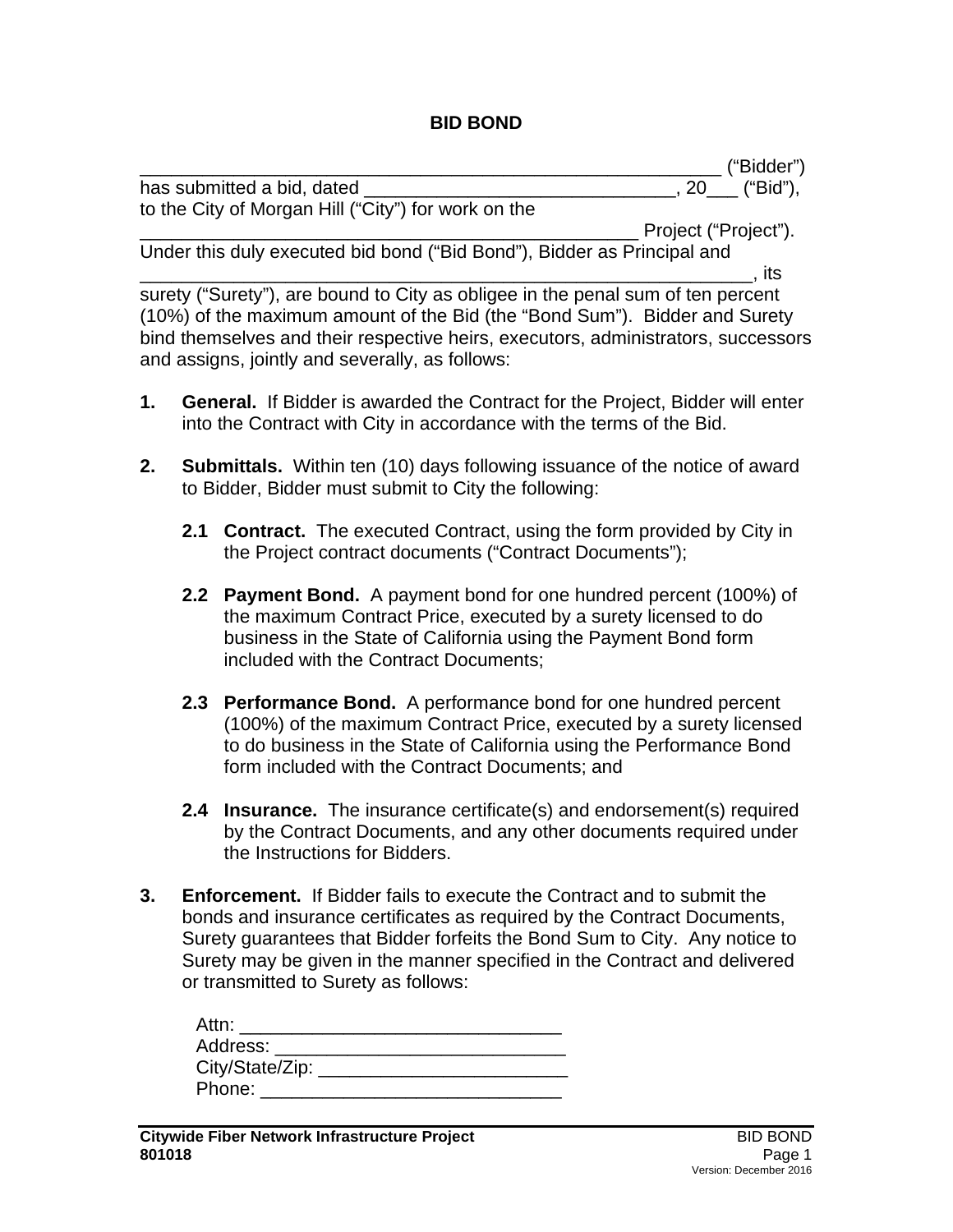# BID BOND

_______________________________________________________ ("Bidder") has submitted a bid, dated ______________________________, 20___ ("Bid"), to the City of Morgan Hill ("City") for work on the _________________________________________________ Project ("Project"). Under this duly executed bid bond ("Bid Bond"), Bidder as Principal and __________________________________________________________, its surety ("Surety"), are bound to City as obligee in the penal sum of ten percent (10%) of the maximum amount of the Bid (the "Bond Sum"). Bidder and Surety bind themselves and their respective heirs, executors, administrators, successors and assigns, jointly and severally, as follows:

1. **General.** If Bidder is awarded the Contract for the Project, Bidder will enter into the Contract with City in accordance with the terms of the Bid.

2. **Submittals.** Within ten (10) days following issuance of the notice of award to Bidder, Bidder must submit to City the following:

   **2.1 Contract.** The executed Contract, using the form provided by City in the Project contract documents ("Contract Documents");

   **2.2 Payment Bond.** A payment bond for one hundred percent (100%) of the maximum Contract Price, executed by a surety licensed to do business in the State of California using the Payment Bond form included with the Contract Documents;

   **2.3 Performance Bond.** A performance bond for one hundred percent (100%) of the maximum Contract Price, executed by a surety licensed to do business in the State of California using the Performance Bond form included with the Contract Documents; and

   **2.4 Insurance.** The insurance certificate(s) and endorsement(s) required by the Contract Documents, and any other documents required under the Instructions for Bidders.

3. **Enforcement.** If Bidder fails to execute the Contract and to submit the bonds and insurance certificates as required by the Contract Documents, Surety guarantees that Bidder forfeits the Bond Sum to City. Any notice to Surety may be given in the manner specified in the Contract and delivered or transmitted to Surety as follows:

   Attn: ______________________________
   Address: ____________________________
   City/State/Zip: ________________________
   Phone: _____________________________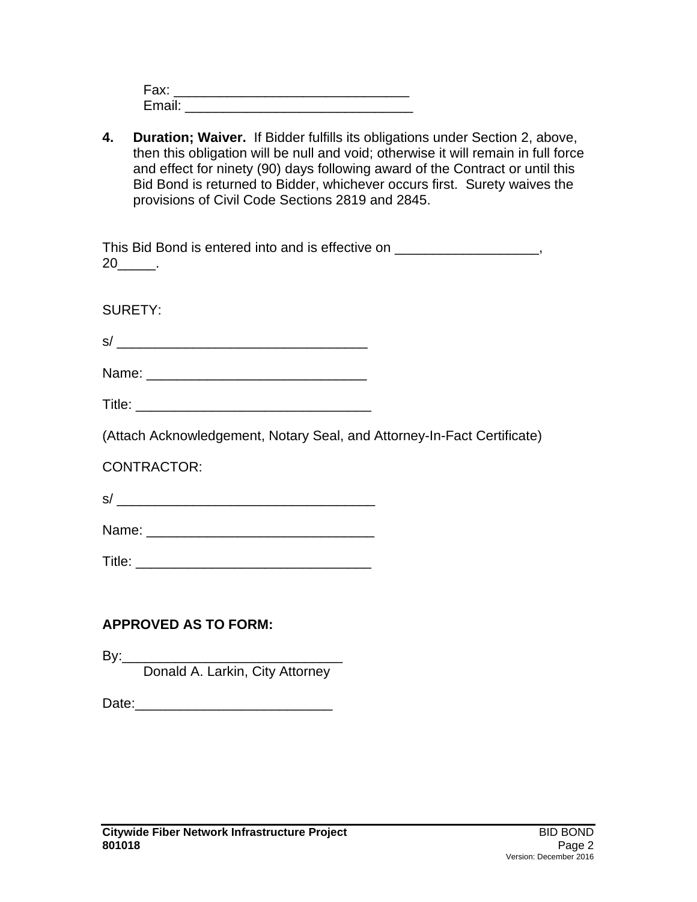Fax: _______________________________
Email: ______________________________

4. **Duration; Waiver.** If Bidder fulfills its obligations under Section 2, above, then this obligation will be null and void; otherwise it will remain in full force and effect for ninety (90) days following award of the Contract or until this Bid Bond is returned to Bidder, whichever occurs first. Surety waives the provisions of Civil Code Sections 2819 and 2845.

This Bid Bond is entered into and is effective on ___________________, 20_____.

SURETY:

s/ _________________________________

Name: _____________________________

Title: _______________________________

(Attach Acknowledgement, Notary Seal, and Attorney-In-Fact Certificate)

CONTRACTOR:

s/ __________________________________

Name: ______________________________

Title: _______________________________

**APPROVED AS TO FORM:**

By:_____________________________
Donald A. Larkin, City Attorney

Date:__________________________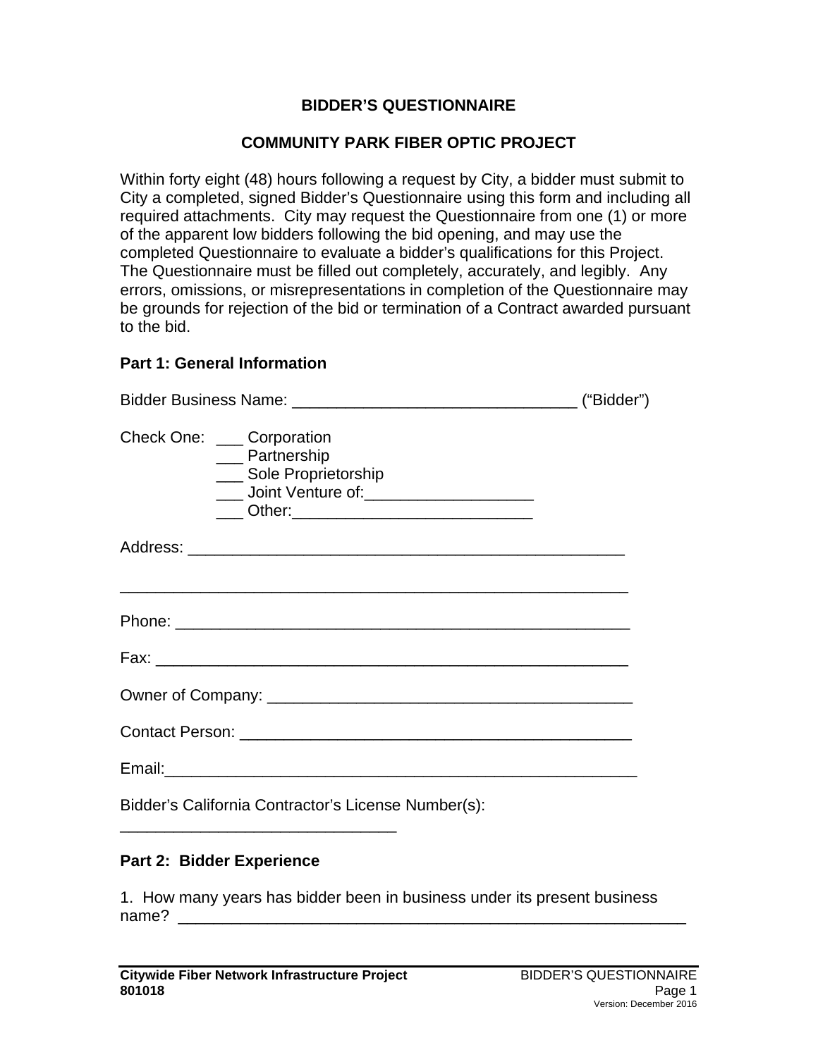# BIDDER'S QUESTIONNAIRE

## COMMUNITY PARK FIBER OPTIC PROJECT

Within forty eight (48) hours following a request by City, a bidder must submit to City a completed, signed Bidder's Questionnaire using this form and including all required attachments. City may request the Questionnaire from one (1) or more of the apparent low bidders following the bid opening, and may use the completed Questionnaire to evaluate a bidder's qualifications for this Project. The Questionnaire must be filled out completely, accurately, and legibly. Any errors, omissions, or misrepresentations in completion of the Questionnaire may be grounds for rejection of the bid or termination of a Contract awarded pursuant to the bid.

### Part 1: General Information

Bidder Business Name: ________________________________ ("Bidder")

Check One: ___ Corporation
___ Partnership
___ Sole Proprietorship
___ Joint Venture of:___________________
___ Other:___________________________

Address: __________________________________________________

__________________________________________________________

Phone: ____________________________________________________

Fax: ______________________________________________________

Owner of Company: __________________________________________

Contact Person: _____________________________________________

Email:_____________________________________________________

Bidder's California Contractor's License Number(s):
________________________________

### Part 2: Bidder Experience

1. How many years has bidder been in business under its present business name? ___________________________________________________________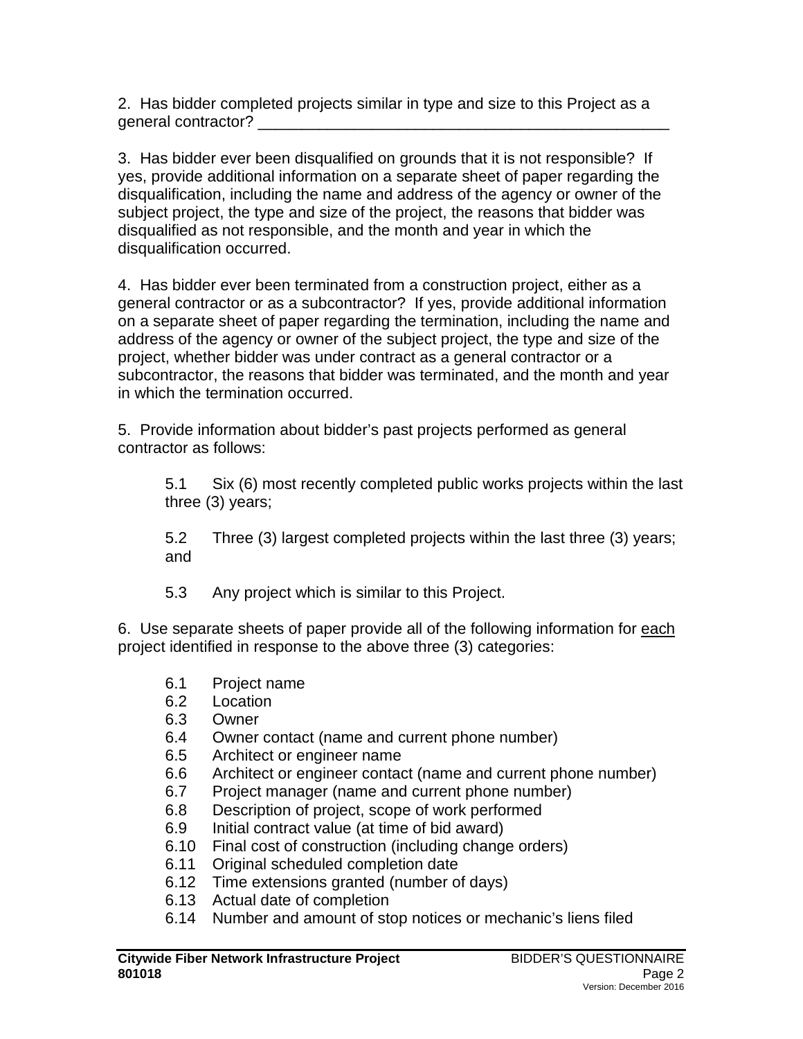2. Has bidder completed projects similar in type and size to this Project as a general contractor? ________________________________________________

3. Has bidder ever been disqualified on grounds that it is not responsible? If yes, provide additional information on a separate sheet of paper regarding the disqualification, including the name and address of the agency or owner of the subject project, the type and size of the project, the reasons that bidder was disqualified as not responsible, and the month and year in which the disqualification occurred.

4. Has bidder ever been terminated from a construction project, either as a general contractor or as a subcontractor? If yes, provide additional information on a separate sheet of paper regarding the termination, including the name and address of the agency or owner of the subject project, the type and size of the project, whether bidder was under contract as a general contractor or a subcontractor, the reasons that bidder was terminated, and the month and year in which the termination occurred.

5. Provide information about bidder's past projects performed as general contractor as follows:

5.1 Six (6) most recently completed public works projects within the last three (3) years;

5.2 Three (3) largest completed projects within the last three (3) years; and

5.3 Any project which is similar to this Project.

6. Use separate sheets of paper provide all of the following information for <u>each</u> project identified in response to the above three (3) categories:

6.1 Project name
6.2 Location
6.3 Owner
6.4 Owner contact (name and current phone number)
6.5 Architect or engineer name
6.6 Architect or engineer contact (name and current phone number)
6.7 Project manager (name and current phone number)
6.8 Description of project, scope of work performed
6.9 Initial contract value (at time of bid award)
6.10 Final cost of construction (including change orders)
6.11 Original scheduled completion date
6.12 Time extensions granted (number of days)
6.13 Actual date of completion
6.14 Number and amount of stop notices or mechanic's liens filed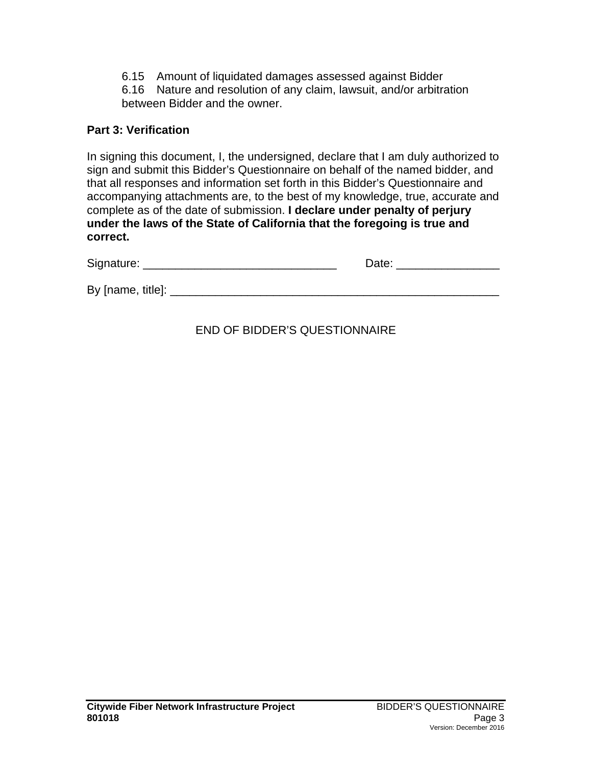6.15 Amount of liquidated damages assessed against Bidder

6.16 Nature and resolution of any claim, lawsuit, and/or arbitration between Bidder and the owner.

**Part 3: Verification**

In signing this document, I, the undersigned, declare that I am duly authorized to sign and submit this Bidder's Questionnaire on behalf of the named bidder, and that all responses and information set forth in this Bidder's Questionnaire and accompanying attachments are, to the best of my knowledge, true, accurate and complete as of the date of submission. **I declare under penalty of perjury under the laws of the State of California that the foregoing is true and correct.**

Signature: ______________________________ Date: ________________

By [name, title]: ___________________________________________________

END OF BIDDER'S QUESTIONNAIRE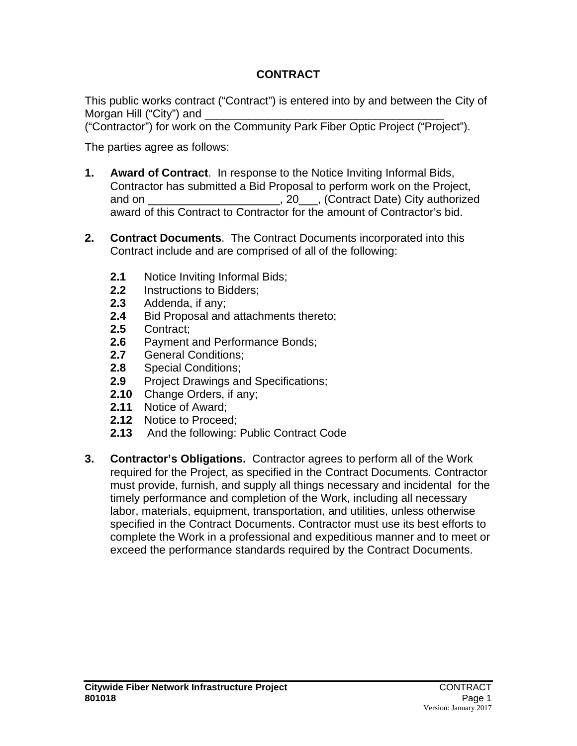# CONTRACT

This public works contract ("Contract") is entered into by and between the City of Morgan Hill ("City") and ______________________________________ ("Contractor") for work on the Community Park Fiber Optic Project ("Project").

The parties agree as follows:

1. **Award of Contract**. In response to the Notice Inviting Informal Bids, Contractor has submitted a Bid Proposal to perform work on the Project, and on ____________________, 20___, (Contract Date) City authorized award of this Contract to Contractor for the amount of Contractor's bid.

2. **Contract Documents**. The Contract Documents incorporated into this Contract include and are comprised of all of the following:

   **2.1** Notice Inviting Informal Bids;
   **2.2** Instructions to Bidders;
   **2.3** Addenda, if any;
   **2.4** Bid Proposal and attachments thereto;
   **2.5** Contract;
   **2.6** Payment and Performance Bonds;
   **2.7** General Conditions;
   **2.8** Special Conditions;
   **2.9** Project Drawings and Specifications;
   **2.10** Change Orders, if any;
   **2.11** Notice of Award;
   **2.12** Notice to Proceed;
   **2.13** And the following: Public Contract Code

3. **Contractor's Obligations.** Contractor agrees to perform all of the Work required for the Project, as specified in the Contract Documents. Contractor must provide, furnish, and supply all things necessary and incidental for the timely performance and completion of the Work, including all necessary labor, materials, equipment, transportation, and utilities, unless otherwise specified in the Contract Documents. Contractor must use its best efforts to complete the Work in a professional and expeditious manner and to meet or exceed the performance standards required by the Contract Documents.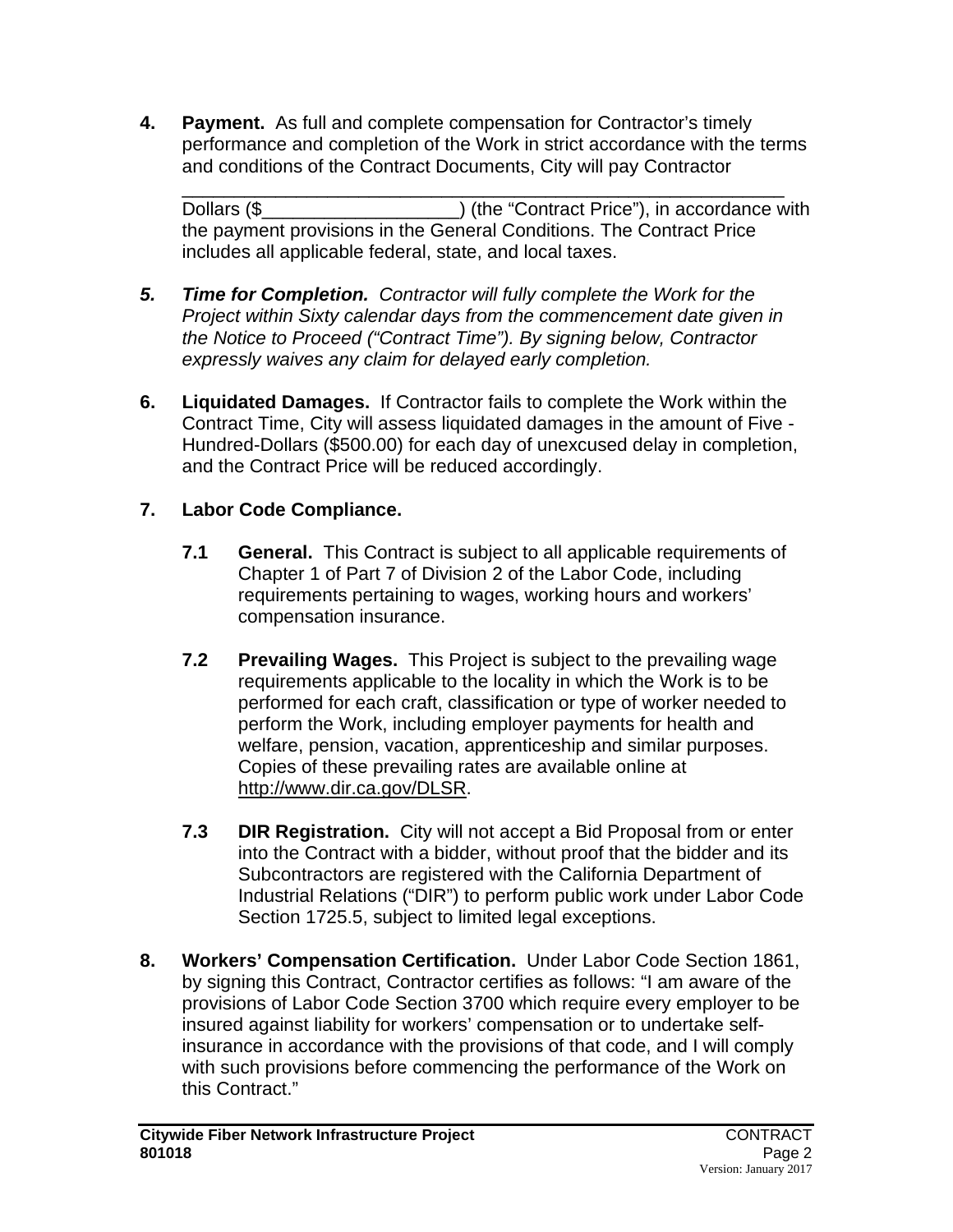**4. Payment.** As full and complete compensation for Contractor's timely performance and completion of the Work in strict accordance with the terms and conditions of the Contract Documents, City will pay Contractor

_______________________________________________________________ Dollars ($___________________) (the "Contract Price"), in accordance with the payment provisions in the General Conditions. The Contract Price includes all applicable federal, state, and local taxes.

***5. Time for Completion.*** *Contractor will fully complete the Work for the Project within Sixty calendar days from the commencement date given in the Notice to Proceed ("Contract Time"). By signing below, Contractor expressly waives any claim for delayed early completion.*

**6. Liquidated Damages.** If Contractor fails to complete the Work within the Contract Time, City will assess liquidated damages in the amount of Five - Hundred-Dollars ($500.00) for each day of unexcused delay in completion, and the Contract Price will be reduced accordingly.

**7. Labor Code Compliance.**

**7.1 General.** This Contract is subject to all applicable requirements of Chapter 1 of Part 7 of Division 2 of the Labor Code, including requirements pertaining to wages, working hours and workers' compensation insurance.

**7.2 Prevailing Wages.** This Project is subject to the prevailing wage requirements applicable to the locality in which the Work is to be performed for each craft, classification or type of worker needed to perform the Work, including employer payments for health and welfare, pension, vacation, apprenticeship and similar purposes. Copies of these prevailing rates are available online at http://www.dir.ca.gov/DLSR.

**7.3 DIR Registration.** City will not accept a Bid Proposal from or enter into the Contract with a bidder, without proof that the bidder and its Subcontractors are registered with the California Department of Industrial Relations ("DIR") to perform public work under Labor Code Section 1725.5, subject to limited legal exceptions.

**8. Workers' Compensation Certification.** Under Labor Code Section 1861, by signing this Contract, Contractor certifies as follows: "I am aware of the provisions of Labor Code Section 3700 which require every employer to be insured against liability for workers' compensation or to undertake self-insurance in accordance with the provisions of that code, and I will comply with such provisions before commencing the performance of the Work on this Contract."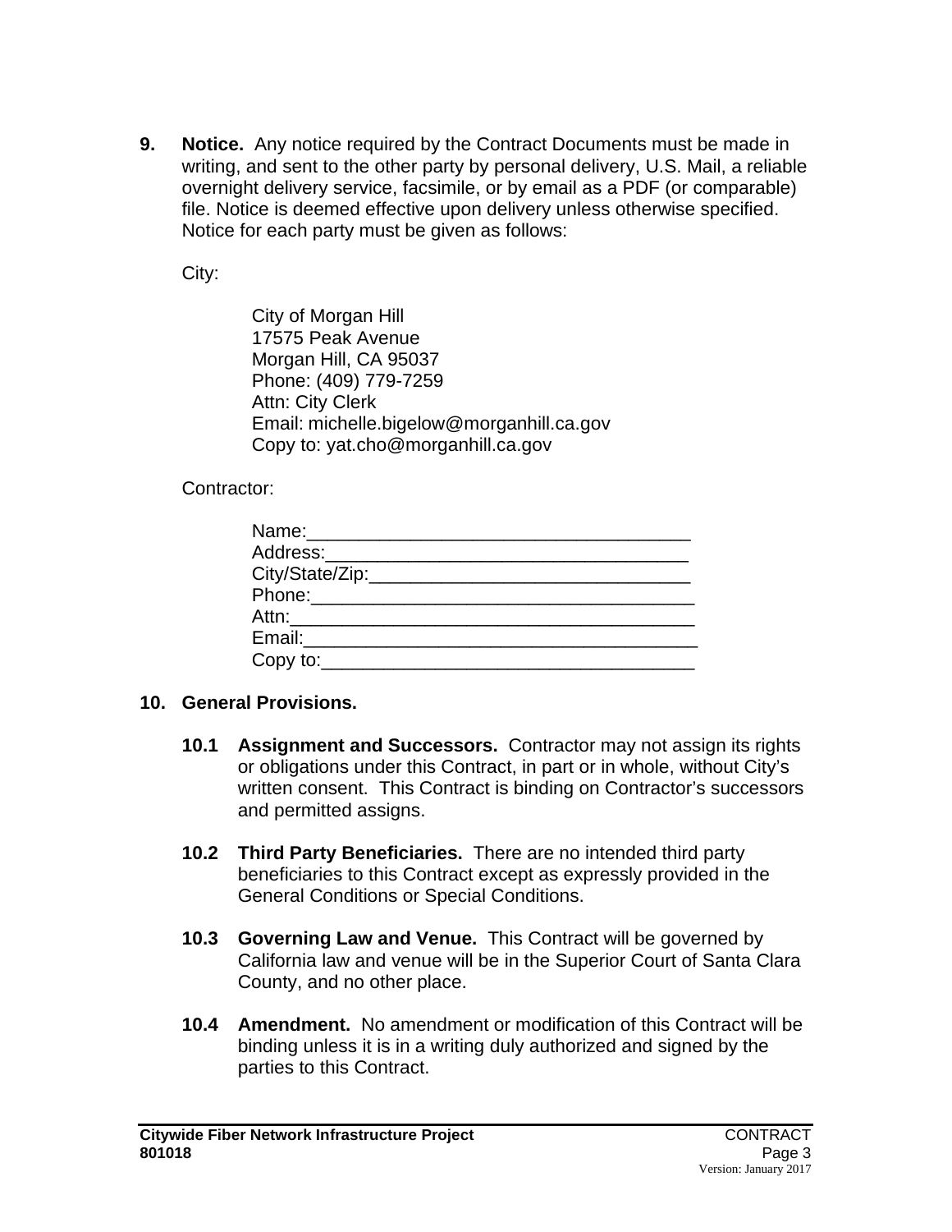**9. Notice.** Any notice required by the Contract Documents must be made in writing, and sent to the other party by personal delivery, U.S. Mail, a reliable overnight delivery service, facsimile, or by email as a PDF (or comparable) file. Notice is deemed effective upon delivery unless otherwise specified. Notice for each party must be given as follows:

City:

City of Morgan Hill
17575 Peak Avenue
Morgan Hill, CA 95037
Phone: (409) 779-7259
Attn: City Clerk
Email: michelle.bigelow@morganhill.ca.gov
Copy to: yat.cho@morganhill.ca.gov

Contractor:

Name:_____________________________________
Address:___________________________________
City/State/Zip:______________________________
Phone:_____________________________________
Attn:_______________________________________
Email:______________________________________
Copy to:____________________________________

**10. General Provisions.**

**10.1 Assignment and Successors.** Contractor may not assign its rights or obligations under this Contract, in part or in whole, without City's written consent. This Contract is binding on Contractor's successors and permitted assigns.

**10.2 Third Party Beneficiaries.** There are no intended third party beneficiaries to this Contract except as expressly provided in the General Conditions or Special Conditions.

**10.3 Governing Law and Venue.** This Contract will be governed by California law and venue will be in the Superior Court of Santa Clara County, and no other place.

**10.4 Amendment.** No amendment or modification of this Contract will be binding unless it is in a writing duly authorized and signed by the parties to this Contract.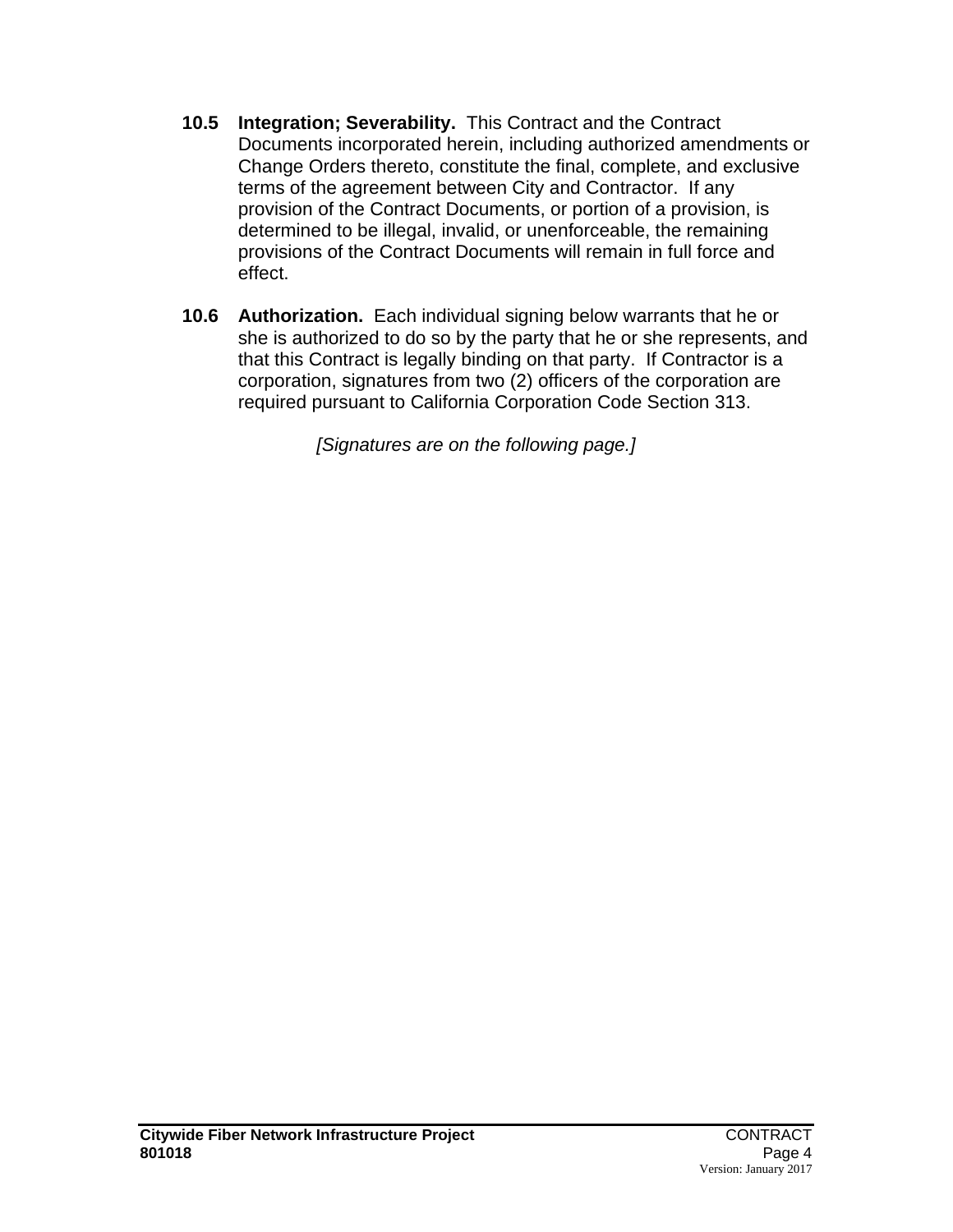**10.5 Integration; Severability.** This Contract and the Contract Documents incorporated herein, including authorized amendments or Change Orders thereto, constitute the final, complete, and exclusive terms of the agreement between City and Contractor. If any provision of the Contract Documents, or portion of a provision, is determined to be illegal, invalid, or unenforceable, the remaining provisions of the Contract Documents will remain in full force and effect.

**10.6 Authorization.** Each individual signing below warrants that he or she is authorized to do so by the party that he or she represents, and that this Contract is legally binding on that party. If Contractor is a corporation, signatures from two (2) officers of the corporation are required pursuant to California Corporation Code Section 313.

*[Signatures are on the following page.]*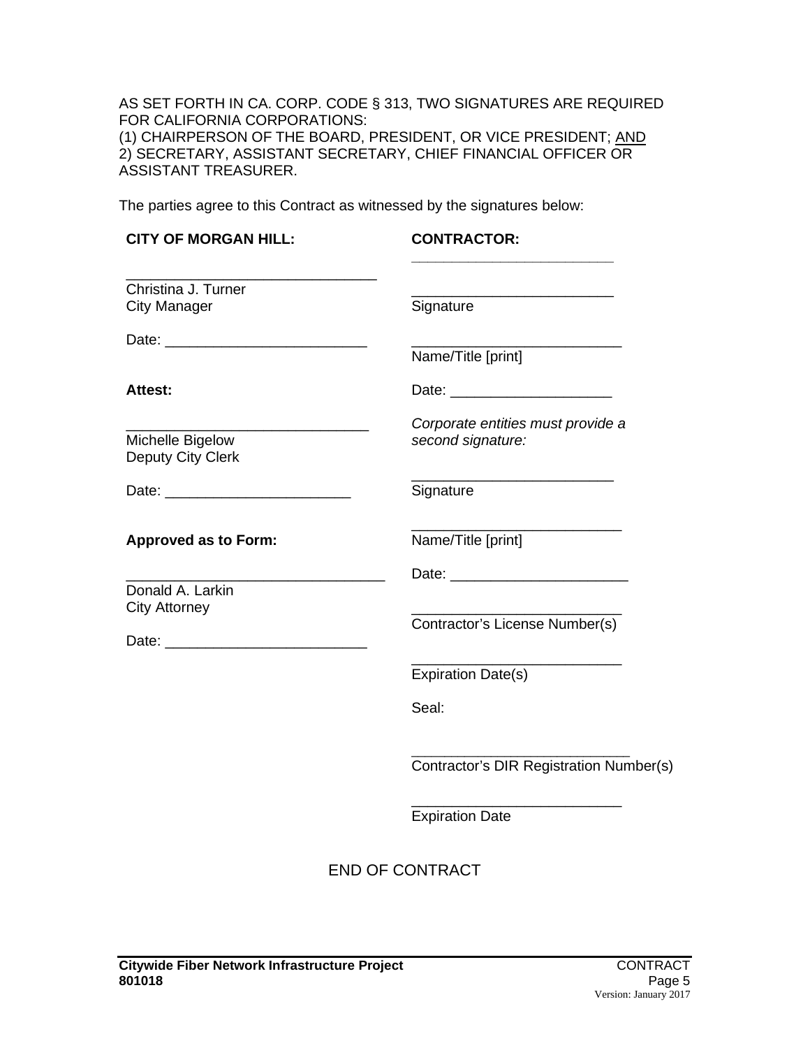AS SET FORTH IN CA. CORP. CODE § 313, TWO SIGNATURES ARE REQUIRED FOR CALIFORNIA CORPORATIONS:
(1) CHAIRPERSON OF THE BOARD, PRESIDENT, OR VICE PRESIDENT; AND
2) SECRETARY, ASSISTANT SECRETARY, CHIEF FINANCIAL OFFICER OR ASSISTANT TREASURER.

The parties agree to this Contract as witnessed by the signatures below:

**CITY OF MORGAN HILL:**

_______________________________
Christina J. Turner
City Manager

Date: _________________________

**Attest:**

______________________________
Michelle Bigelow
Deputy City Clerk

Date: _______________________

**Approved as to Form:**

________________________________
Donald A. Larkin
City Attorney

Date: _________________________

**CONTRACTOR:**

_________________________

_________________________
Signature

__________________________
Name/Title [print]

Date: ____________________

*Corporate entities must provide a second signature:*

_________________________
Signature

__________________________
Name/Title [print]

Date: ______________________

__________________________
Contractor's License Number(s)

__________________________
Expiration Date(s)

Seal:

___________________________
Contractor's DIR Registration Number(s)

__________________________
Expiration Date

END OF CONTRACT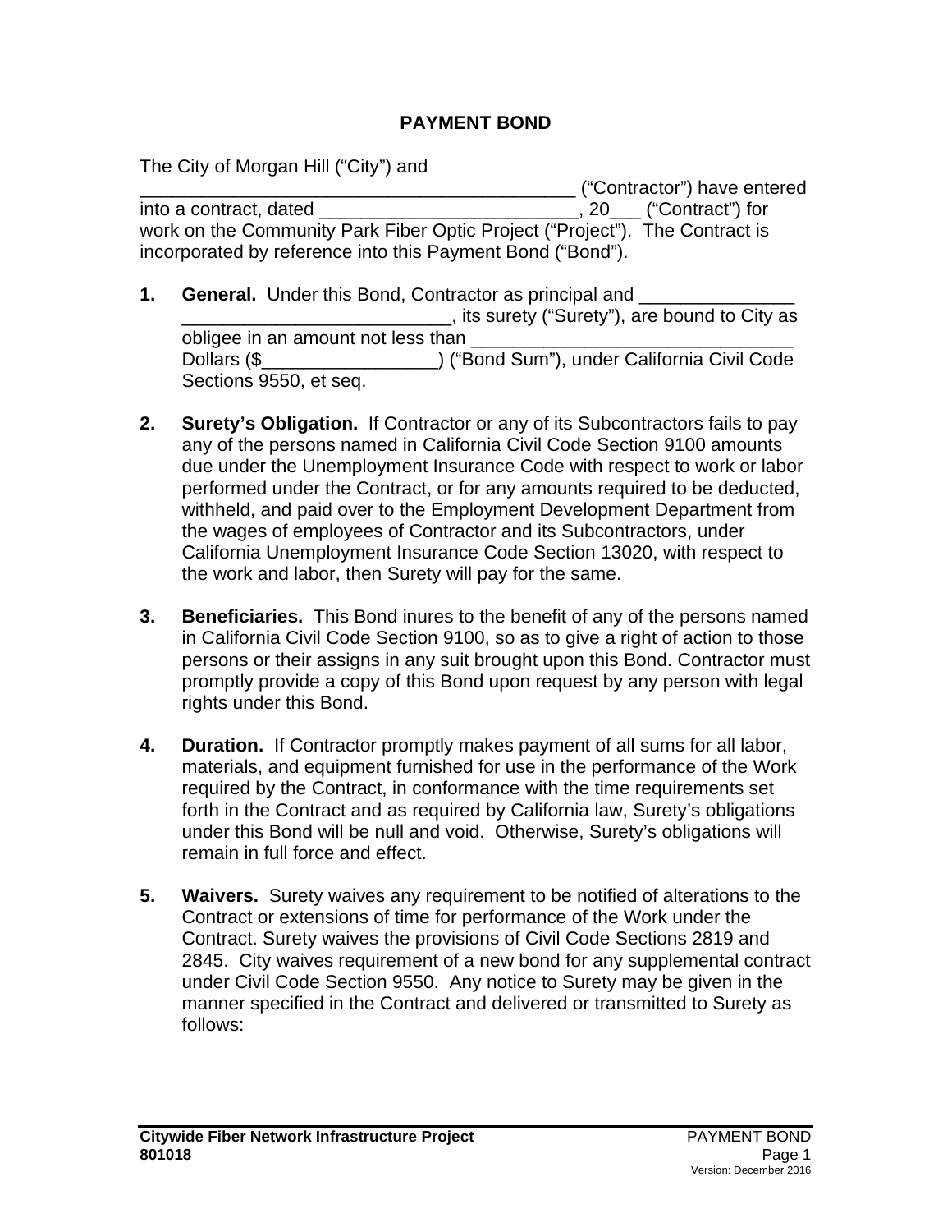# PAYMENT BOND

The City of Morgan Hill ("City") and ___________________________________________ ("Contractor") have entered into a contract, dated _________________________, 20___ ("Contract") for work on the Community Park Fiber Optic Project ("Project"). The Contract is incorporated by reference into this Payment Bond ("Bond").

1. **General.** Under this Bond, Contractor as principal and _______________ __________________________, its surety ("Surety"), are bound to City as obligee in an amount not less than _______________________________ Dollars ($_________________) ("Bond Sum"), under California Civil Code Sections 9550, et seq.

2. **Surety's Obligation.** If Contractor or any of its Subcontractors fails to pay any of the persons named in California Civil Code Section 9100 amounts due under the Unemployment Insurance Code with respect to work or labor performed under the Contract, or for any amounts required to be deducted, withheld, and paid over to the Employment Development Department from the wages of employees of Contractor and its Subcontractors, under California Unemployment Insurance Code Section 13020, with respect to the work and labor, then Surety will pay for the same.

3. **Beneficiaries.** This Bond inures to the benefit of any of the persons named in California Civil Code Section 9100, so as to give a right of action to those persons or their assigns in any suit brought upon this Bond. Contractor must promptly provide a copy of this Bond upon request by any person with legal rights under this Bond.

4. **Duration.** If Contractor promptly makes payment of all sums for all labor, materials, and equipment furnished for use in the performance of the Work required by the Contract, in conformance with the time requirements set forth in the Contract and as required by California law, Surety's obligations under this Bond will be null and void. Otherwise, Surety's obligations will remain in full force and effect.

5. **Waivers.** Surety waives any requirement to be notified of alterations to the Contract or extensions of time for performance of the Work under the Contract. Surety waives the provisions of Civil Code Sections 2819 and 2845. City waives requirement of a new bond for any supplemental contract under Civil Code Section 9550. Any notice to Surety may be given in the manner specified in the Contract and delivered or transmitted to Surety as follows: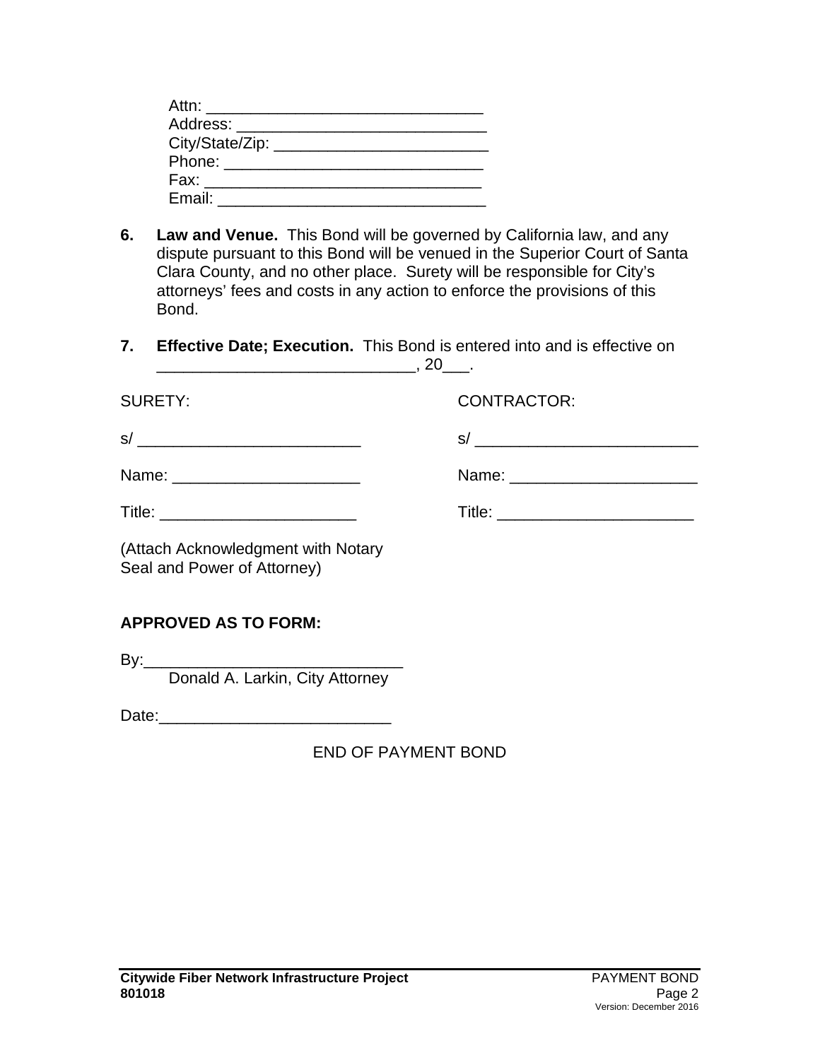Attn: ______________________________
Address: ____________________________
City/State/Zip: ________________________
Phone: ____________________________
Fax: _______________________________
Email: _____________________________

**6. Law and Venue.** This Bond will be governed by California law, and any dispute pursuant to this Bond will be venued in the Superior Court of Santa Clara County, and no other place. Surety will be responsible for City's attorneys' fees and costs in any action to enforce the provisions of this Bond.

**7. Effective Date; Execution.** This Bond is entered into and is effective on ____________________________, 20___.

| SURETY: | CONTRACTOR: |
|---|---|
| s/ _________________________ | s/ _________________________ |
| Name: ____________________ | Name: ____________________ |
| Title: ______________________ | Title: ______________________ |

(Attach Acknowledgment with Notary Seal and Power of Attorney)

**APPROVED AS TO FORM:**

By:_____________________________
Donald A. Larkin, City Attorney

Date:_________________________

END OF PAYMENT BOND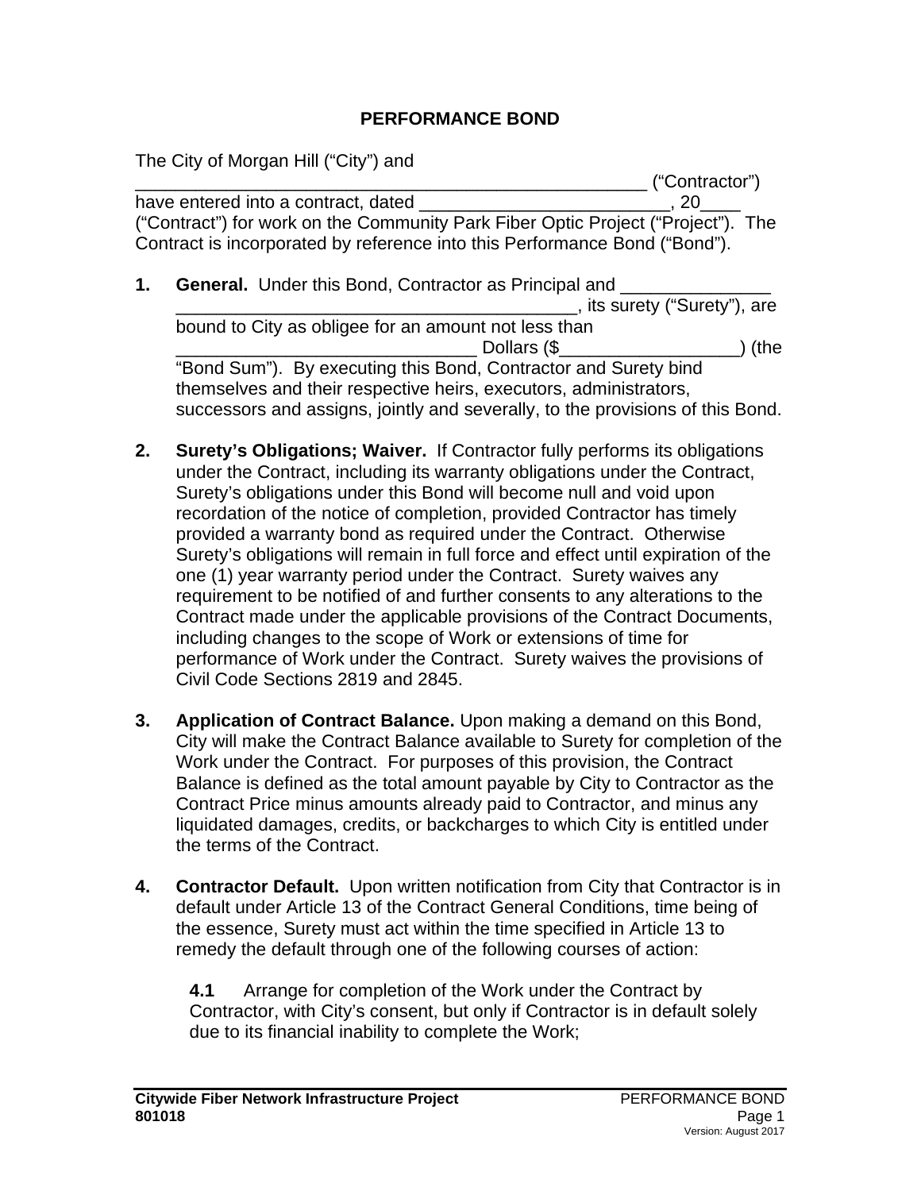# PERFORMANCE BOND

The City of Morgan Hill ("City") and \_\_\_\_\_\_\_\_\_\_\_\_\_\_\_\_\_\_\_\_\_\_\_\_\_\_\_\_\_\_\_\_\_\_\_\_\_\_\_\_\_\_\_\_\_\_\_\_\_\_ ("Contractor") have entered into a contract, dated \_\_\_\_\_\_\_\_\_\_\_\_\_\_\_\_\_\_\_\_\_\_\_\_\_\_, 20\_\_\_\_ ("Contract") for work on the Community Park Fiber Optic Project ("Project"). The Contract is incorporated by reference into this Performance Bond ("Bond").

**1. General.** Under this Bond, Contractor as Principal and \_\_\_\_\_\_\_\_\_\_\_\_\_\_\_ \_\_\_\_\_\_\_\_\_\_\_\_\_\_\_\_\_\_\_\_\_\_\_\_\_\_\_\_\_\_\_\_\_\_\_\_\_\_\_\_, its surety ("Surety"), are bound to City as obligee for an amount not less than \_\_\_\_\_\_\_\_\_\_\_\_\_\_\_\_\_\_\_\_\_\_\_\_\_\_\_\_\_\_ Dollars ($\_\_\_\_\_\_\_\_\_\_\_\_\_\_\_\_\_\_) (the "Bond Sum"). By executing this Bond, Contractor and Surety bind themselves and their respective heirs, executors, administrators, successors and assigns, jointly and severally, to the provisions of this Bond.

**2. Surety's Obligations; Waiver.** If Contractor fully performs its obligations under the Contract, including its warranty obligations under the Contract, Surety's obligations under this Bond will become null and void upon recordation of the notice of completion, provided Contractor has timely provided a warranty bond as required under the Contract. Otherwise Surety's obligations will remain in full force and effect until expiration of the one (1) year warranty period under the Contract. Surety waives any requirement to be notified of and further consents to any alterations to the Contract made under the applicable provisions of the Contract Documents, including changes to the scope of Work or extensions of time for performance of Work under the Contract. Surety waives the provisions of Civil Code Sections 2819 and 2845.

**3. Application of Contract Balance.** Upon making a demand on this Bond, City will make the Contract Balance available to Surety for completion of the Work under the Contract. For purposes of this provision, the Contract Balance is defined as the total amount payable by City to Contractor as the Contract Price minus amounts already paid to Contractor, and minus any liquidated damages, credits, or backcharges to which City is entitled under the terms of the Contract.

**4. Contractor Default.** Upon written notification from City that Contractor is in default under Article 13 of the Contract General Conditions, time being of the essence, Surety must act within the time specified in Article 13 to remedy the default through one of the following courses of action:

**4.1** Arrange for completion of the Work under the Contract by Contractor, with City's consent, but only if Contractor is in default solely due to its financial inability to complete the Work;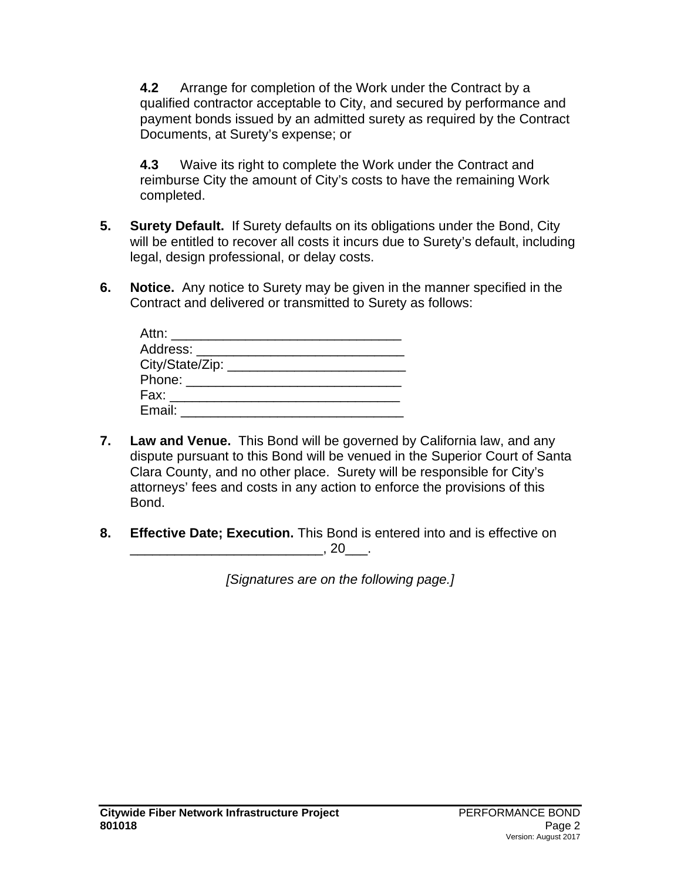**4.2** Arrange for completion of the Work under the Contract by a qualified contractor acceptable to City, and secured by performance and payment bonds issued by an admitted surety as required by the Contract Documents, at Surety's expense; or

**4.3** Waive its right to complete the Work under the Contract and reimburse City the amount of City's costs to have the remaining Work completed.

**5. Surety Default.** If Surety defaults on its obligations under the Bond, City will be entitled to recover all costs it incurs due to Surety's default, including legal, design professional, or delay costs.

**6. Notice.** Any notice to Surety may be given in the manner specified in the Contract and delivered or transmitted to Surety as follows:

Attn: ______________________________
Address: ___________________________
City/State/Zip: ______________________
Phone: ____________________________
Fax: ______________________________
Email: _____________________________

**7. Law and Venue.** This Bond will be governed by California law, and any dispute pursuant to this Bond will be venued in the Superior Court of Santa Clara County, and no other place. Surety will be responsible for City's attorneys' fees and costs in any action to enforce the provisions of this Bond.

**8. Effective Date; Execution.** This Bond is entered into and is effective on _________________________, 20___.

*[Signatures are on the following page.]*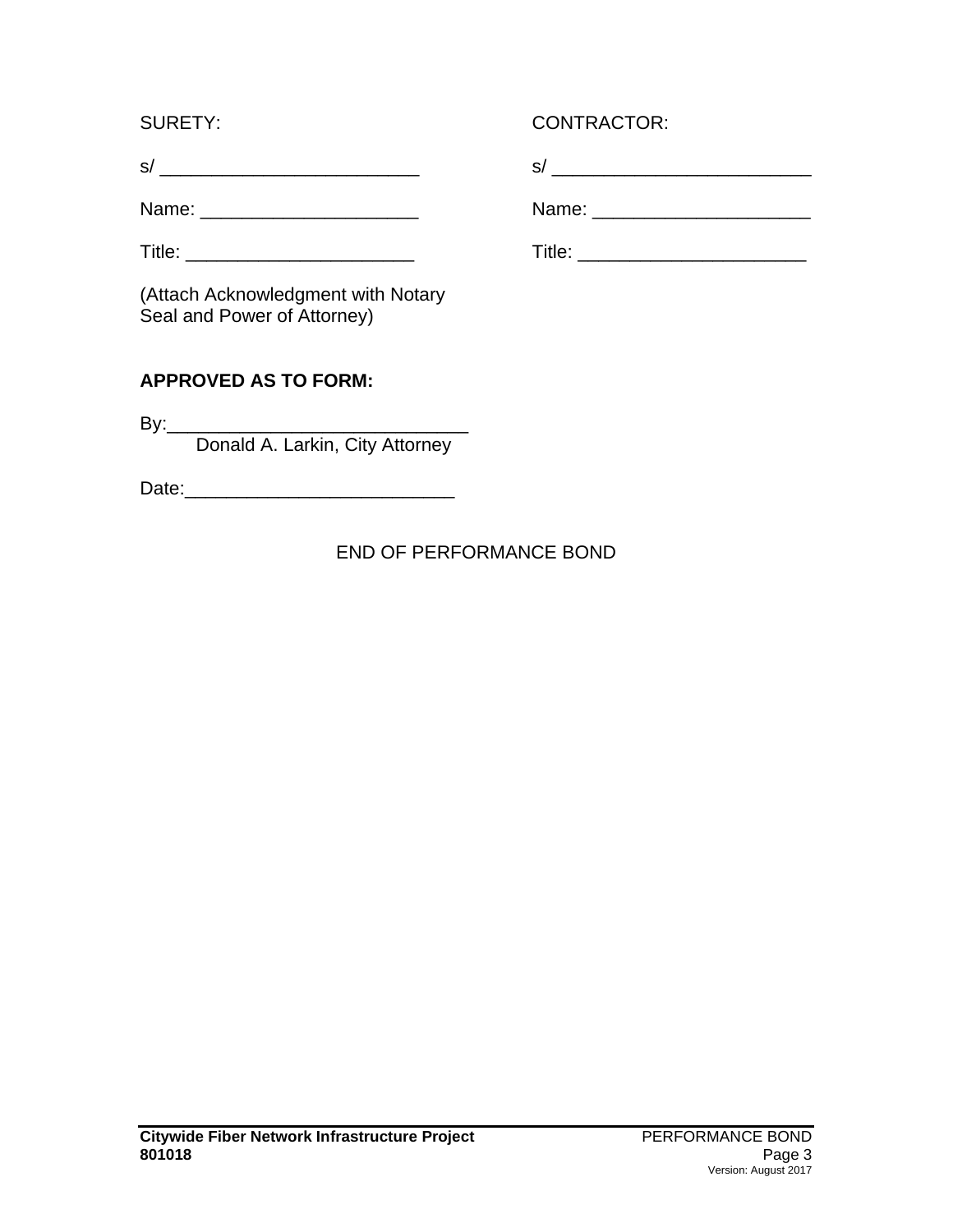| SURETY: | CONTRACTOR: |
|---|---|
| s/ ________________________ | s/ ________________________ |
| Name: ____________________ | Name: ____________________ |
| Title: _____________________ | Title: _____________________ |
| (Attach Acknowledgment with Notary Seal and Power of Attorney) | |

**APPROVED AS TO FORM:**

By:____________________________
Donald A. Larkin, City Attorney

Date:_________________________

END OF PERFORMANCE BOND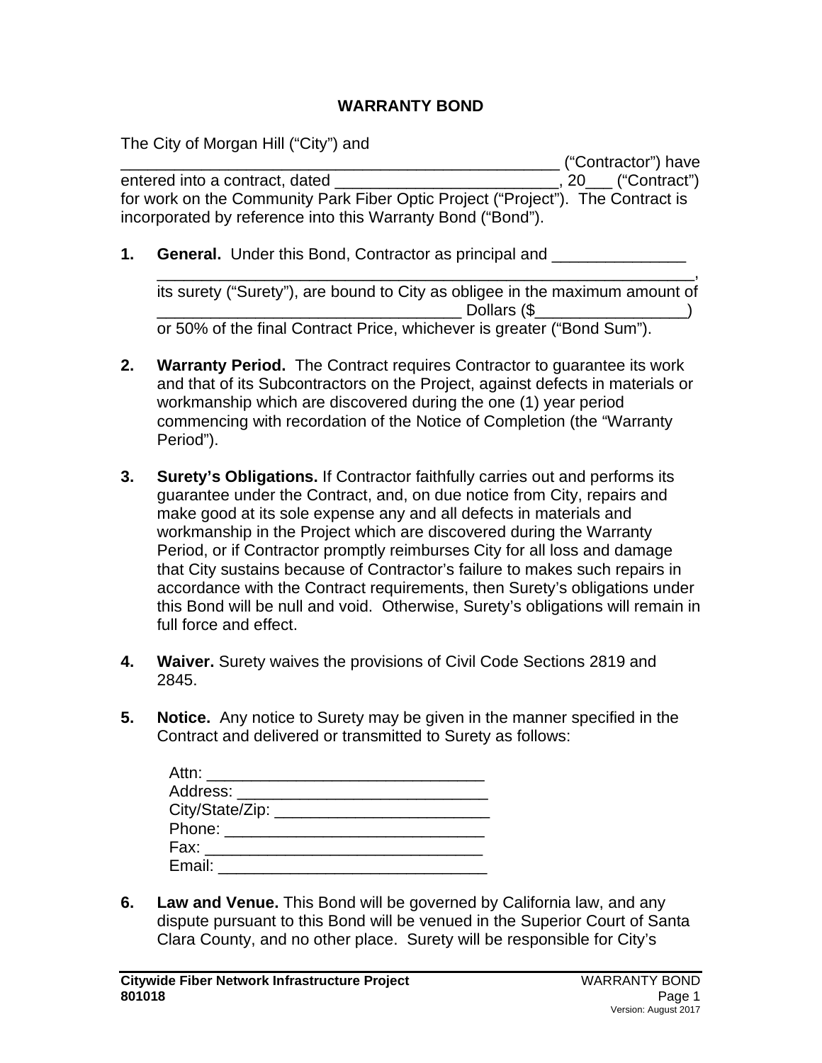# WARRANTY BOND

The City of Morgan Hill ("City") and _______________________________________________ ("Contractor") have entered into a contract, dated _________________________, 20___ ("Contract") for work on the Community Park Fiber Optic Project ("Project"). The Contract is incorporated by reference into this Warranty Bond ("Bond").

1. **General.** Under this Bond, Contractor as principal and _______________ ____________________________________________________________, its surety ("Surety"), are bound to City as obligee in the maximum amount of __________________________________ Dollars ($_________________) or 50% of the final Contract Price, whichever is greater ("Bond Sum").

2. **Warranty Period.** The Contract requires Contractor to guarantee its work and that of its Subcontractors on the Project, against defects in materials or workmanship which are discovered during the one (1) year period commencing with recordation of the Notice of Completion (the "Warranty Period").

3. **Surety's Obligations.** If Contractor faithfully carries out and performs its guarantee under the Contract, and, on due notice from City, repairs and make good at its sole expense any and all defects in materials and workmanship in the Project which are discovered during the Warranty Period, or if Contractor promptly reimburses City for all loss and damage that City sustains because of Contractor's failure to makes such repairs in accordance with the Contract requirements, then Surety's obligations under this Bond will be null and void. Otherwise, Surety's obligations will remain in full force and effect.

4. **Waiver.** Surety waives the provisions of Civil Code Sections 2819 and 2845.

5. **Notice.** Any notice to Surety may be given in the manner specified in the Contract and delivered or transmitted to Surety as follows:

   Attn: ______________________________
   Address: ____________________________
   City/State/Zip: ________________________
   Phone: _____________________________
   Fax: _______________________________
   Email: ______________________________

6. **Law and Venue.** This Bond will be governed by California law, and any dispute pursuant to this Bond will be venued in the Superior Court of Santa Clara County, and no other place. Surety will be responsible for City's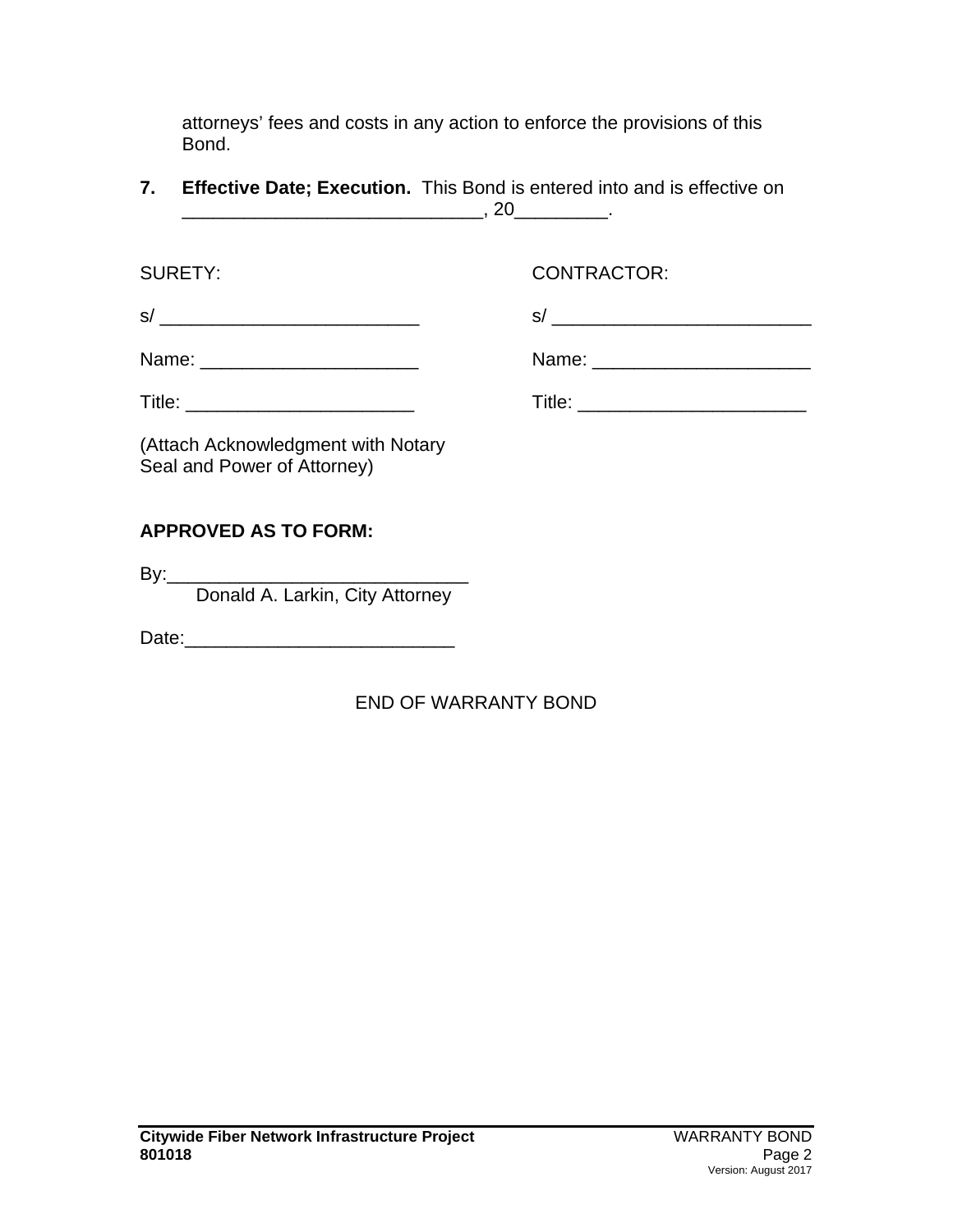attorneys’ fees and costs in any action to enforce the provisions of this Bond.

7. **Effective Date; Execution.** This Bond is entered into and is effective on _____________________________, 20_________.

| SURETY: | CONTRACTOR: |
|---|---|
| s/ _________________________ | s/ _________________________ |
| Name: _____________________ | Name: _____________________ |
| Title: ______________________ | Title: ______________________ |
| (Attach Acknowledgment with Notary Seal and Power of Attorney) | |

**APPROVED AS TO FORM:**

By:_____________________________
Donald A. Larkin, City Attorney

Date:_________________________

END OF WARRANTY BOND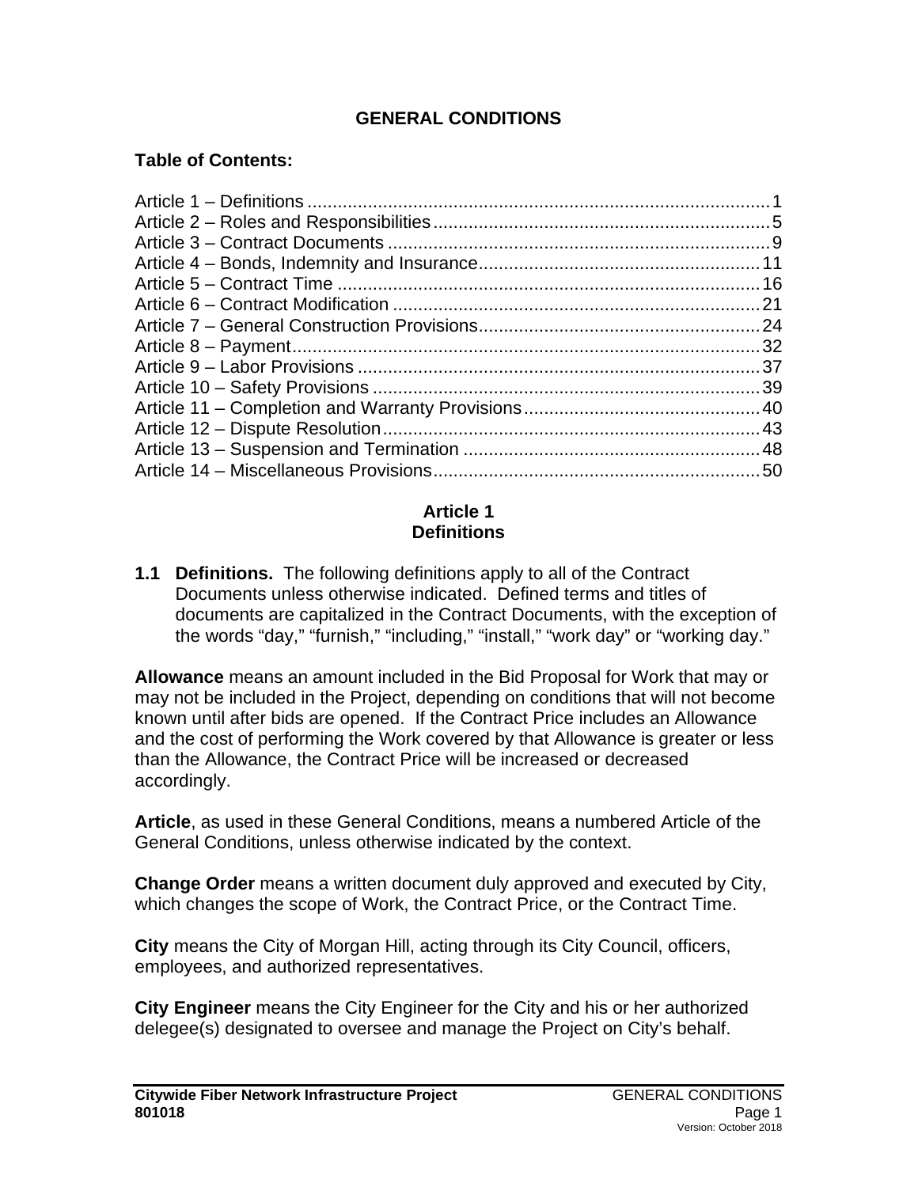# GENERAL CONDITIONS

**Table of Contents:**

Article 1 – Definitions ........................................................................................1
Article 2 – Roles and Responsibilities ..................................................................5
Article 3 – Contract Documents ...........................................................................9
Article 4 – Bonds, Indemnity and Insurance........................................................11
Article 5 – Contract Time ....................................................................................16
Article 6 – Contract Modification .........................................................................21
Article 7 – General Construction Provisions........................................................24
Article 8 – Payment.............................................................................................32
Article 9 – Labor Provisions ................................................................................37
Article 10 – Safety Provisions .............................................................................39
Article 11 – Completion and Warranty Provisions...............................................40
Article 12 – Dispute Resolution...........................................................................43
Article 13 – Suspension and Termination ...........................................................48
Article 14 – Miscellaneous Provisions.................................................................50

## Article 1
## Definitions

**1.1 Definitions.** The following definitions apply to all of the Contract Documents unless otherwise indicated. Defined terms and titles of documents are capitalized in the Contract Documents, with the exception of the words "day," "furnish," "including," "install," "work day" or "working day."

**Allowance** means an amount included in the Bid Proposal for Work that may or may not be included in the Project, depending on conditions that will not become known until after bids are opened. If the Contract Price includes an Allowance and the cost of performing the Work covered by that Allowance is greater or less than the Allowance, the Contract Price will be increased or decreased accordingly.

**Article**, as used in these General Conditions, means a numbered Article of the General Conditions, unless otherwise indicated by the context.

**Change Order** means a written document duly approved and executed by City, which changes the scope of Work, the Contract Price, or the Contract Time.

**City** means the City of Morgan Hill, acting through its City Council, officers, employees, and authorized representatives.

**City Engineer** means the City Engineer for the City and his or her authorized delegee(s) designated to oversee and manage the Project on City's behalf.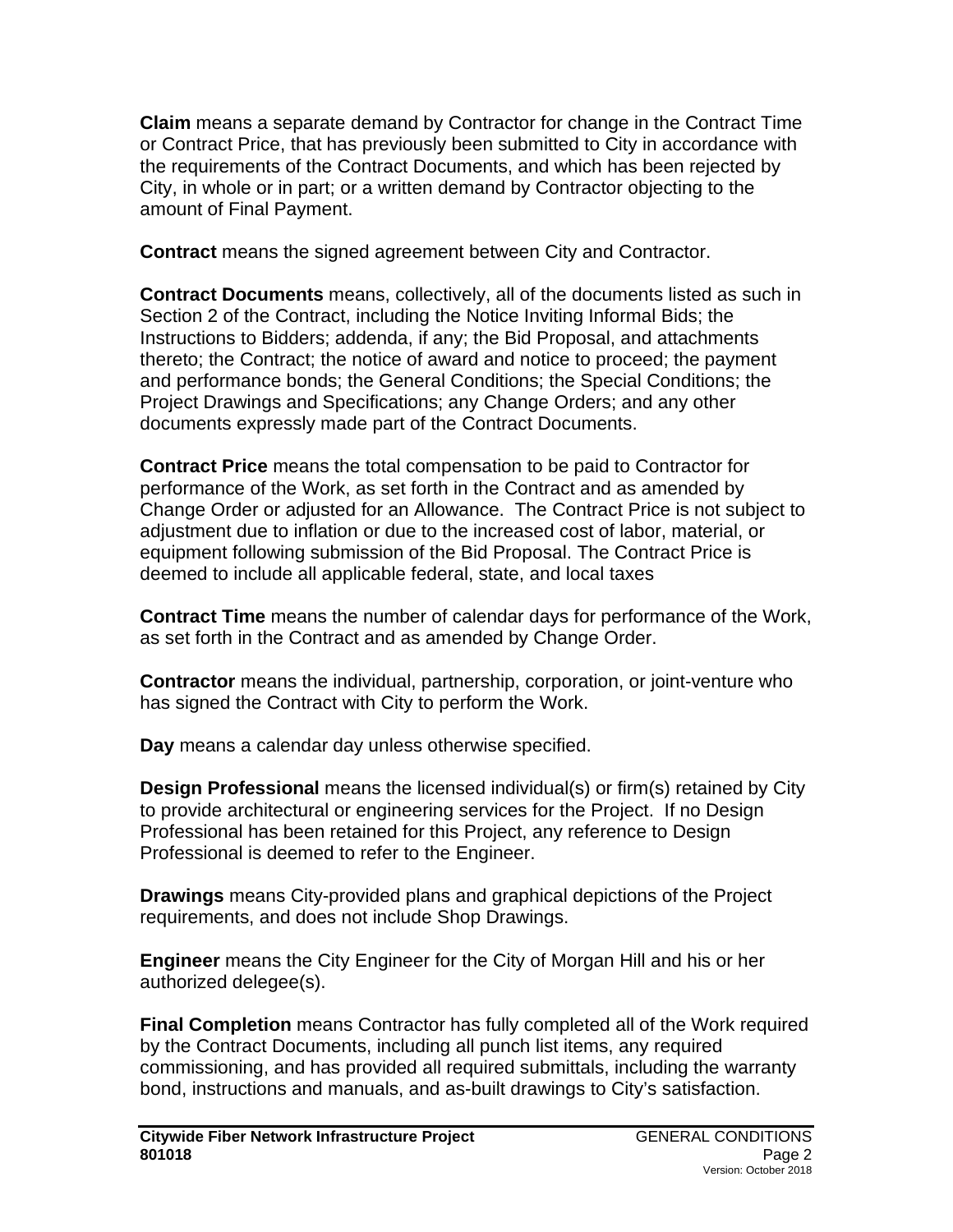**Claim** means a separate demand by Contractor for change in the Contract Time or Contract Price, that has previously been submitted to City in accordance with the requirements of the Contract Documents, and which has been rejected by City, in whole or in part; or a written demand by Contractor objecting to the amount of Final Payment.

**Contract** means the signed agreement between City and Contractor.

**Contract Documents** means, collectively, all of the documents listed as such in Section 2 of the Contract, including the Notice Inviting Informal Bids; the Instructions to Bidders; addenda, if any; the Bid Proposal, and attachments thereto; the Contract; the notice of award and notice to proceed; the payment and performance bonds; the General Conditions; the Special Conditions; the Project Drawings and Specifications; any Change Orders; and any other documents expressly made part of the Contract Documents.

**Contract Price** means the total compensation to be paid to Contractor for performance of the Work, as set forth in the Contract and as amended by Change Order or adjusted for an Allowance. The Contract Price is not subject to adjustment due to inflation or due to the increased cost of labor, material, or equipment following submission of the Bid Proposal. The Contract Price is deemed to include all applicable federal, state, and local taxes

**Contract Time** means the number of calendar days for performance of the Work, as set forth in the Contract and as amended by Change Order.

**Contractor** means the individual, partnership, corporation, or joint-venture who has signed the Contract with City to perform the Work.

**Day** means a calendar day unless otherwise specified.

**Design Professional** means the licensed individual(s) or firm(s) retained by City to provide architectural or engineering services for the Project. If no Design Professional has been retained for this Project, any reference to Design Professional is deemed to refer to the Engineer.

**Drawings** means City-provided plans and graphical depictions of the Project requirements, and does not include Shop Drawings.

**Engineer** means the City Engineer for the City of Morgan Hill and his or her authorized delegee(s).

**Final Completion** means Contractor has fully completed all of the Work required by the Contract Documents, including all punch list items, any required commissioning, and has provided all required submittals, including the warranty bond, instructions and manuals, and as-built drawings to City's satisfaction.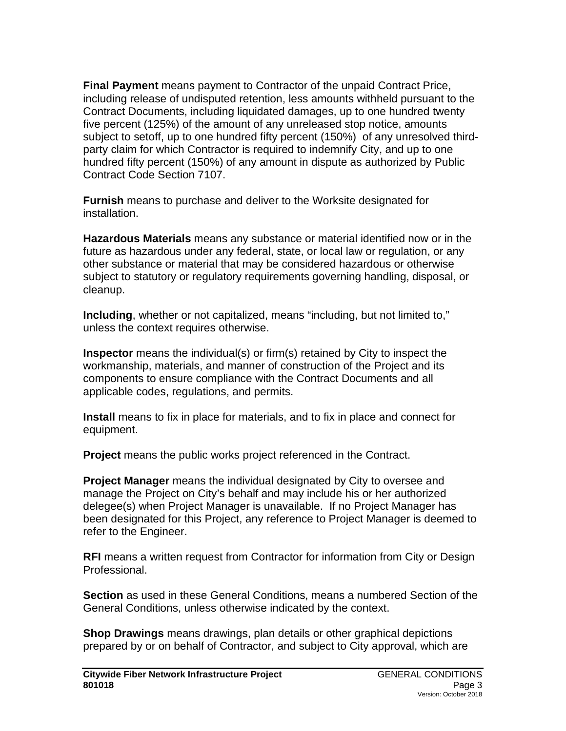**Final Payment** means payment to Contractor of the unpaid Contract Price, including release of undisputed retention, less amounts withheld pursuant to the Contract Documents, including liquidated damages, up to one hundred twenty five percent (125%) of the amount of any unreleased stop notice, amounts subject to setoff, up to one hundred fifty percent (150%) of any unresolved third-party claim for which Contractor is required to indemnify City, and up to one hundred fifty percent (150%) of any amount in dispute as authorized by Public Contract Code Section 7107.

**Furnish** means to purchase and deliver to the Worksite designated for installation.

**Hazardous Materials** means any substance or material identified now or in the future as hazardous under any federal, state, or local law or regulation, or any other substance or material that may be considered hazardous or otherwise subject to statutory or regulatory requirements governing handling, disposal, or cleanup.

**Including**, whether or not capitalized, means "including, but not limited to," unless the context requires otherwise.

**Inspector** means the individual(s) or firm(s) retained by City to inspect the workmanship, materials, and manner of construction of the Project and its components to ensure compliance with the Contract Documents and all applicable codes, regulations, and permits.

**Install** means to fix in place for materials, and to fix in place and connect for equipment.

**Project** means the public works project referenced in the Contract.

**Project Manager** means the individual designated by City to oversee and manage the Project on City's behalf and may include his or her authorized delegee(s) when Project Manager is unavailable. If no Project Manager has been designated for this Project, any reference to Project Manager is deemed to refer to the Engineer.

**RFI** means a written request from Contractor for information from City or Design Professional.

**Section** as used in these General Conditions, means a numbered Section of the General Conditions, unless otherwise indicated by the context.

**Shop Drawings** means drawings, plan details or other graphical depictions prepared by or on behalf of Contractor, and subject to City approval, which are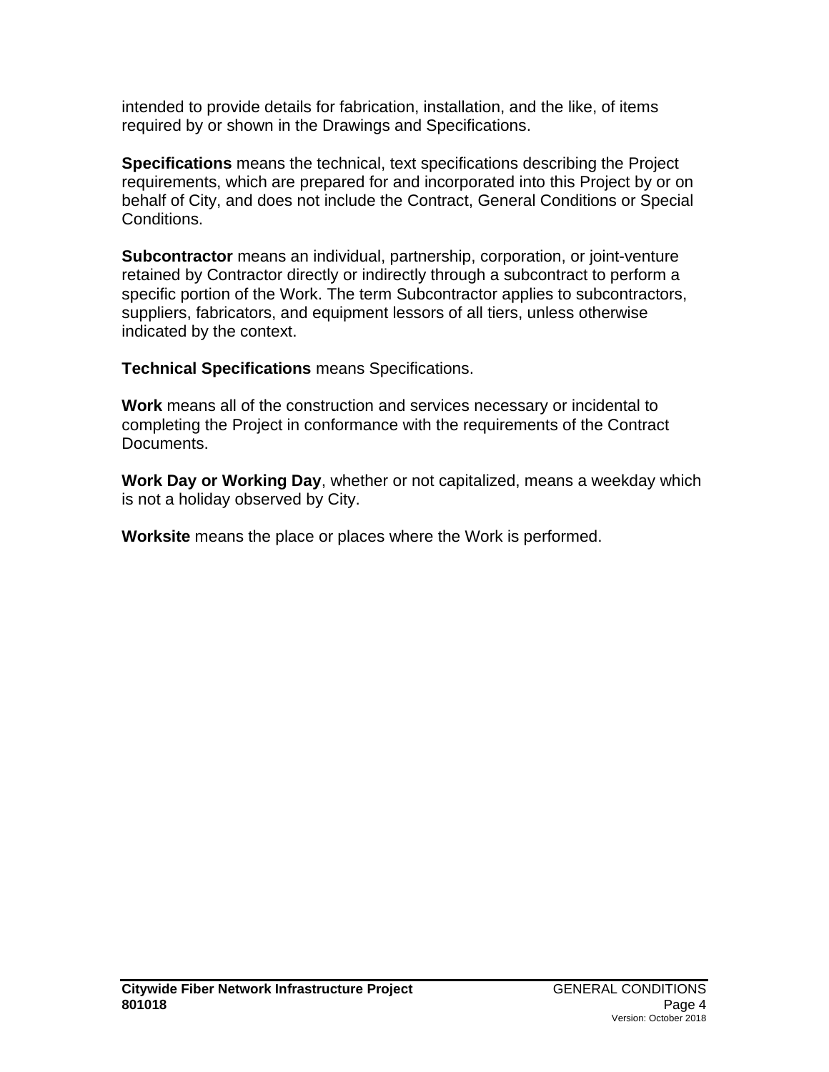intended to provide details for fabrication, installation, and the like, of items required by or shown in the Drawings and Specifications.

**Specifications** means the technical, text specifications describing the Project requirements, which are prepared for and incorporated into this Project by or on behalf of City, and does not include the Contract, General Conditions or Special Conditions.

**Subcontractor** means an individual, partnership, corporation, or joint-venture retained by Contractor directly or indirectly through a subcontract to perform a specific portion of the Work. The term Subcontractor applies to subcontractors, suppliers, fabricators, and equipment lessors of all tiers, unless otherwise indicated by the context.

**Technical Specifications** means Specifications.

**Work** means all of the construction and services necessary or incidental to completing the Project in conformance with the requirements of the Contract Documents.

**Work Day or Working Day**, whether or not capitalized, means a weekday which is not a holiday observed by City.

**Worksite** means the place or places where the Work is performed.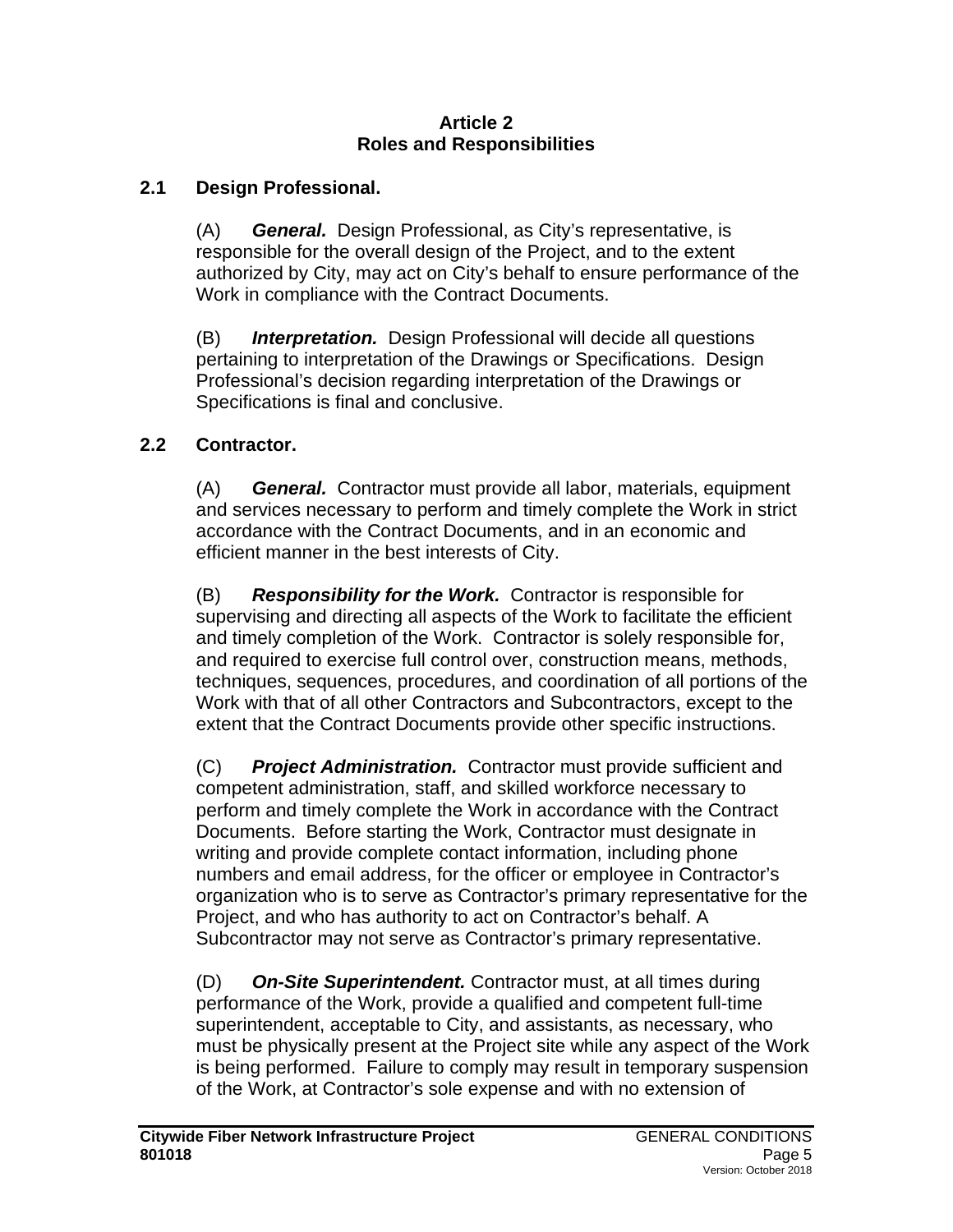# Article 2
# Roles and Responsibilities

## 2.1 Design Professional.

(A) ***General.*** Design Professional, as City's representative, is responsible for the overall design of the Project, and to the extent authorized by City, may act on City's behalf to ensure performance of the Work in compliance with the Contract Documents.

(B) ***Interpretation.*** Design Professional will decide all questions pertaining to interpretation of the Drawings or Specifications. Design Professional's decision regarding interpretation of the Drawings or Specifications is final and conclusive.

## 2.2 Contractor.

(A) ***General.*** Contractor must provide all labor, materials, equipment and services necessary to perform and timely complete the Work in strict accordance with the Contract Documents, and in an economic and efficient manner in the best interests of City.

(B) ***Responsibility for the Work.*** Contractor is responsible for supervising and directing all aspects of the Work to facilitate the efficient and timely completion of the Work. Contractor is solely responsible for, and required to exercise full control over, construction means, methods, techniques, sequences, procedures, and coordination of all portions of the Work with that of all other Contractors and Subcontractors, except to the extent that the Contract Documents provide other specific instructions.

(C) ***Project Administration.*** Contractor must provide sufficient and competent administration, staff, and skilled workforce necessary to perform and timely complete the Work in accordance with the Contract Documents. Before starting the Work, Contractor must designate in writing and provide complete contact information, including phone numbers and email address, for the officer or employee in Contractor's organization who is to serve as Contractor's primary representative for the Project, and who has authority to act on Contractor's behalf. A Subcontractor may not serve as Contractor's primary representative.

(D) ***On-Site Superintendent.*** Contractor must, at all times during performance of the Work, provide a qualified and competent full-time superintendent, acceptable to City, and assistants, as necessary, who must be physically present at the Project site while any aspect of the Work is being performed. Failure to comply may result in temporary suspension of the Work, at Contractor's sole expense and with no extension of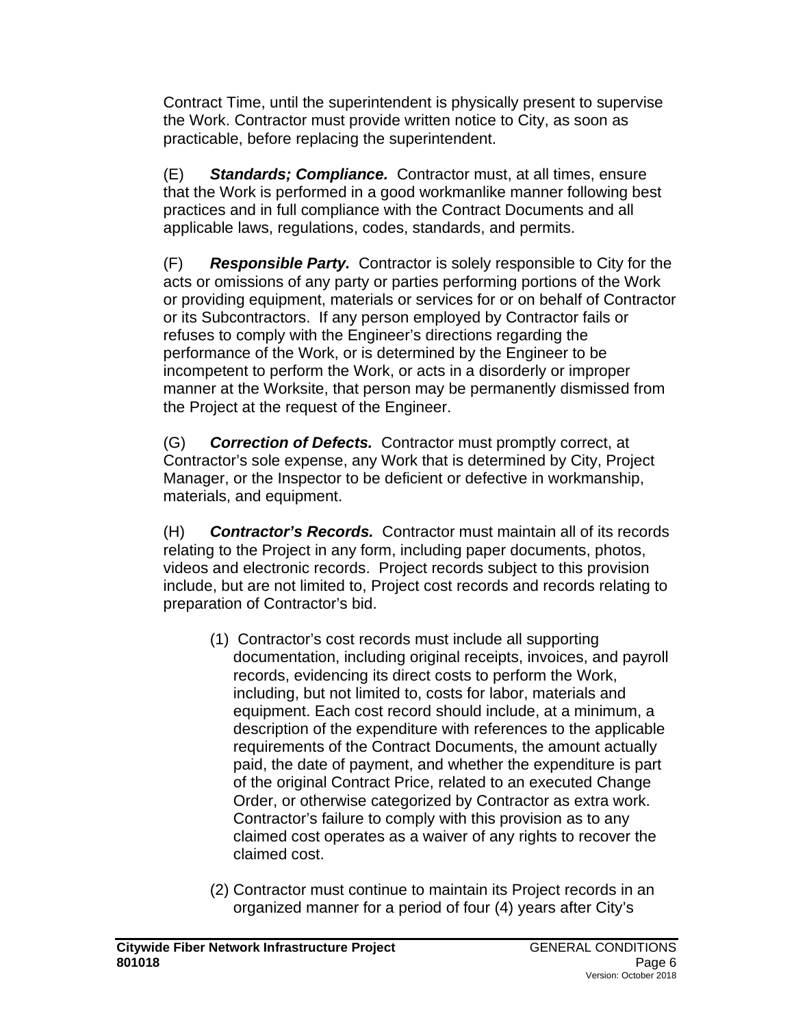Contract Time, until the superintendent is physically present to supervise the Work. Contractor must provide written notice to City, as soon as practicable, before replacing the superintendent.

(E) ***Standards; Compliance.*** Contractor must, at all times, ensure that the Work is performed in a good workmanlike manner following best practices and in full compliance with the Contract Documents and all applicable laws, regulations, codes, standards, and permits.

(F) ***Responsible Party.*** Contractor is solely responsible to City for the acts or omissions of any party or parties performing portions of the Work or providing equipment, materials or services for or on behalf of Contractor or its Subcontractors. If any person employed by Contractor fails or refuses to comply with the Engineer's directions regarding the performance of the Work, or is determined by the Engineer to be incompetent to perform the Work, or acts in a disorderly or improper manner at the Worksite, that person may be permanently dismissed from the Project at the request of the Engineer.

(G) ***Correction of Defects.*** Contractor must promptly correct, at Contractor's sole expense, any Work that is determined by City, Project Manager, or the Inspector to be deficient or defective in workmanship, materials, and equipment.

(H) ***Contractor's Records.*** Contractor must maintain all of its records relating to the Project in any form, including paper documents, photos, videos and electronic records. Project records subject to this provision include, but are not limited to, Project cost records and records relating to preparation of Contractor's bid.

(1) Contractor's cost records must include all supporting documentation, including original receipts, invoices, and payroll records, evidencing its direct costs to perform the Work, including, but not limited to, costs for labor, materials and equipment. Each cost record should include, at a minimum, a description of the expenditure with references to the applicable requirements of the Contract Documents, the amount actually paid, the date of payment, and whether the expenditure is part of the original Contract Price, related to an executed Change Order, or otherwise categorized by Contractor as extra work. Contractor's failure to comply with this provision as to any claimed cost operates as a waiver of any rights to recover the claimed cost.

(2) Contractor must continue to maintain its Project records in an organized manner for a period of four (4) years after City's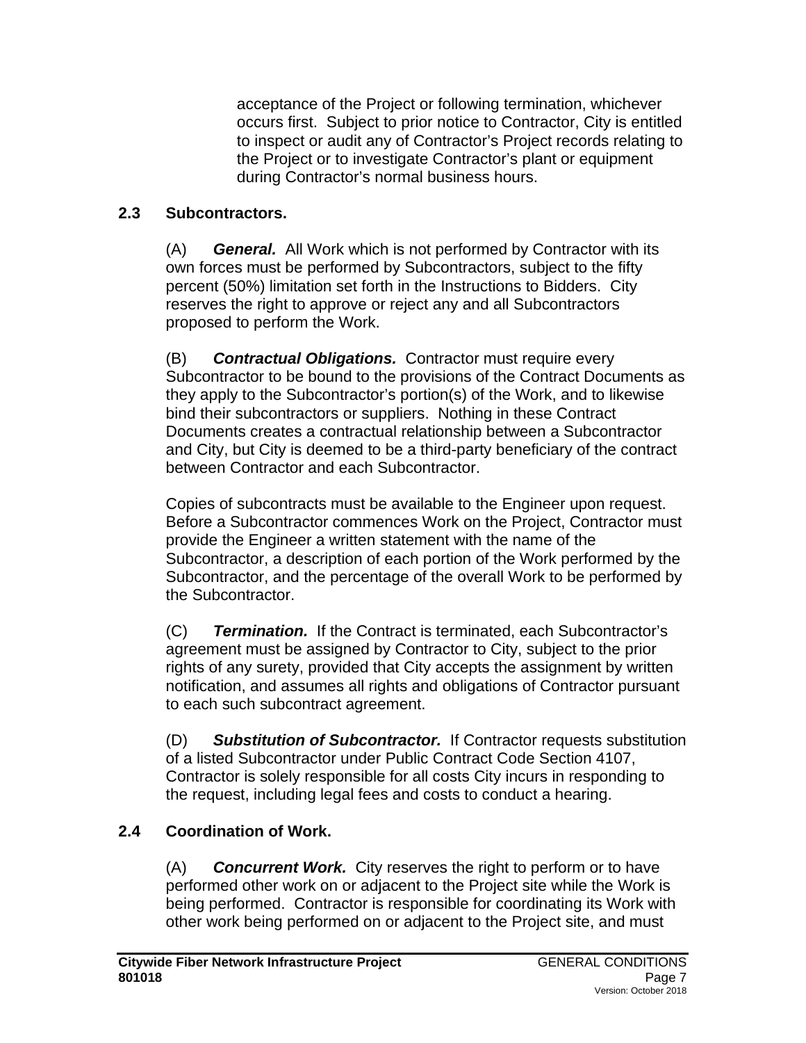acceptance of the Project or following termination, whichever occurs first. Subject to prior notice to Contractor, City is entitled to inspect or audit any of Contractor's Project records relating to the Project or to investigate Contractor's plant or equipment during Contractor's normal business hours.

### 2.3 Subcontractors.

(A) ***General.*** All Work which is not performed by Contractor with its own forces must be performed by Subcontractors, subject to the fifty percent (50%) limitation set forth in the Instructions to Bidders. City reserves the right to approve or reject any and all Subcontractors proposed to perform the Work.

(B) ***Contractual Obligations.*** Contractor must require every Subcontractor to be bound to the provisions of the Contract Documents as they apply to the Subcontractor's portion(s) of the Work, and to likewise bind their subcontractors or suppliers. Nothing in these Contract Documents creates a contractual relationship between a Subcontractor and City, but City is deemed to be a third-party beneficiary of the contract between Contractor and each Subcontractor.

Copies of subcontracts must be available to the Engineer upon request. Before a Subcontractor commences Work on the Project, Contractor must provide the Engineer a written statement with the name of the Subcontractor, a description of each portion of the Work performed by the Subcontractor, and the percentage of the overall Work to be performed by the Subcontractor.

(C) ***Termination.*** If the Contract is terminated, each Subcontractor's agreement must be assigned by Contractor to City, subject to the prior rights of any surety, provided that City accepts the assignment by written notification, and assumes all rights and obligations of Contractor pursuant to each such subcontract agreement.

(D) ***Substitution of Subcontractor.*** If Contractor requests substitution of a listed Subcontractor under Public Contract Code Section 4107, Contractor is solely responsible for all costs City incurs in responding to the request, including legal fees and costs to conduct a hearing.

### 2.4 Coordination of Work.

(A) ***Concurrent Work.*** City reserves the right to perform or to have performed other work on or adjacent to the Project site while the Work is being performed. Contractor is responsible for coordinating its Work with other work being performed on or adjacent to the Project site, and must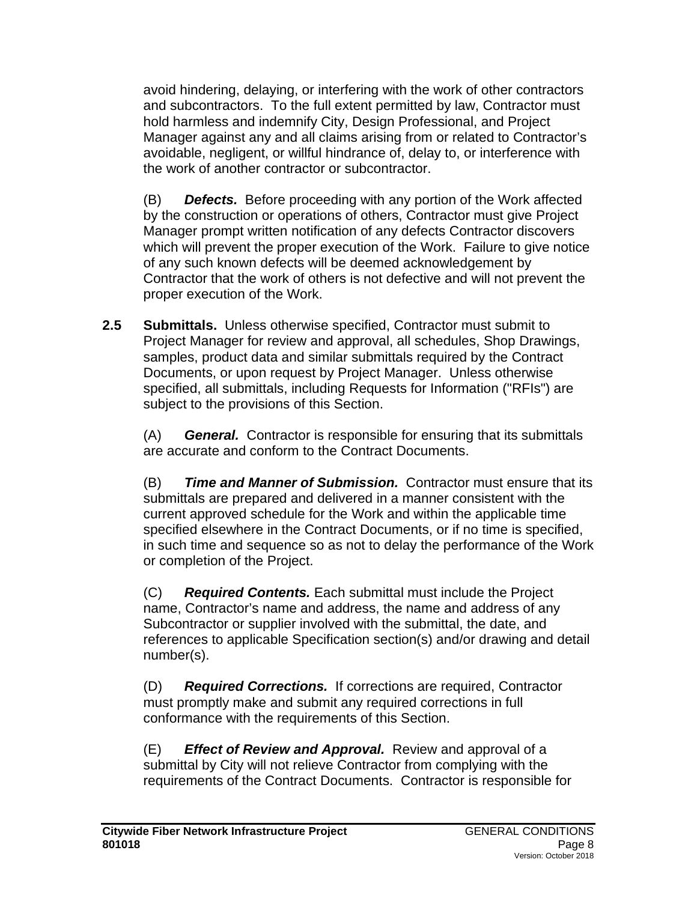avoid hindering, delaying, or interfering with the work of other contractors and subcontractors. To the full extent permitted by law, Contractor must hold harmless and indemnify City, Design Professional, and Project Manager against any and all claims arising from or related to Contractor's avoidable, negligent, or willful hindrance of, delay to, or interference with the work of another contractor or subcontractor.

(B) ***Defects.*** Before proceeding with any portion of the Work affected by the construction or operations of others, Contractor must give Project Manager prompt written notification of any defects Contractor discovers which will prevent the proper execution of the Work. Failure to give notice of any such known defects will be deemed acknowledgement by Contractor that the work of others is not defective and will not prevent the proper execution of the Work.

**2.5 Submittals.** Unless otherwise specified, Contractor must submit to Project Manager for review and approval, all schedules, Shop Drawings, samples, product data and similar submittals required by the Contract Documents, or upon request by Project Manager. Unless otherwise specified, all submittals, including Requests for Information ("RFIs") are subject to the provisions of this Section.

(A) ***General.*** Contractor is responsible for ensuring that its submittals are accurate and conform to the Contract Documents.

(B) ***Time and Manner of Submission.*** Contractor must ensure that its submittals are prepared and delivered in a manner consistent with the current approved schedule for the Work and within the applicable time specified elsewhere in the Contract Documents, or if no time is specified, in such time and sequence so as not to delay the performance of the Work or completion of the Project.

(C) ***Required Contents.*** Each submittal must include the Project name, Contractor's name and address, the name and address of any Subcontractor or supplier involved with the submittal, the date, and references to applicable Specification section(s) and/or drawing and detail number(s).

(D) ***Required Corrections.*** If corrections are required, Contractor must promptly make and submit any required corrections in full conformance with the requirements of this Section.

(E) ***Effect of Review and Approval.*** Review and approval of a submittal by City will not relieve Contractor from complying with the requirements of the Contract Documents. Contractor is responsible for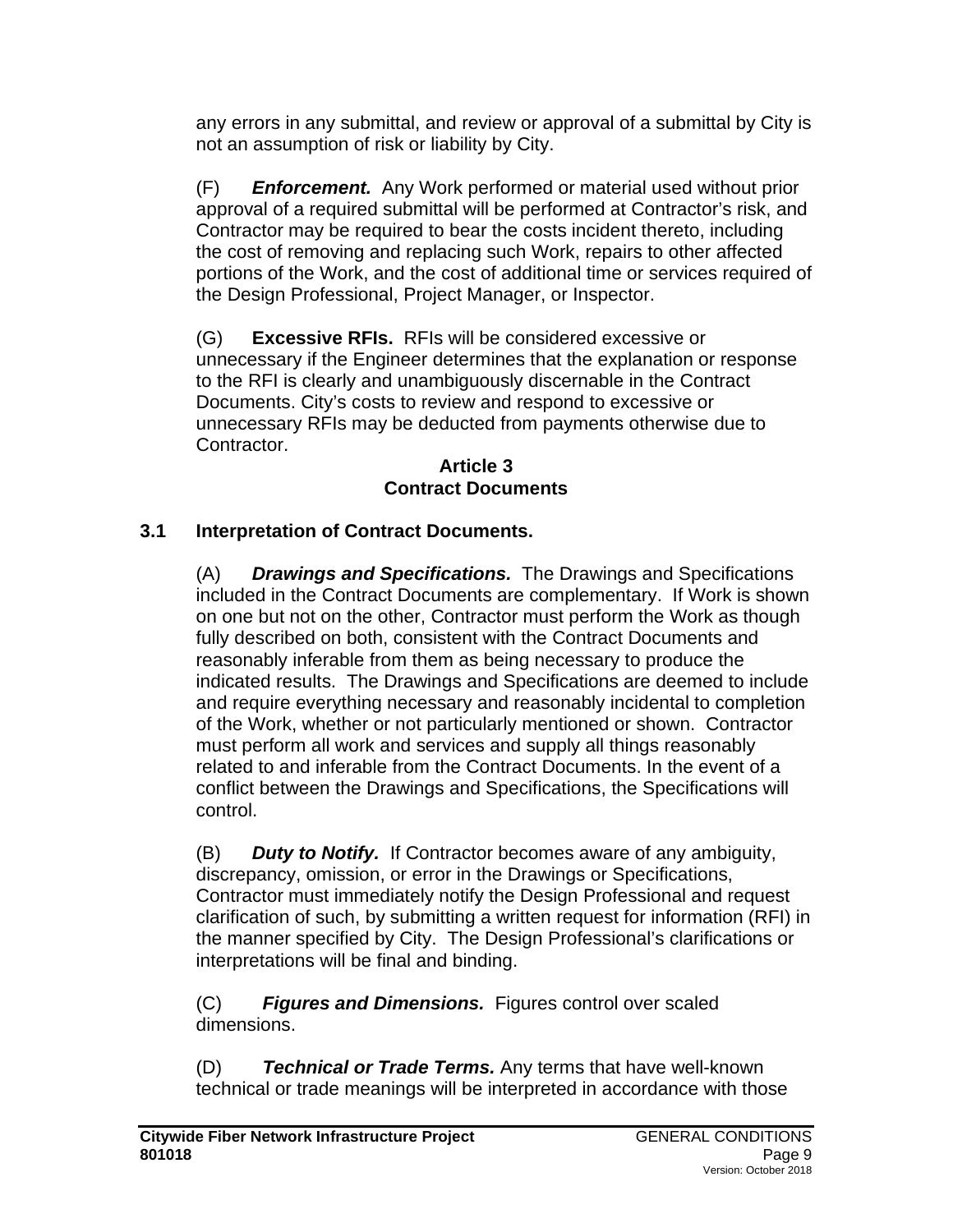any errors in any submittal, and review or approval of a submittal by City is not an assumption of risk or liability by City.

(F) ***Enforcement.*** Any Work performed or material used without prior approval of a required submittal will be performed at Contractor's risk, and Contractor may be required to bear the costs incident thereto, including the cost of removing and replacing such Work, repairs to other affected portions of the Work, and the cost of additional time or services required of the Design Professional, Project Manager, or Inspector.

(G) **Excessive RFIs.** RFIs will be considered excessive or unnecessary if the Engineer determines that the explanation or response to the RFI is clearly and unambiguously discernable in the Contract Documents. City's costs to review and respond to excessive or unnecessary RFIs may be deducted from payments otherwise due to Contractor.

## Article 3
## Contract Documents

### 3.1 Interpretation of Contract Documents.

(A) ***Drawings and Specifications.*** The Drawings and Specifications included in the Contract Documents are complementary. If Work is shown on one but not on the other, Contractor must perform the Work as though fully described on both, consistent with the Contract Documents and reasonably inferable from them as being necessary to produce the indicated results. The Drawings and Specifications are deemed to include and require everything necessary and reasonably incidental to completion of the Work, whether or not particularly mentioned or shown. Contractor must perform all work and services and supply all things reasonably related to and inferable from the Contract Documents. In the event of a conflict between the Drawings and Specifications, the Specifications will control.

(B) ***Duty to Notify.*** If Contractor becomes aware of any ambiguity, discrepancy, omission, or error in the Drawings or Specifications, Contractor must immediately notify the Design Professional and request clarification of such, by submitting a written request for information (RFI) in the manner specified by City. The Design Professional's clarifications or interpretations will be final and binding.

(C) ***Figures and Dimensions.*** Figures control over scaled dimensions.

(D) ***Technical or Trade Terms.*** Any terms that have well-known technical or trade meanings will be interpreted in accordance with those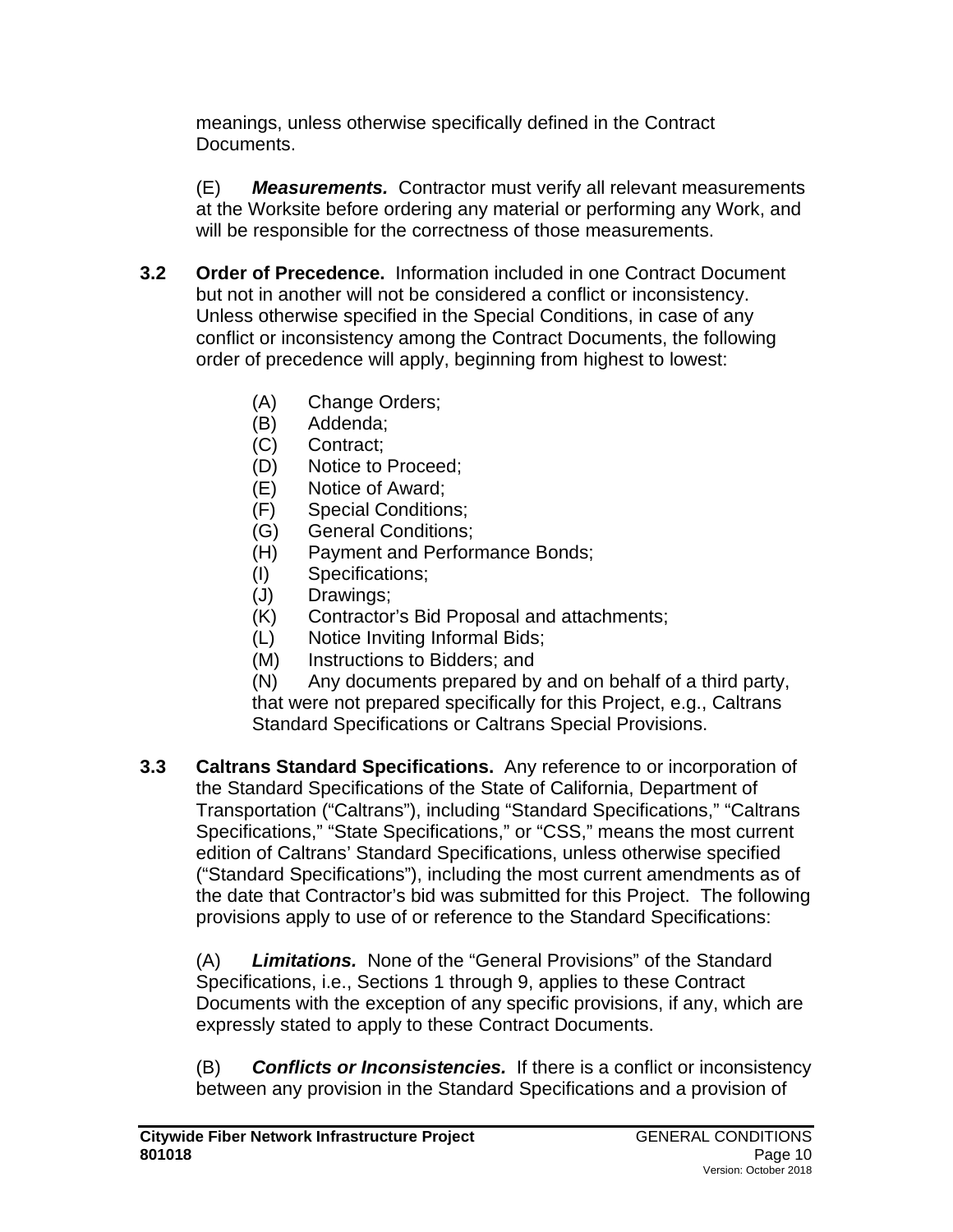meanings, unless otherwise specifically defined in the Contract Documents.

(E) ***Measurements.*** Contractor must verify all relevant measurements at the Worksite before ordering any material or performing any Work, and will be responsible for the correctness of those measurements.

**3.2 Order of Precedence.** Information included in one Contract Document but not in another will not be considered a conflict or inconsistency. Unless otherwise specified in the Special Conditions, in case of any conflict or inconsistency among the Contract Documents, the following order of precedence will apply, beginning from highest to lowest:

(A) Change Orders;
(B) Addenda;
(C) Contract;
(D) Notice to Proceed;
(E) Notice of Award;
(F) Special Conditions;
(G) General Conditions;
(H) Payment and Performance Bonds;
(I) Specifications;
(J) Drawings;
(K) Contractor's Bid Proposal and attachments;
(L) Notice Inviting Informal Bids;
(M) Instructions to Bidders; and
(N) Any documents prepared by and on behalf of a third party, that were not prepared specifically for this Project, e.g., Caltrans Standard Specifications or Caltrans Special Provisions.

**3.3 Caltrans Standard Specifications.** Any reference to or incorporation of the Standard Specifications of the State of California, Department of Transportation ("Caltrans"), including "Standard Specifications," "Caltrans Specifications," "State Specifications," or "CSS," means the most current edition of Caltrans' Standard Specifications, unless otherwise specified ("Standard Specifications"), including the most current amendments as of the date that Contractor's bid was submitted for this Project. The following provisions apply to use of or reference to the Standard Specifications:

(A) ***Limitations.*** None of the "General Provisions" of the Standard Specifications, i.e., Sections 1 through 9, applies to these Contract Documents with the exception of any specific provisions, if any, which are expressly stated to apply to these Contract Documents.

(B) ***Conflicts or Inconsistencies.*** If there is a conflict or inconsistency between any provision in the Standard Specifications and a provision of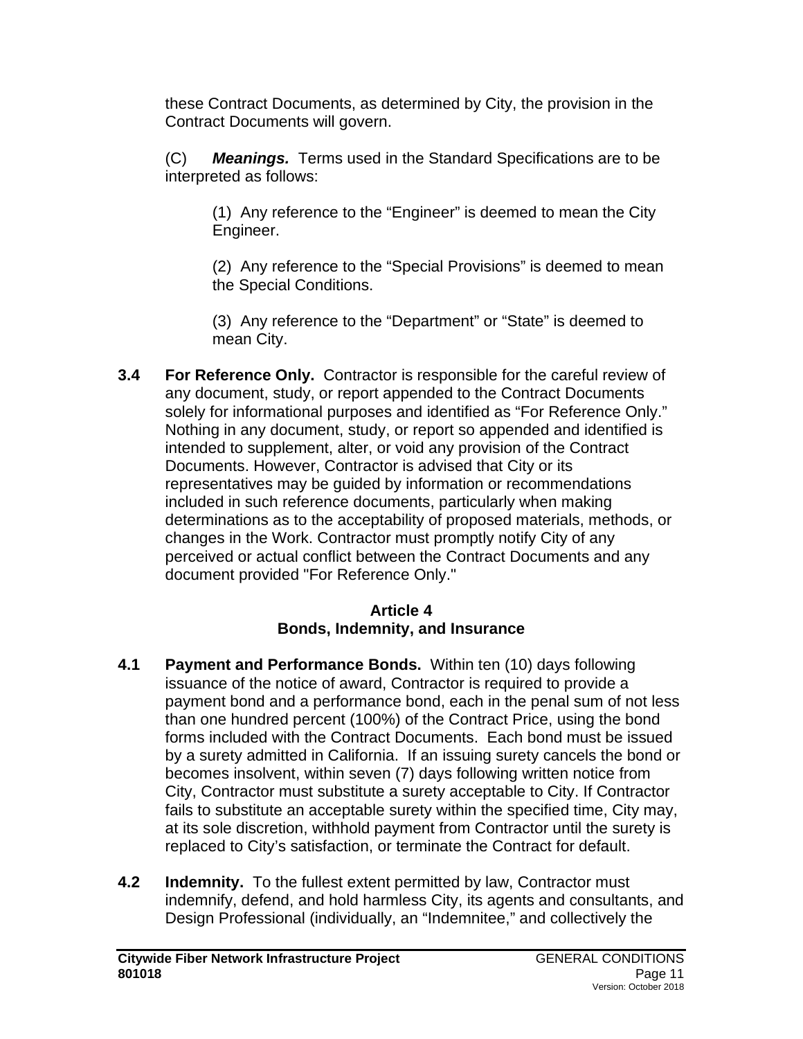these Contract Documents, as determined by City, the provision in the Contract Documents will govern.

(C) ***Meanings.*** Terms used in the Standard Specifications are to be interpreted as follows:

(1) Any reference to the "Engineer" is deemed to mean the City Engineer.

(2) Any reference to the "Special Provisions" is deemed to mean the Special Conditions.

(3) Any reference to the "Department" or "State" is deemed to mean City.

**3.4 For Reference Only.** Contractor is responsible for the careful review of any document, study, or report appended to the Contract Documents solely for informational purposes and identified as "For Reference Only." Nothing in any document, study, or report so appended and identified is intended to supplement, alter, or void any provision of the Contract Documents. However, Contractor is advised that City or its representatives may be guided by information or recommendations included in such reference documents, particularly when making determinations as to the acceptability of proposed materials, methods, or changes in the Work. Contractor must promptly notify City of any perceived or actual conflict between the Contract Documents and any document provided "For Reference Only."

## Article 4
## Bonds, Indemnity, and Insurance

**4.1 Payment and Performance Bonds.** Within ten (10) days following issuance of the notice of award, Contractor is required to provide a payment bond and a performance bond, each in the penal sum of not less than one hundred percent (100%) of the Contract Price, using the bond forms included with the Contract Documents. Each bond must be issued by a surety admitted in California. If an issuing surety cancels the bond or becomes insolvent, within seven (7) days following written notice from City, Contractor must substitute a surety acceptable to City. If Contractor fails to substitute an acceptable surety within the specified time, City may, at its sole discretion, withhold payment from Contractor until the surety is replaced to City's satisfaction, or terminate the Contract for default.

**4.2 Indemnity.** To the fullest extent permitted by law, Contractor must indemnify, defend, and hold harmless City, its agents and consultants, and Design Professional (individually, an "Indemnitee," and collectively the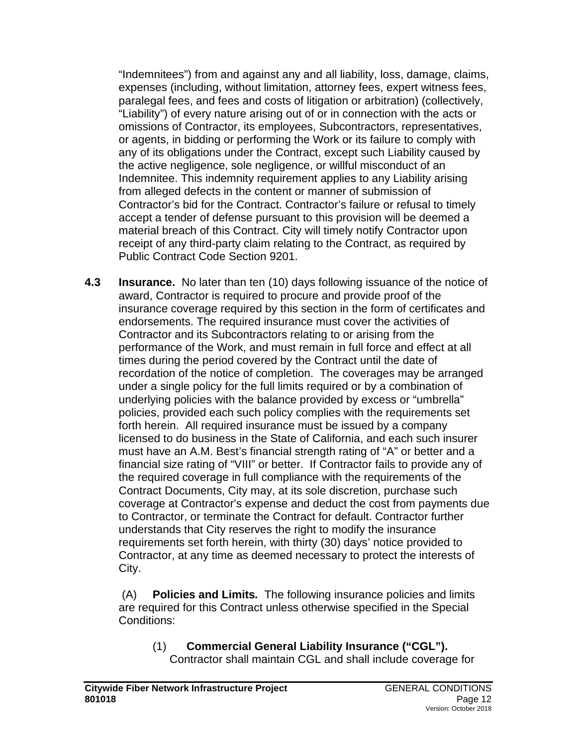"Indemnitees") from and against any and all liability, loss, damage, claims, expenses (including, without limitation, attorney fees, expert witness fees, paralegal fees, and fees and costs of litigation or arbitration) (collectively, "Liability") of every nature arising out of or in connection with the acts or omissions of Contractor, its employees, Subcontractors, representatives, or agents, in bidding or performing the Work or its failure to comply with any of its obligations under the Contract, except such Liability caused by the active negligence, sole negligence, or willful misconduct of an Indemnitee. This indemnity requirement applies to any Liability arising from alleged defects in the content or manner of submission of Contractor's bid for the Contract. Contractor's failure or refusal to timely accept a tender of defense pursuant to this provision will be deemed a material breach of this Contract. City will timely notify Contractor upon receipt of any third-party claim relating to the Contract, as required by Public Contract Code Section 9201.

**4.3 Insurance.** No later than ten (10) days following issuance of the notice of award, Contractor is required to procure and provide proof of the insurance coverage required by this section in the form of certificates and endorsements. The required insurance must cover the activities of Contractor and its Subcontractors relating to or arising from the performance of the Work, and must remain in full force and effect at all times during the period covered by the Contract until the date of recordation of the notice of completion. The coverages may be arranged under a single policy for the full limits required or by a combination of underlying policies with the balance provided by excess or "umbrella" policies, provided each such policy complies with the requirements set forth herein. All required insurance must be issued by a company licensed to do business in the State of California, and each such insurer must have an A.M. Best's financial strength rating of "A" or better and a financial size rating of "VIII" or better. If Contractor fails to provide any of the required coverage in full compliance with the requirements of the Contract Documents, City may, at its sole discretion, purchase such coverage at Contractor's expense and deduct the cost from payments due to Contractor, or terminate the Contract for default. Contractor further understands that City reserves the right to modify the insurance requirements set forth herein, with thirty (30) days' notice provided to Contractor, at any time as deemed necessary to protect the interests of City.

(A) **Policies and Limits.** The following insurance policies and limits are required for this Contract unless otherwise specified in the Special Conditions:

(1) **Commercial General Liability Insurance ("CGL").** Contractor shall maintain CGL and shall include coverage for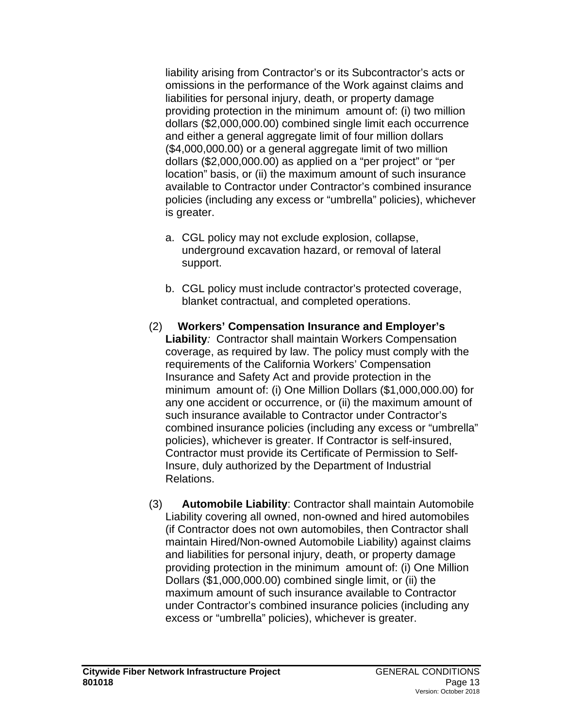liability arising from Contractor's or its Subcontractor's acts or omissions in the performance of the Work against claims and liabilities for personal injury, death, or property damage providing protection in the minimum amount of: (i) two million dollars ($2,000,000.00) combined single limit each occurrence and either a general aggregate limit of four million dollars ($4,000,000.00) or a general aggregate limit of two million dollars ($2,000,000.00) as applied on a "per project" or "per location" basis, or (ii) the maximum amount of such insurance available to Contractor under Contractor's combined insurance policies (including any excess or "umbrella" policies), whichever is greater.

a. CGL policy may not exclude explosion, collapse, underground excavation hazard, or removal of lateral support.

b. CGL policy must include contractor's protected coverage, blanket contractual, and completed operations.

(2) **Workers' Compensation Insurance and Employer's Liability***:* Contractor shall maintain Workers Compensation coverage, as required by law. The policy must comply with the requirements of the California Workers' Compensation Insurance and Safety Act and provide protection in the minimum amount of: (i) One Million Dollars ($1,000,000.00) for any one accident or occurrence, or (ii) the maximum amount of such insurance available to Contractor under Contractor's combined insurance policies (including any excess or "umbrella" policies), whichever is greater. If Contractor is self-insured, Contractor must provide its Certificate of Permission to Self-Insure, duly authorized by the Department of Industrial Relations.

(3) **Automobile Liability**: Contractor shall maintain Automobile Liability covering all owned, non-owned and hired automobiles (if Contractor does not own automobiles, then Contractor shall maintain Hired/Non-owned Automobile Liability) against claims and liabilities for personal injury, death, or property damage providing protection in the minimum amount of: (i) One Million Dollars ($1,000,000.00) combined single limit, or (ii) the maximum amount of such insurance available to Contractor under Contractor's combined insurance policies (including any excess or "umbrella" policies), whichever is greater.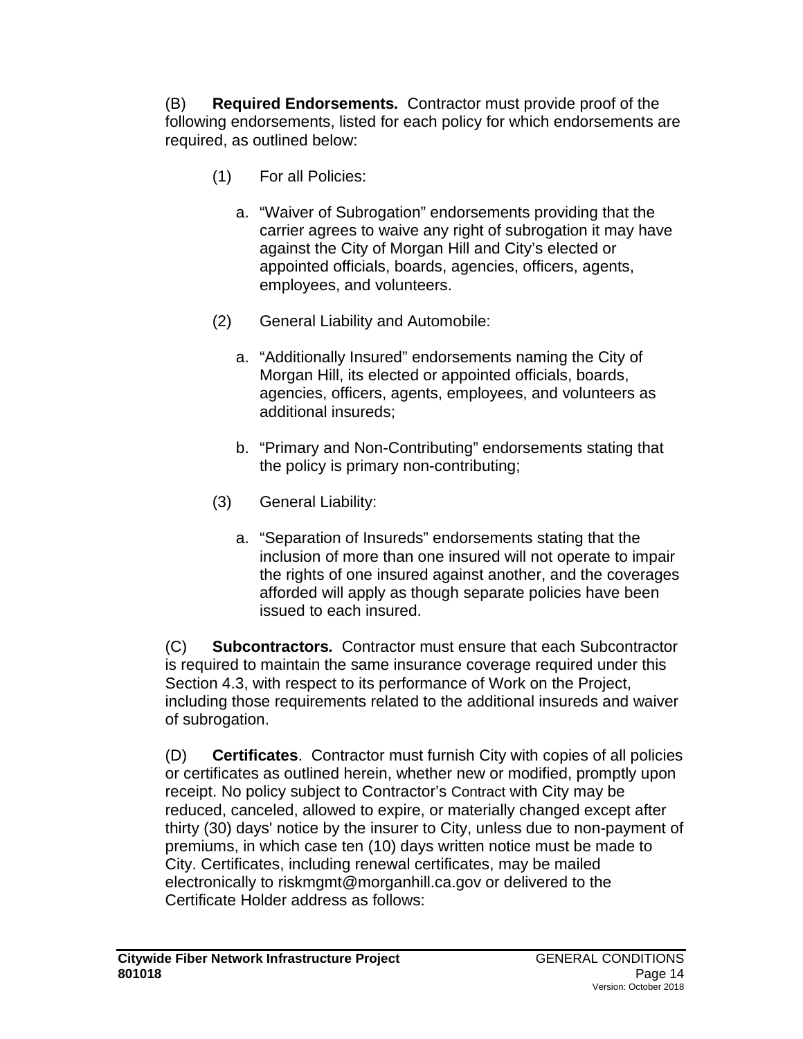(B) **Required Endorsements.** Contractor must provide proof of the following endorsements, listed for each policy for which endorsements are required, as outlined below:

(1) For all Policies:

a. "Waiver of Subrogation" endorsements providing that the carrier agrees to waive any right of subrogation it may have against the City of Morgan Hill and City's elected or appointed officials, boards, agencies, officers, agents, employees, and volunteers.

(2) General Liability and Automobile:

a. "Additionally Insured" endorsements naming the City of Morgan Hill, its elected or appointed officials, boards, agencies, officers, agents, employees, and volunteers as additional insureds;

b. "Primary and Non-Contributing" endorsements stating that the policy is primary non-contributing;

(3) General Liability:

a. "Separation of Insureds" endorsements stating that the inclusion of more than one insured will not operate to impair the rights of one insured against another, and the coverages afforded will apply as though separate policies have been issued to each insured.

(C) **Subcontractors.** Contractor must ensure that each Subcontractor is required to maintain the same insurance coverage required under this Section 4.3, with respect to its performance of Work on the Project, including those requirements related to the additional insureds and waiver of subrogation.

(D) **Certificates**. Contractor must furnish City with copies of all policies or certificates as outlined herein, whether new or modified, promptly upon receipt. No policy subject to Contractor's Contract with City may be reduced, canceled, allowed to expire, or materially changed except after thirty (30) days' notice by the insurer to City, unless due to non-payment of premiums, in which case ten (10) days written notice must be made to City. Certificates, including renewal certificates, may be mailed electronically to riskmgmt@morganhill.ca.gov or delivered to the Certificate Holder address as follows: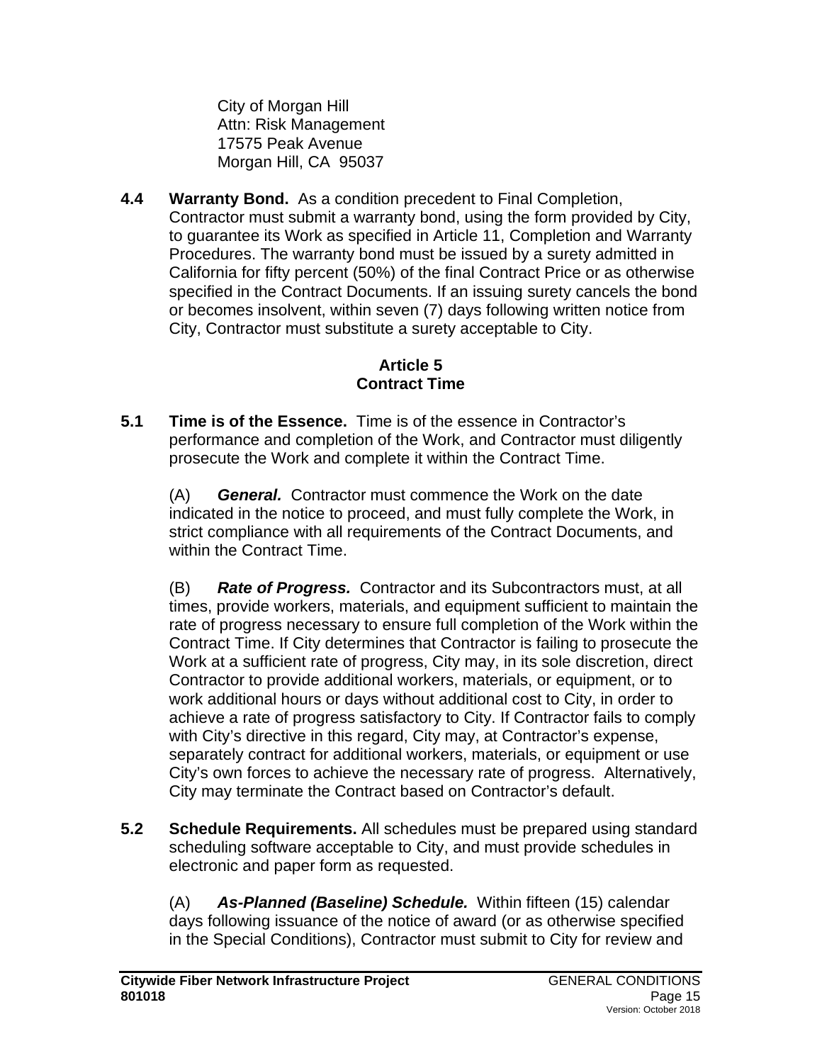City of Morgan Hill
Attn: Risk Management
17575 Peak Avenue
Morgan Hill, CA 95037

**4.4 Warranty Bond.** As a condition precedent to Final Completion, Contractor must submit a warranty bond, using the form provided by City, to guarantee its Work as specified in Article 11, Completion and Warranty Procedures. The warranty bond must be issued by a surety admitted in California for fifty percent (50%) of the final Contract Price or as otherwise specified in the Contract Documents. If an issuing surety cancels the bond or becomes insolvent, within seven (7) days following written notice from City, Contractor must substitute a surety acceptable to City.

## Article 5
## Contract Time

**5.1 Time is of the Essence.** Time is of the essence in Contractor's performance and completion of the Work, and Contractor must diligently prosecute the Work and complete it within the Contract Time.

(A) ***General.*** Contractor must commence the Work on the date indicated in the notice to proceed, and must fully complete the Work, in strict compliance with all requirements of the Contract Documents, and within the Contract Time.

(B) ***Rate of Progress.*** Contractor and its Subcontractors must, at all times, provide workers, materials, and equipment sufficient to maintain the rate of progress necessary to ensure full completion of the Work within the Contract Time. If City determines that Contractor is failing to prosecute the Work at a sufficient rate of progress, City may, in its sole discretion, direct Contractor to provide additional workers, materials, or equipment, or to work additional hours or days without additional cost to City, in order to achieve a rate of progress satisfactory to City. If Contractor fails to comply with City's directive in this regard, City may, at Contractor's expense, separately contract for additional workers, materials, or equipment or use City's own forces to achieve the necessary rate of progress. Alternatively, City may terminate the Contract based on Contractor's default.

**5.2 Schedule Requirements.** All schedules must be prepared using standard scheduling software acceptable to City, and must provide schedules in electronic and paper form as requested.

(A) ***As-Planned (Baseline) Schedule.*** Within fifteen (15) calendar days following issuance of the notice of award (or as otherwise specified in the Special Conditions), Contractor must submit to City for review and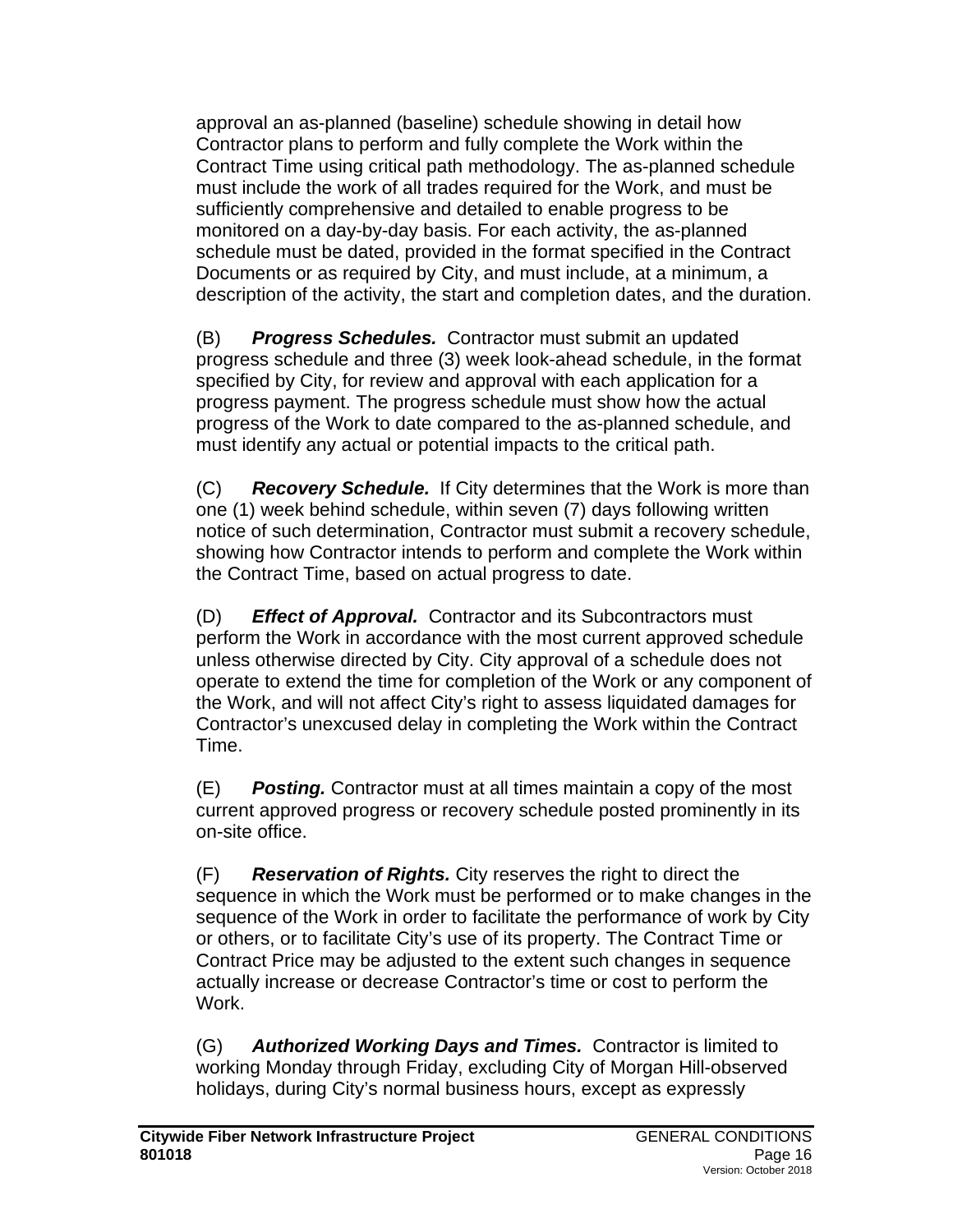approval an as-planned (baseline) schedule showing in detail how Contractor plans to perform and fully complete the Work within the Contract Time using critical path methodology. The as-planned schedule must include the work of all trades required for the Work, and must be sufficiently comprehensive and detailed to enable progress to be monitored on a day-by-day basis. For each activity, the as-planned schedule must be dated, provided in the format specified in the Contract Documents or as required by City, and must include, at a minimum, a description of the activity, the start and completion dates, and the duration.

(B) ***Progress Schedules.*** Contractor must submit an updated progress schedule and three (3) week look-ahead schedule, in the format specified by City, for review and approval with each application for a progress payment. The progress schedule must show how the actual progress of the Work to date compared to the as-planned schedule, and must identify any actual or potential impacts to the critical path.

(C) ***Recovery Schedule.*** If City determines that the Work is more than one (1) week behind schedule, within seven (7) days following written notice of such determination, Contractor must submit a recovery schedule, showing how Contractor intends to perform and complete the Work within the Contract Time, based on actual progress to date.

(D) ***Effect of Approval.*** Contractor and its Subcontractors must perform the Work in accordance with the most current approved schedule unless otherwise directed by City. City approval of a schedule does not operate to extend the time for completion of the Work or any component of the Work, and will not affect City's right to assess liquidated damages for Contractor's unexcused delay in completing the Work within the Contract Time.

(E) ***Posting.*** Contractor must at all times maintain a copy of the most current approved progress or recovery schedule posted prominently in its on-site office.

(F) ***Reservation of Rights.*** City reserves the right to direct the sequence in which the Work must be performed or to make changes in the sequence of the Work in order to facilitate the performance of work by City or others, or to facilitate City's use of its property. The Contract Time or Contract Price may be adjusted to the extent such changes in sequence actually increase or decrease Contractor's time or cost to perform the Work.

(G) ***Authorized Working Days and Times.*** Contractor is limited to working Monday through Friday, excluding City of Morgan Hill-observed holidays, during City's normal business hours, except as expressly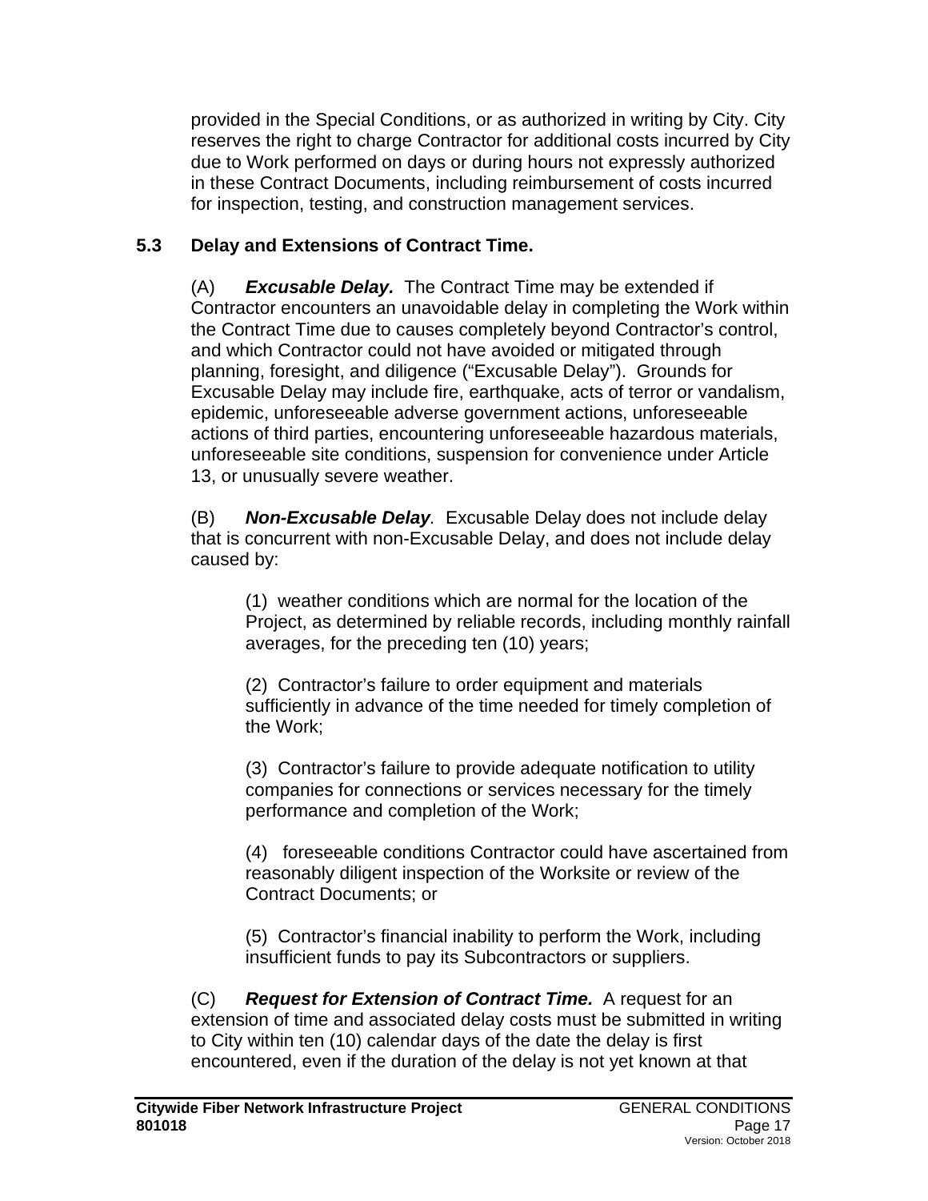provided in the Special Conditions, or as authorized in writing by City. City reserves the right to charge Contractor for additional costs incurred by City due to Work performed on days or during hours not expressly authorized in these Contract Documents, including reimbursement of costs incurred for inspection, testing, and construction management services.

### 5.3 Delay and Extensions of Contract Time.

(A) ***Excusable Delay.*** The Contract Time may be extended if Contractor encounters an unavoidable delay in completing the Work within the Contract Time due to causes completely beyond Contractor's control, and which Contractor could not have avoided or mitigated through planning, foresight, and diligence ("Excusable Delay"). Grounds for Excusable Delay may include fire, earthquake, acts of terror or vandalism, epidemic, unforeseeable adverse government actions, unforeseeable actions of third parties, encountering unforeseeable hazardous materials, unforeseeable site conditions, suspension for convenience under Article 13, or unusually severe weather.

(B) ***Non-Excusable Delay***. Excusable Delay does not include delay that is concurrent with non-Excusable Delay, and does not include delay caused by:

(1) weather conditions which are normal for the location of the Project, as determined by reliable records, including monthly rainfall averages, for the preceding ten (10) years;

(2) Contractor's failure to order equipment and materials sufficiently in advance of the time needed for timely completion of the Work;

(3) Contractor's failure to provide adequate notification to utility companies for connections or services necessary for the timely performance and completion of the Work;

(4) foreseeable conditions Contractor could have ascertained from reasonably diligent inspection of the Worksite or review of the Contract Documents; or

(5) Contractor's financial inability to perform the Work, including insufficient funds to pay its Subcontractors or suppliers.

(C) ***Request for Extension of Contract Time.*** A request for an extension of time and associated delay costs must be submitted in writing to City within ten (10) calendar days of the date the delay is first encountered, even if the duration of the delay is not yet known at that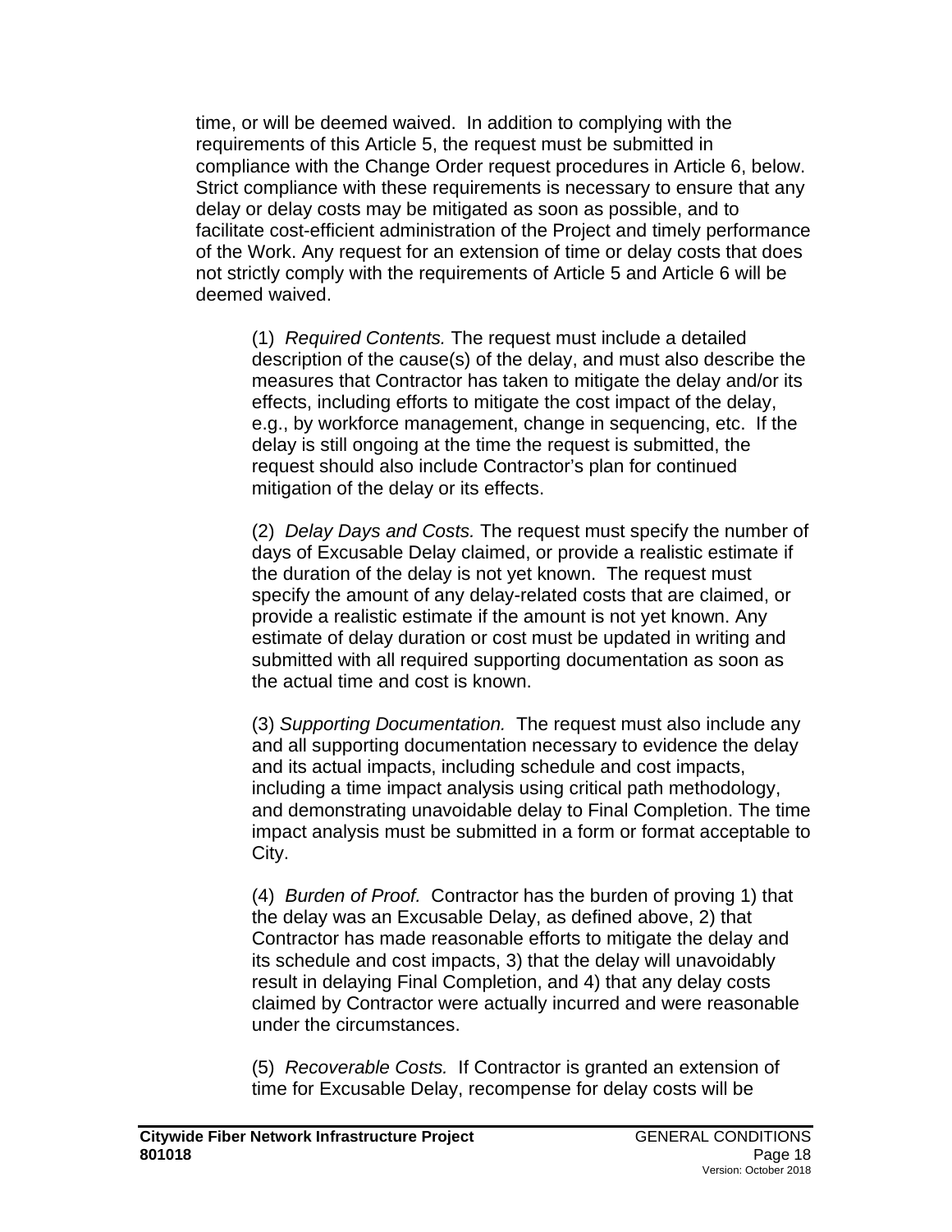time, or will be deemed waived. In addition to complying with the requirements of this Article 5, the request must be submitted in compliance with the Change Order request procedures in Article 6, below. Strict compliance with these requirements is necessary to ensure that any delay or delay costs may be mitigated as soon as possible, and to facilitate cost-efficient administration of the Project and timely performance of the Work. Any request for an extension of time or delay costs that does not strictly comply with the requirements of Article 5 and Article 6 will be deemed waived.

(1) *Required Contents.* The request must include a detailed description of the cause(s) of the delay, and must also describe the measures that Contractor has taken to mitigate the delay and/or its effects, including efforts to mitigate the cost impact of the delay, e.g., by workforce management, change in sequencing, etc. If the delay is still ongoing at the time the request is submitted, the request should also include Contractor's plan for continued mitigation of the delay or its effects.

(2) *Delay Days and Costs.* The request must specify the number of days of Excusable Delay claimed, or provide a realistic estimate if the duration of the delay is not yet known. The request must specify the amount of any delay-related costs that are claimed, or provide a realistic estimate if the amount is not yet known. Any estimate of delay duration or cost must be updated in writing and submitted with all required supporting documentation as soon as the actual time and cost is known.

(3) *Supporting Documentation.* The request must also include any and all supporting documentation necessary to evidence the delay and its actual impacts, including schedule and cost impacts, including a time impact analysis using critical path methodology, and demonstrating unavoidable delay to Final Completion. The time impact analysis must be submitted in a form or format acceptable to City.

(4) *Burden of Proof.* Contractor has the burden of proving 1) that the delay was an Excusable Delay, as defined above, 2) that Contractor has made reasonable efforts to mitigate the delay and its schedule and cost impacts, 3) that the delay will unavoidably result in delaying Final Completion, and 4) that any delay costs claimed by Contractor were actually incurred and were reasonable under the circumstances.

(5) *Recoverable Costs.* If Contractor is granted an extension of time for Excusable Delay, recompense for delay costs will be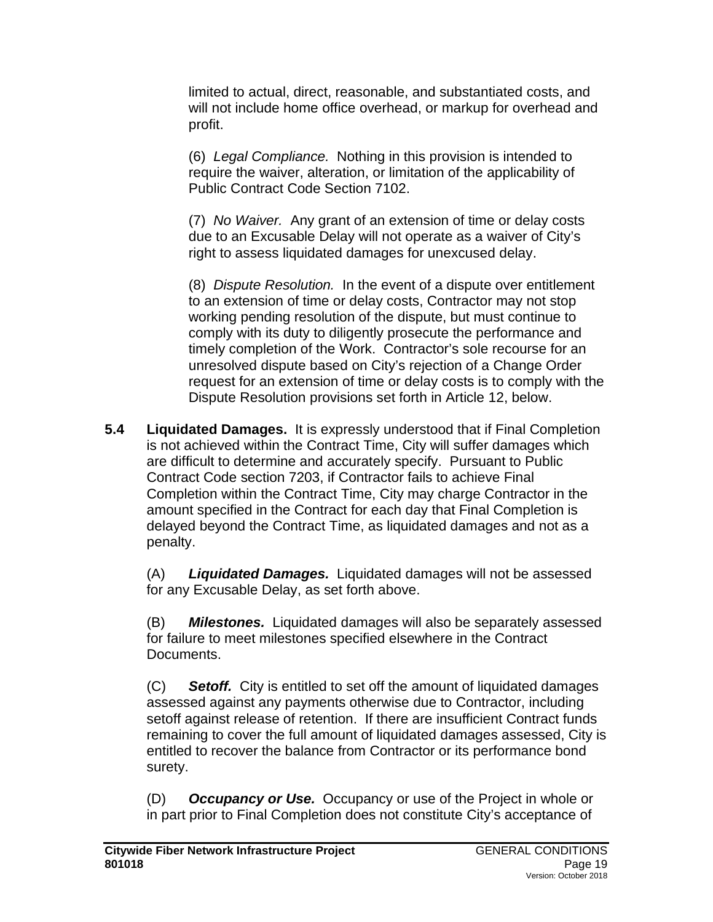limited to actual, direct, reasonable, and substantiated costs, and will not include home office overhead, or markup for overhead and profit.

(6) *Legal Compliance.* Nothing in this provision is intended to require the waiver, alteration, or limitation of the applicability of Public Contract Code Section 7102.

(7) *No Waiver.* Any grant of an extension of time or delay costs due to an Excusable Delay will not operate as a waiver of City's right to assess liquidated damages for unexcused delay.

(8) *Dispute Resolution.* In the event of a dispute over entitlement to an extension of time or delay costs, Contractor may not stop working pending resolution of the dispute, but must continue to comply with its duty to diligently prosecute the performance and timely completion of the Work. Contractor's sole recourse for an unresolved dispute based on City's rejection of a Change Order request for an extension of time or delay costs is to comply with the Dispute Resolution provisions set forth in Article 12, below.

**5.4 Liquidated Damages.** It is expressly understood that if Final Completion is not achieved within the Contract Time, City will suffer damages which are difficult to determine and accurately specify. Pursuant to Public Contract Code section 7203, if Contractor fails to achieve Final Completion within the Contract Time, City may charge Contractor in the amount specified in the Contract for each day that Final Completion is delayed beyond the Contract Time, as liquidated damages and not as a penalty.

(A) ***Liquidated Damages.*** Liquidated damages will not be assessed for any Excusable Delay, as set forth above.

(B) ***Milestones.*** Liquidated damages will also be separately assessed for failure to meet milestones specified elsewhere in the Contract Documents.

(C) ***Setoff.*** City is entitled to set off the amount of liquidated damages assessed against any payments otherwise due to Contractor, including setoff against release of retention. If there are insufficient Contract funds remaining to cover the full amount of liquidated damages assessed, City is entitled to recover the balance from Contractor or its performance bond surety.

(D) ***Occupancy or Use.*** Occupancy or use of the Project in whole or in part prior to Final Completion does not constitute City's acceptance of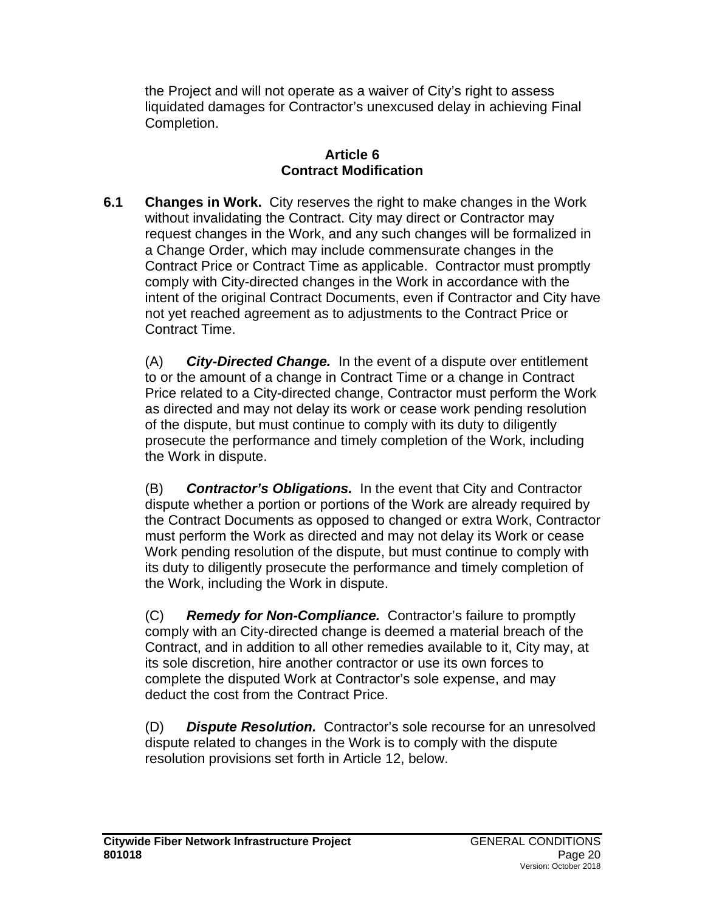the Project and will not operate as a waiver of City's right to assess liquidated damages for Contractor's unexcused delay in achieving Final Completion.

## Article 6
## Contract Modification

**6.1 Changes in Work.** City reserves the right to make changes in the Work without invalidating the Contract. City may direct or Contractor may request changes in the Work, and any such changes will be formalized in a Change Order, which may include commensurate changes in the Contract Price or Contract Time as applicable. Contractor must promptly comply with City-directed changes in the Work in accordance with the intent of the original Contract Documents, even if Contractor and City have not yet reached agreement as to adjustments to the Contract Price or Contract Time.

(A) ***City-Directed Change.*** In the event of a dispute over entitlement to or the amount of a change in Contract Time or a change in Contract Price related to a City-directed change, Contractor must perform the Work as directed and may not delay its work or cease work pending resolution of the dispute, but must continue to comply with its duty to diligently prosecute the performance and timely completion of the Work, including the Work in dispute.

(B) ***Contractor's Obligations.*** In the event that City and Contractor dispute whether a portion or portions of the Work are already required by the Contract Documents as opposed to changed or extra Work, Contractor must perform the Work as directed and may not delay its Work or cease Work pending resolution of the dispute, but must continue to comply with its duty to diligently prosecute the performance and timely completion of the Work, including the Work in dispute.

(C) ***Remedy for Non-Compliance.*** Contractor's failure to promptly comply with an City-directed change is deemed a material breach of the Contract, and in addition to all other remedies available to it, City may, at its sole discretion, hire another contractor or use its own forces to complete the disputed Work at Contractor's sole expense, and may deduct the cost from the Contract Price.

(D) ***Dispute Resolution.*** Contractor's sole recourse for an unresolved dispute related to changes in the Work is to comply with the dispute resolution provisions set forth in Article 12, below.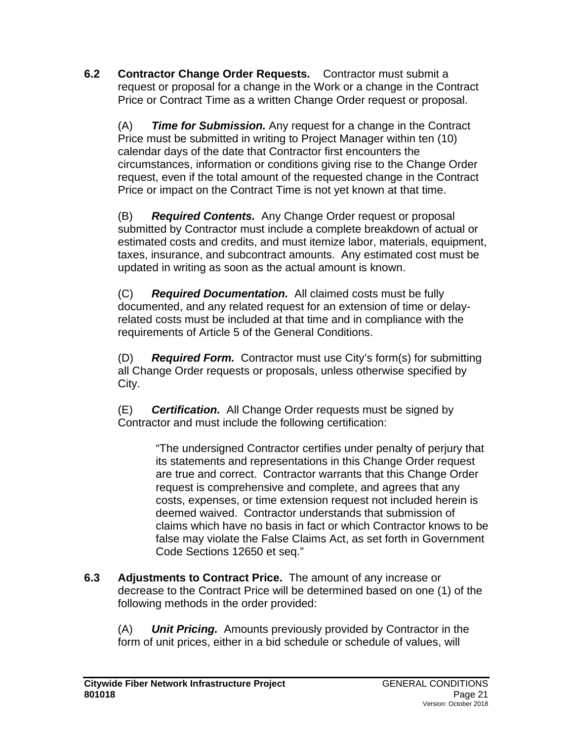**6.2 Contractor Change Order Requests.** Contractor must submit a request or proposal for a change in the Work or a change in the Contract Price or Contract Time as a written Change Order request or proposal.

(A) ***Time for Submission.*** Any request for a change in the Contract Price must be submitted in writing to Project Manager within ten (10) calendar days of the date that Contractor first encounters the circumstances, information or conditions giving rise to the Change Order request, even if the total amount of the requested change in the Contract Price or impact on the Contract Time is not yet known at that time.

(B) ***Required Contents.*** Any Change Order request or proposal submitted by Contractor must include a complete breakdown of actual or estimated costs and credits, and must itemize labor, materials, equipment, taxes, insurance, and subcontract amounts. Any estimated cost must be updated in writing as soon as the actual amount is known.

(C) ***Required Documentation.*** All claimed costs must be fully documented, and any related request for an extension of time or delay-related costs must be included at that time and in compliance with the requirements of Article 5 of the General Conditions.

(D) ***Required Form.*** Contractor must use City's form(s) for submitting all Change Order requests or proposals, unless otherwise specified by City.

(E) ***Certification.*** All Change Order requests must be signed by Contractor and must include the following certification:

> "The undersigned Contractor certifies under penalty of perjury that its statements and representations in this Change Order request are true and correct. Contractor warrants that this Change Order request is comprehensive and complete, and agrees that any costs, expenses, or time extension request not included herein is deemed waived. Contractor understands that submission of claims which have no basis in fact or which Contractor knows to be false may violate the False Claims Act, as set forth in Government Code Sections 12650 et seq."

**6.3 Adjustments to Contract Price.** The amount of any increase or decrease to the Contract Price will be determined based on one (1) of the following methods in the order provided:

(A) ***Unit Pricing.*** Amounts previously provided by Contractor in the form of unit prices, either in a bid schedule or schedule of values, will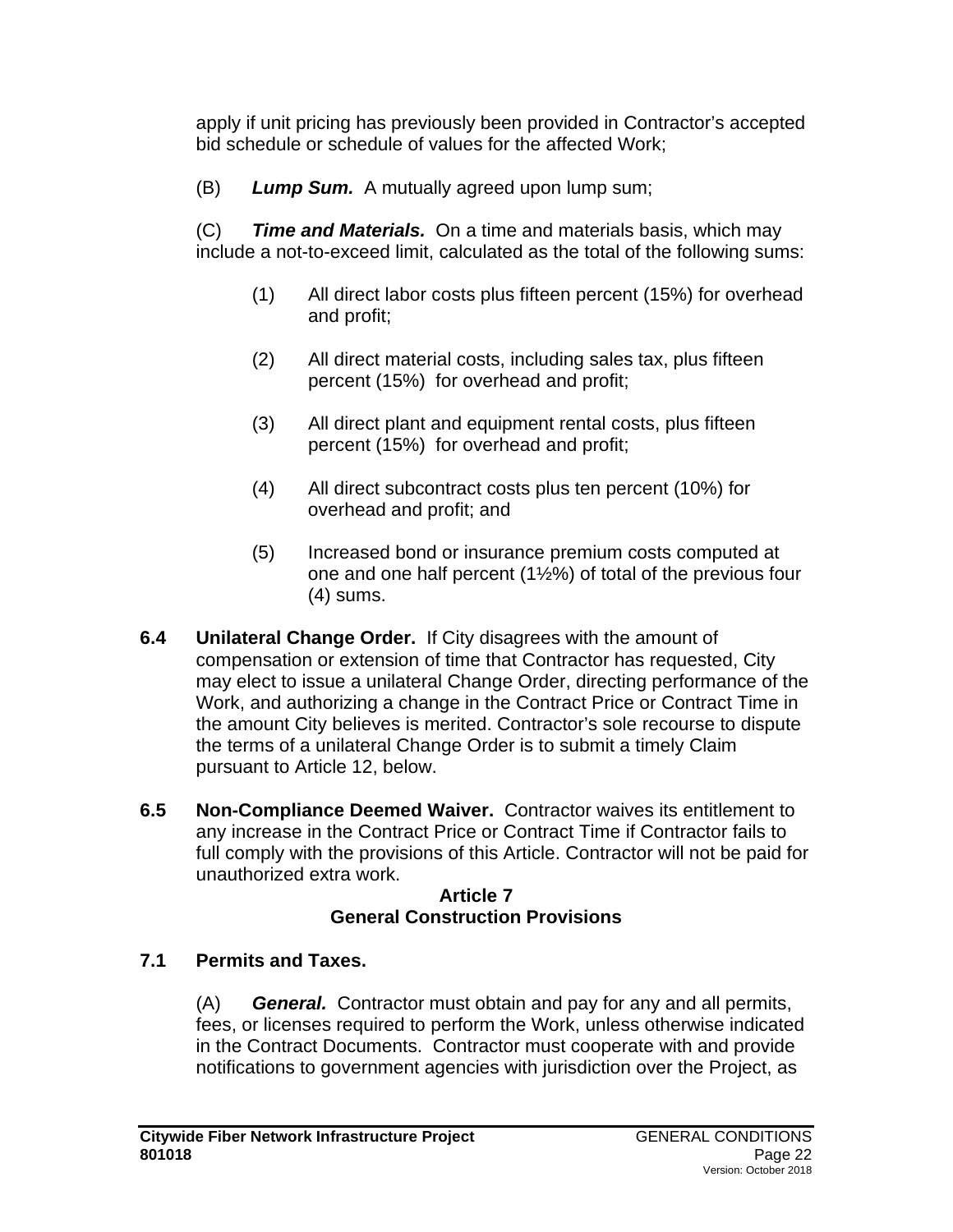apply if unit pricing has previously been provided in Contractor's accepted bid schedule or schedule of values for the affected Work;

(B) ***Lump Sum.*** A mutually agreed upon lump sum;

(C) ***Time and Materials.*** On a time and materials basis, which may include a not-to-exceed limit, calculated as the total of the following sums:

(1) All direct labor costs plus fifteen percent (15%) for overhead and profit;

(2) All direct material costs, including sales tax, plus fifteen percent (15%) for overhead and profit;

(3) All direct plant and equipment rental costs, plus fifteen percent (15%) for overhead and profit;

(4) All direct subcontract costs plus ten percent (10%) for overhead and profit; and

(5) Increased bond or insurance premium costs computed at one and one half percent (1½%) of total of the previous four (4) sums.

**6.4 Unilateral Change Order.** If City disagrees with the amount of compensation or extension of time that Contractor has requested, City may elect to issue a unilateral Change Order, directing performance of the Work, and authorizing a change in the Contract Price or Contract Time in the amount City believes is merited. Contractor's sole recourse to dispute the terms of a unilateral Change Order is to submit a timely Claim pursuant to Article 12, below.

**6.5 Non-Compliance Deemed Waiver.** Contractor waives its entitlement to any increase in the Contract Price or Contract Time if Contractor fails to full comply with the provisions of this Article. Contractor will not be paid for unauthorized extra work.

## Article 7
## General Construction Provisions

**7.1 Permits and Taxes.**

(A) ***General.*** Contractor must obtain and pay for any and all permits, fees, or licenses required to perform the Work, unless otherwise indicated in the Contract Documents. Contractor must cooperate with and provide notifications to government agencies with jurisdiction over the Project, as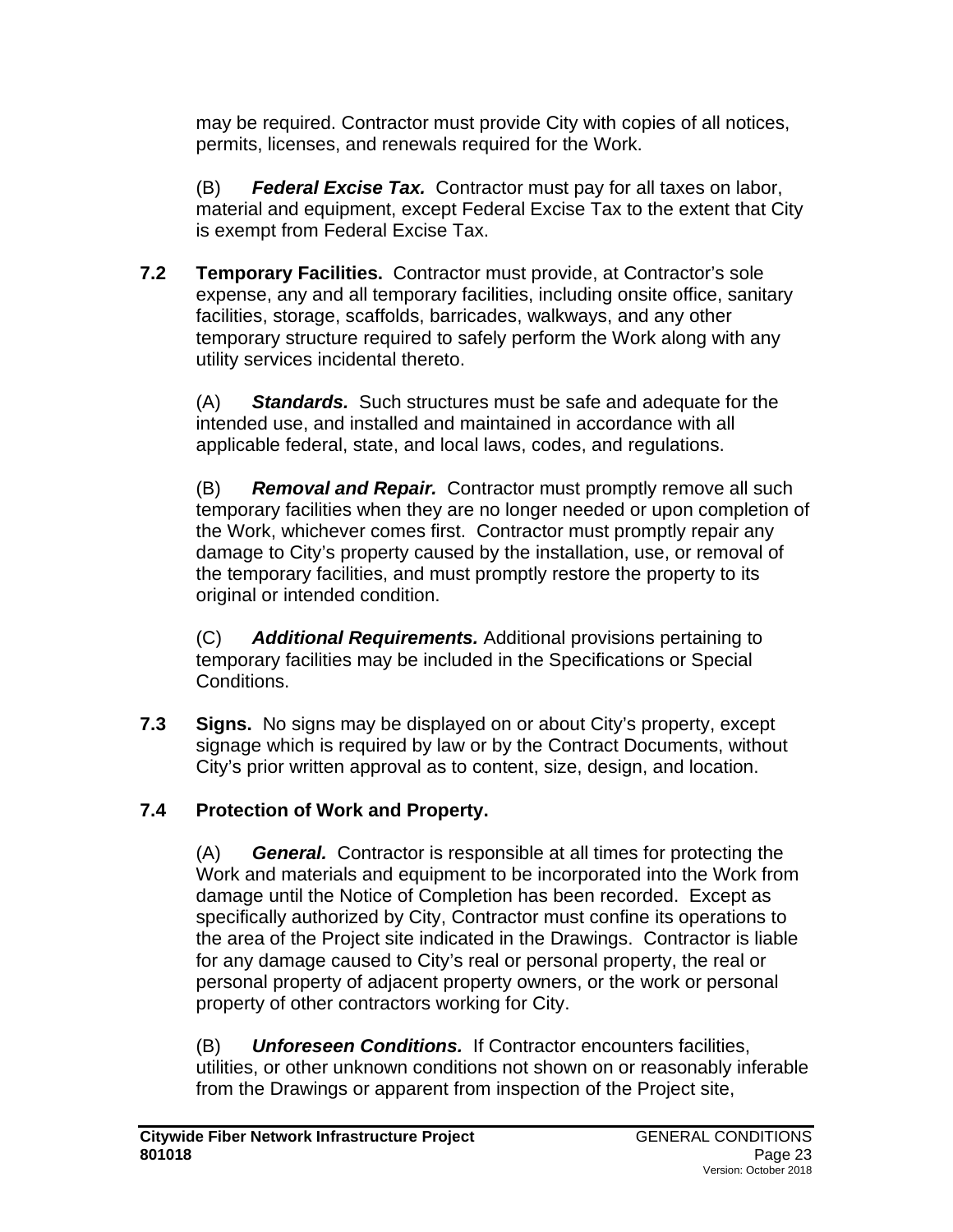may be required. Contractor must provide City with copies of all notices, permits, licenses, and renewals required for the Work.

(B) ***Federal Excise Tax.*** Contractor must pay for all taxes on labor, material and equipment, except Federal Excise Tax to the extent that City is exempt from Federal Excise Tax.

**7.2 Temporary Facilities.** Contractor must provide, at Contractor's sole expense, any and all temporary facilities, including onsite office, sanitary facilities, storage, scaffolds, barricades, walkways, and any other temporary structure required to safely perform the Work along with any utility services incidental thereto.

(A) ***Standards.*** Such structures must be safe and adequate for the intended use, and installed and maintained in accordance with all applicable federal, state, and local laws, codes, and regulations.

(B) ***Removal and Repair.*** Contractor must promptly remove all such temporary facilities when they are no longer needed or upon completion of the Work, whichever comes first. Contractor must promptly repair any damage to City's property caused by the installation, use, or removal of the temporary facilities, and must promptly restore the property to its original or intended condition.

(C) ***Additional Requirements.*** Additional provisions pertaining to temporary facilities may be included in the Specifications or Special Conditions.

**7.3 Signs.** No signs may be displayed on or about City's property, except signage which is required by law or by the Contract Documents, without City's prior written approval as to content, size, design, and location.

**7.4 Protection of Work and Property.**

(A) ***General.*** Contractor is responsible at all times for protecting the Work and materials and equipment to be incorporated into the Work from damage until the Notice of Completion has been recorded. Except as specifically authorized by City, Contractor must confine its operations to the area of the Project site indicated in the Drawings. Contractor is liable for any damage caused to City's real or personal property, the real or personal property of adjacent property owners, or the work or personal property of other contractors working for City.

(B) ***Unforeseen Conditions.*** If Contractor encounters facilities, utilities, or other unknown conditions not shown on or reasonably inferable from the Drawings or apparent from inspection of the Project site,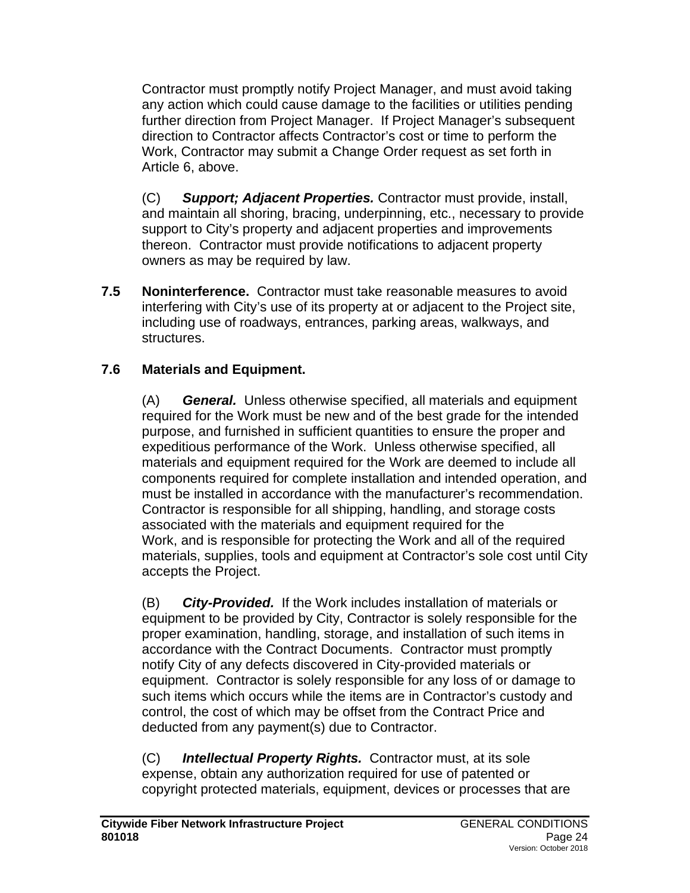Contractor must promptly notify Project Manager, and must avoid taking any action which could cause damage to the facilities or utilities pending further direction from Project Manager. If Project Manager's subsequent direction to Contractor affects Contractor's cost or time to perform the Work, Contractor may submit a Change Order request as set forth in Article 6, above.

(C) ***Support; Adjacent Properties.*** Contractor must provide, install, and maintain all shoring, bracing, underpinning, etc., necessary to provide support to City's property and adjacent properties and improvements thereon. Contractor must provide notifications to adjacent property owners as may be required by law.

**7.5 Noninterference.** Contractor must take reasonable measures to avoid interfering with City's use of its property at or adjacent to the Project site, including use of roadways, entrances, parking areas, walkways, and structures.

**7.6 Materials and Equipment.**

(A) ***General.*** Unless otherwise specified, all materials and equipment required for the Work must be new and of the best grade for the intended purpose, and furnished in sufficient quantities to ensure the proper and expeditious performance of the Work. Unless otherwise specified, all materials and equipment required for the Work are deemed to include all components required for complete installation and intended operation, and must be installed in accordance with the manufacturer's recommendation. Contractor is responsible for all shipping, handling, and storage costs associated with the materials and equipment required for the Work, and is responsible for protecting the Work and all of the required materials, supplies, tools and equipment at Contractor's sole cost until City accepts the Project.

(B) ***City-Provided.*** If the Work includes installation of materials or equipment to be provided by City, Contractor is solely responsible for the proper examination, handling, storage, and installation of such items in accordance with the Contract Documents. Contractor must promptly notify City of any defects discovered in City-provided materials or equipment. Contractor is solely responsible for any loss of or damage to such items which occurs while the items are in Contractor's custody and control, the cost of which may be offset from the Contract Price and deducted from any payment(s) due to Contractor.

(C) ***Intellectual Property Rights.*** Contractor must, at its sole expense, obtain any authorization required for use of patented or copyright protected materials, equipment, devices or processes that are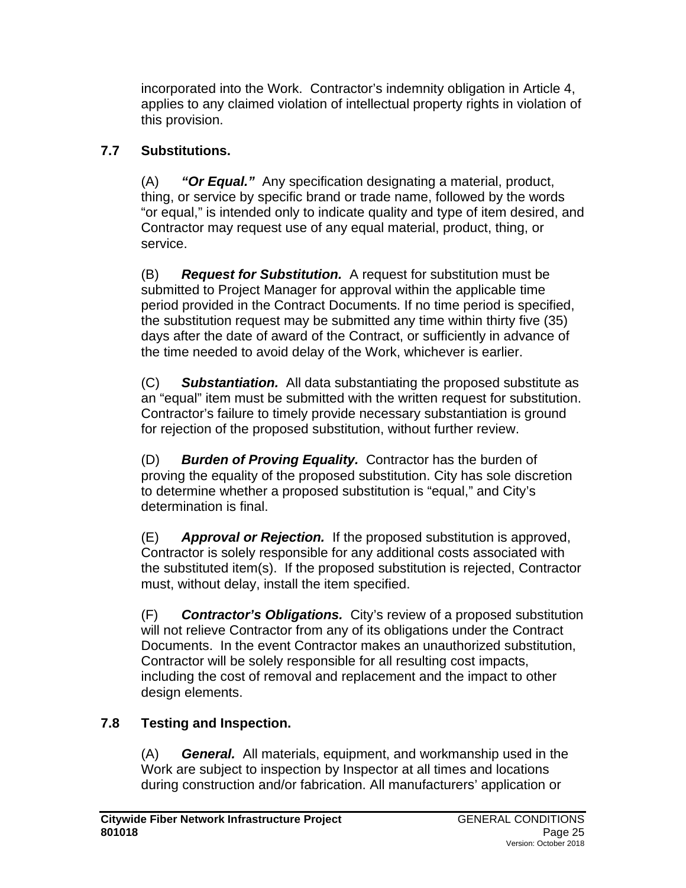incorporated into the Work. Contractor's indemnity obligation in Article 4, applies to any claimed violation of intellectual property rights in violation of this provision.

### 7.7 Substitutions.

(A) ***"Or Equal."*** Any specification designating a material, product, thing, or service by specific brand or trade name, followed by the words "or equal," is intended only to indicate quality and type of item desired, and Contractor may request use of any equal material, product, thing, or service.

(B) ***Request for Substitution.*** A request for substitution must be submitted to Project Manager for approval within the applicable time period provided in the Contract Documents. If no time period is specified, the substitution request may be submitted any time within thirty five (35) days after the date of award of the Contract, or sufficiently in advance of the time needed to avoid delay of the Work, whichever is earlier.

(C) ***Substantiation.*** All data substantiating the proposed substitute as an "equal" item must be submitted with the written request for substitution. Contractor's failure to timely provide necessary substantiation is ground for rejection of the proposed substitution, without further review.

(D) ***Burden of Proving Equality.*** Contractor has the burden of proving the equality of the proposed substitution. City has sole discretion to determine whether a proposed substitution is "equal," and City's determination is final.

(E) ***Approval or Rejection.*** If the proposed substitution is approved, Contractor is solely responsible for any additional costs associated with the substituted item(s). If the proposed substitution is rejected, Contractor must, without delay, install the item specified.

(F) ***Contractor's Obligations.*** City's review of a proposed substitution will not relieve Contractor from any of its obligations under the Contract Documents. In the event Contractor makes an unauthorized substitution, Contractor will be solely responsible for all resulting cost impacts, including the cost of removal and replacement and the impact to other design elements.

### 7.8 Testing and Inspection.

(A) ***General.*** All materials, equipment, and workmanship used in the Work are subject to inspection by Inspector at all times and locations during construction and/or fabrication. All manufacturers' application or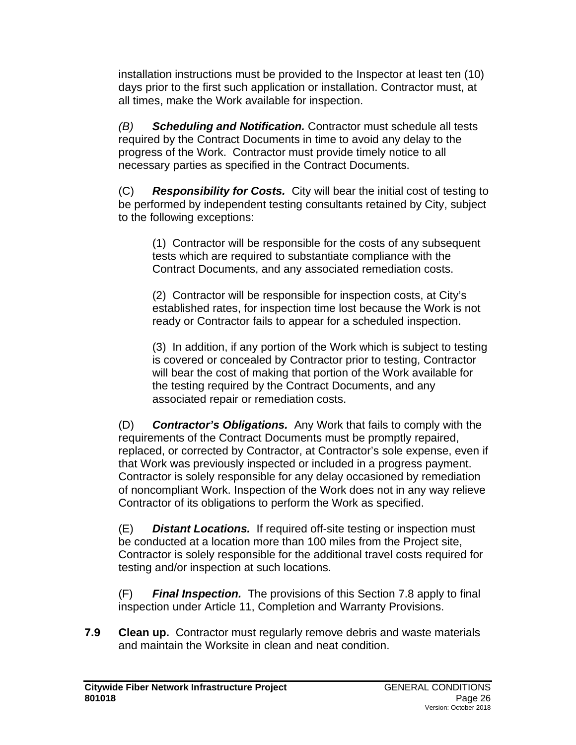installation instructions must be provided to the Inspector at least ten (10) days prior to the first such application or installation. Contractor must, at all times, make the Work available for inspection.

*(B)* ***Scheduling and Notification.*** Contractor must schedule all tests required by the Contract Documents in time to avoid any delay to the progress of the Work. Contractor must provide timely notice to all necessary parties as specified in the Contract Documents.

(C) ***Responsibility for Costs.*** City will bear the initial cost of testing to be performed by independent testing consultants retained by City, subject to the following exceptions:

(1) Contractor will be responsible for the costs of any subsequent tests which are required to substantiate compliance with the Contract Documents, and any associated remediation costs.

(2) Contractor will be responsible for inspection costs, at City's established rates, for inspection time lost because the Work is not ready or Contractor fails to appear for a scheduled inspection.

(3) In addition, if any portion of the Work which is subject to testing is covered or concealed by Contractor prior to testing, Contractor will bear the cost of making that portion of the Work available for the testing required by the Contract Documents, and any associated repair or remediation costs.

(D) ***Contractor's Obligations.*** Any Work that fails to comply with the requirements of the Contract Documents must be promptly repaired, replaced, or corrected by Contractor, at Contractor's sole expense, even if that Work was previously inspected or included in a progress payment. Contractor is solely responsible for any delay occasioned by remediation of noncompliant Work. Inspection of the Work does not in any way relieve Contractor of its obligations to perform the Work as specified.

(E) ***Distant Locations.*** If required off-site testing or inspection must be conducted at a location more than 100 miles from the Project site, Contractor is solely responsible for the additional travel costs required for testing and/or inspection at such locations.

(F) ***Final Inspection.*** The provisions of this Section 7.8 apply to final inspection under Article 11, Completion and Warranty Provisions.

**7.9 Clean up.** Contractor must regularly remove debris and waste materials and maintain the Worksite in clean and neat condition.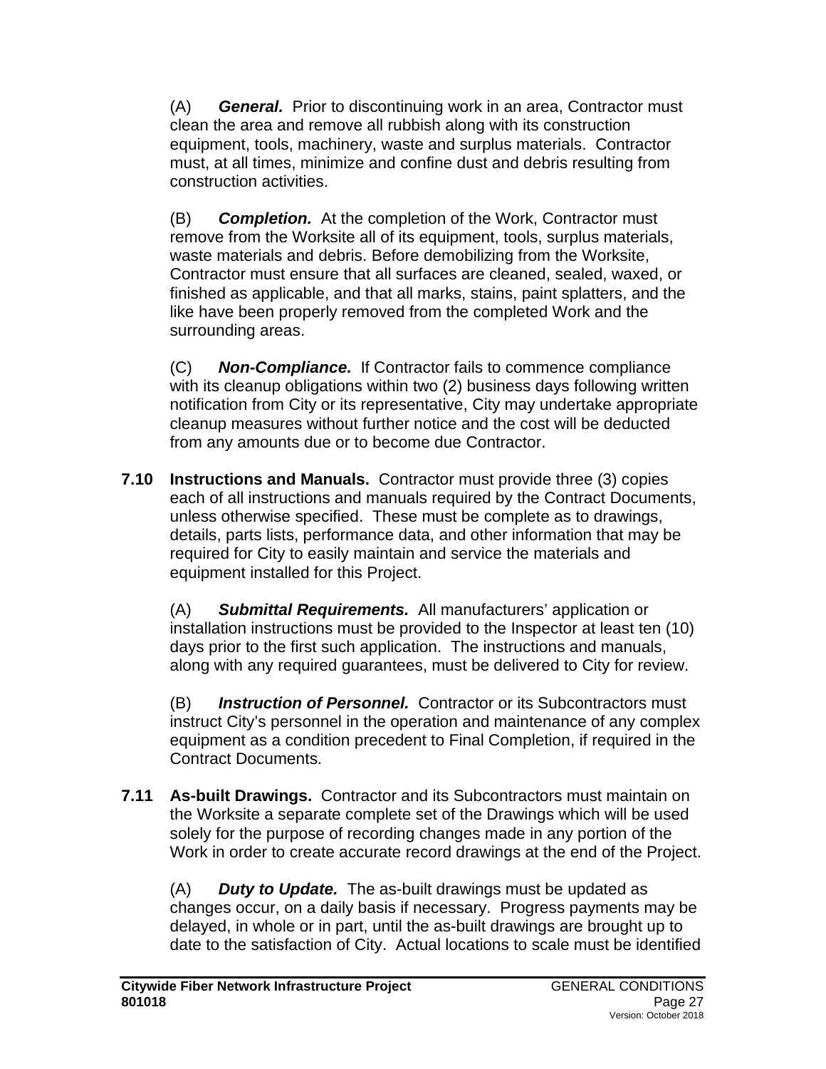(A) ***General.*** Prior to discontinuing work in an area, Contractor must clean the area and remove all rubbish along with its construction equipment, tools, machinery, waste and surplus materials. Contractor must, at all times, minimize and confine dust and debris resulting from construction activities.

(B) ***Completion.*** At the completion of the Work, Contractor must remove from the Worksite all of its equipment, tools, surplus materials, waste materials and debris. Before demobilizing from the Worksite, Contractor must ensure that all surfaces are cleaned, sealed, waxed, or finished as applicable, and that all marks, stains, paint splatters, and the like have been properly removed from the completed Work and the surrounding areas.

(C) ***Non-Compliance.*** If Contractor fails to commence compliance with its cleanup obligations within two (2) business days following written notification from City or its representative, City may undertake appropriate cleanup measures without further notice and the cost will be deducted from any amounts due or to become due Contractor.

**7.10 Instructions and Manuals.** Contractor must provide three (3) copies each of all instructions and manuals required by the Contract Documents, unless otherwise specified. These must be complete as to drawings, details, parts lists, performance data, and other information that may be required for City to easily maintain and service the materials and equipment installed for this Project.

(A) ***Submittal Requirements.*** All manufacturers' application or installation instructions must be provided to the Inspector at least ten (10) days prior to the first such application. The instructions and manuals, along with any required guarantees, must be delivered to City for review.

(B) ***Instruction of Personnel.*** Contractor or its Subcontractors must instruct City's personnel in the operation and maintenance of any complex equipment as a condition precedent to Final Completion, if required in the Contract Documents.

**7.11 As-built Drawings.** Contractor and its Subcontractors must maintain on the Worksite a separate complete set of the Drawings which will be used solely for the purpose of recording changes made in any portion of the Work in order to create accurate record drawings at the end of the Project.

(A) ***Duty to Update.*** The as-built drawings must be updated as changes occur, on a daily basis if necessary. Progress payments may be delayed, in whole or in part, until the as-built drawings are brought up to date to the satisfaction of City. Actual locations to scale must be identified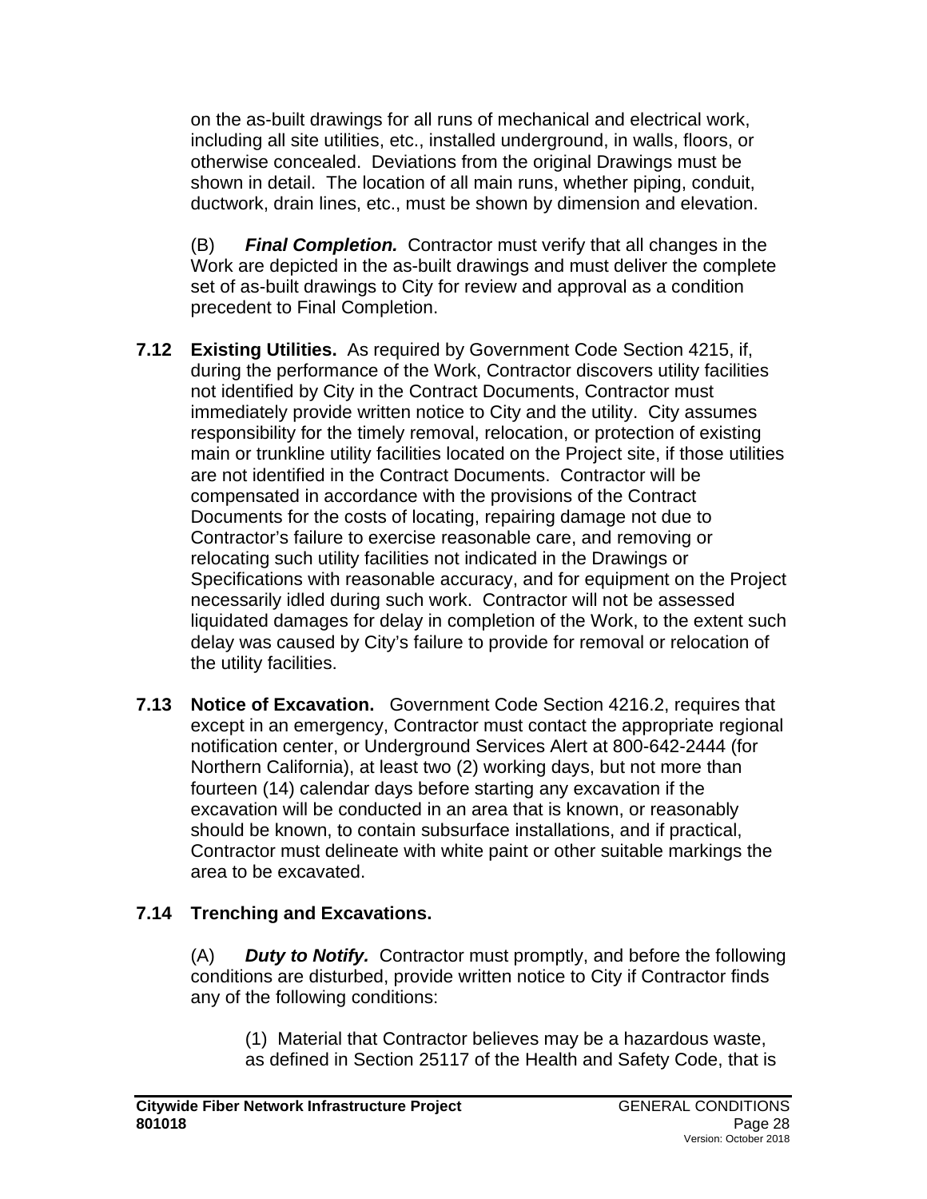on the as-built drawings for all runs of mechanical and electrical work, including all site utilities, etc., installed underground, in walls, floors, or otherwise concealed. Deviations from the original Drawings must be shown in detail. The location of all main runs, whether piping, conduit, ductwork, drain lines, etc., must be shown by dimension and elevation.

(B) ***Final Completion.*** Contractor must verify that all changes in the Work are depicted in the as-built drawings and must deliver the complete set of as-built drawings to City for review and approval as a condition precedent to Final Completion.

**7.12 Existing Utilities.** As required by Government Code Section 4215, if, during the performance of the Work, Contractor discovers utility facilities not identified by City in the Contract Documents, Contractor must immediately provide written notice to City and the utility. City assumes responsibility for the timely removal, relocation, or protection of existing main or trunkline utility facilities located on the Project site, if those utilities are not identified in the Contract Documents. Contractor will be compensated in accordance with the provisions of the Contract Documents for the costs of locating, repairing damage not due to Contractor's failure to exercise reasonable care, and removing or relocating such utility facilities not indicated in the Drawings or Specifications with reasonable accuracy, and for equipment on the Project necessarily idled during such work. Contractor will not be assessed liquidated damages for delay in completion of the Work, to the extent such delay was caused by City's failure to provide for removal or relocation of the utility facilities.

**7.13 Notice of Excavation.** Government Code Section 4216.2, requires that except in an emergency, Contractor must contact the appropriate regional notification center, or Underground Services Alert at 800-642-2444 (for Northern California), at least two (2) working days, but not more than fourteen (14) calendar days before starting any excavation if the excavation will be conducted in an area that is known, or reasonably should be known, to contain subsurface installations, and if practical, Contractor must delineate with white paint or other suitable markings the area to be excavated.

**7.14 Trenching and Excavations.**

(A) ***Duty to Notify.*** Contractor must promptly, and before the following conditions are disturbed, provide written notice to City if Contractor finds any of the following conditions:

(1) Material that Contractor believes may be a hazardous waste, as defined in Section 25117 of the Health and Safety Code, that is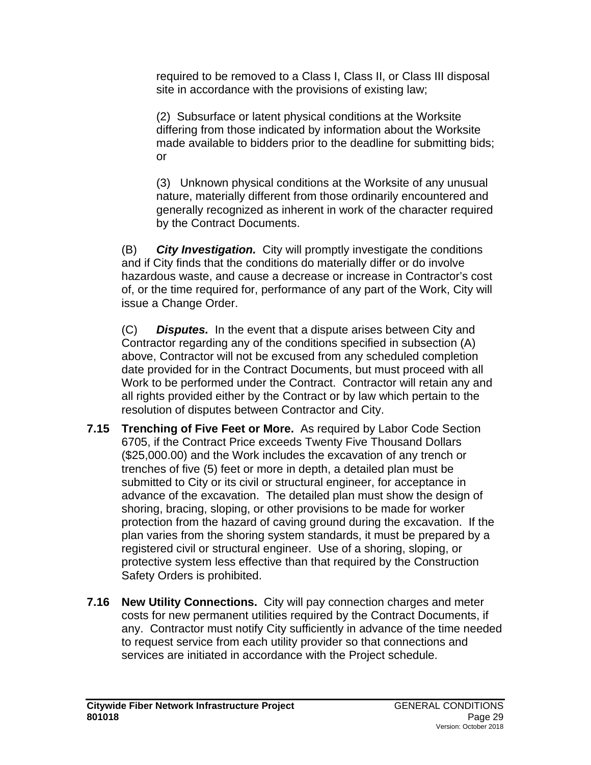required to be removed to a Class I, Class II, or Class III disposal site in accordance with the provisions of existing law;

(2) Subsurface or latent physical conditions at the Worksite differing from those indicated by information about the Worksite made available to bidders prior to the deadline for submitting bids; or

(3) Unknown physical conditions at the Worksite of any unusual nature, materially different from those ordinarily encountered and generally recognized as inherent in work of the character required by the Contract Documents.

(B) ***City Investigation.*** City will promptly investigate the conditions and if City finds that the conditions do materially differ or do involve hazardous waste, and cause a decrease or increase in Contractor's cost of, or the time required for, performance of any part of the Work, City will issue a Change Order.

(C) ***Disputes.*** In the event that a dispute arises between City and Contractor regarding any of the conditions specified in subsection (A) above, Contractor will not be excused from any scheduled completion date provided for in the Contract Documents, but must proceed with all Work to be performed under the Contract. Contractor will retain any and all rights provided either by the Contract or by law which pertain to the resolution of disputes between Contractor and City.

**7.15 Trenching of Five Feet or More.** As required by Labor Code Section 6705, if the Contract Price exceeds Twenty Five Thousand Dollars ($25,000.00) and the Work includes the excavation of any trench or trenches of five (5) feet or more in depth, a detailed plan must be submitted to City or its civil or structural engineer, for acceptance in advance of the excavation. The detailed plan must show the design of shoring, bracing, sloping, or other provisions to be made for worker protection from the hazard of caving ground during the excavation. If the plan varies from the shoring system standards, it must be prepared by a registered civil or structural engineer. Use of a shoring, sloping, or protective system less effective than that required by the Construction Safety Orders is prohibited.

**7.16 New Utility Connections.** City will pay connection charges and meter costs for new permanent utilities required by the Contract Documents, if any. Contractor must notify City sufficiently in advance of the time needed to request service from each utility provider so that connections and services are initiated in accordance with the Project schedule.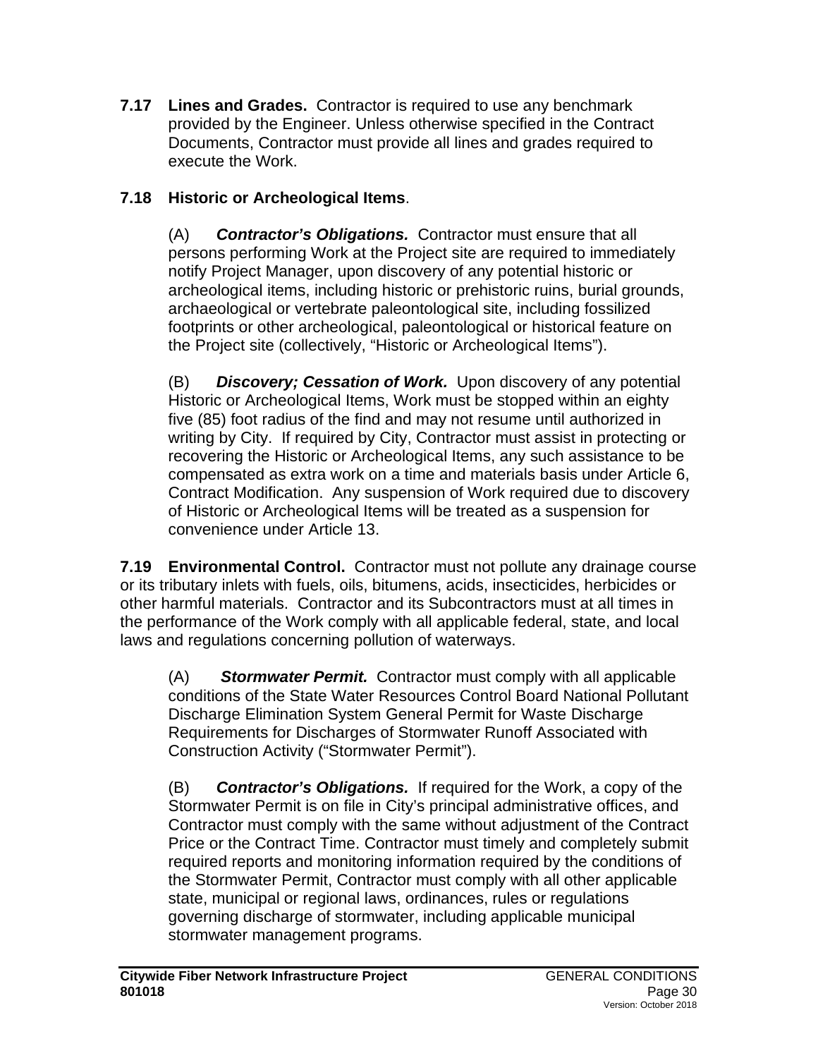**7.17 Lines and Grades.** Contractor is required to use any benchmark provided by the Engineer. Unless otherwise specified in the Contract Documents, Contractor must provide all lines and grades required to execute the Work.

**7.18 Historic or Archeological Items**.

(A) ***Contractor's Obligations.*** Contractor must ensure that all persons performing Work at the Project site are required to immediately notify Project Manager, upon discovery of any potential historic or archeological items, including historic or prehistoric ruins, burial grounds, archaeological or vertebrate paleontological site, including fossilized footprints or other archeological, paleontological or historical feature on the Project site (collectively, "Historic or Archeological Items").

(B) ***Discovery; Cessation of Work.*** Upon discovery of any potential Historic or Archeological Items, Work must be stopped within an eighty five (85) foot radius of the find and may not resume until authorized in writing by City. If required by City, Contractor must assist in protecting or recovering the Historic or Archeological Items, any such assistance to be compensated as extra work on a time and materials basis under Article 6, Contract Modification. Any suspension of Work required due to discovery of Historic or Archeological Items will be treated as a suspension for convenience under Article 13.

**7.19 Environmental Control.** Contractor must not pollute any drainage course or its tributary inlets with fuels, oils, bitumens, acids, insecticides, herbicides or other harmful materials. Contractor and its Subcontractors must at all times in the performance of the Work comply with all applicable federal, state, and local laws and regulations concerning pollution of waterways.

(A) ***Stormwater Permit.*** Contractor must comply with all applicable conditions of the State Water Resources Control Board National Pollutant Discharge Elimination System General Permit for Waste Discharge Requirements for Discharges of Stormwater Runoff Associated with Construction Activity ("Stormwater Permit").

(B) ***Contractor's Obligations.*** If required for the Work, a copy of the Stormwater Permit is on file in City's principal administrative offices, and Contractor must comply with the same without adjustment of the Contract Price or the Contract Time. Contractor must timely and completely submit required reports and monitoring information required by the conditions of the Stormwater Permit, Contractor must comply with all other applicable state, municipal or regional laws, ordinances, rules or regulations governing discharge of stormwater, including applicable municipal stormwater management programs.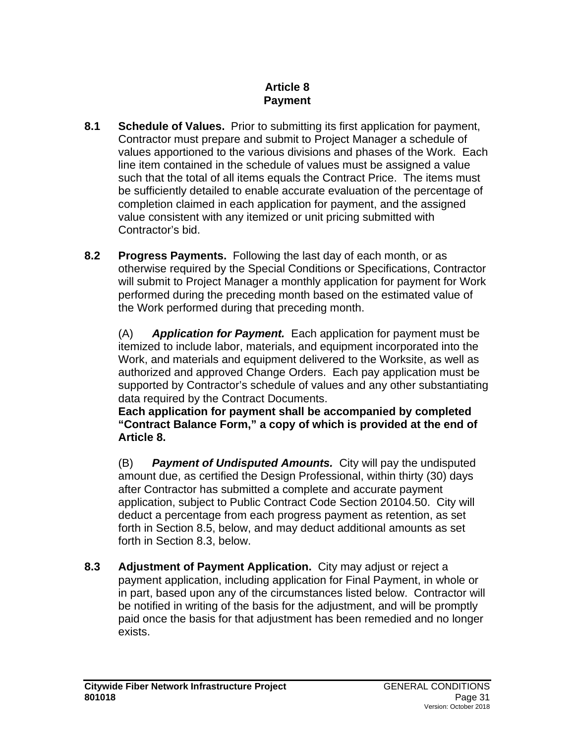# Article 8
# Payment

**8.1 Schedule of Values.** Prior to submitting its first application for payment, Contractor must prepare and submit to Project Manager a schedule of values apportioned to the various divisions and phases of the Work. Each line item contained in the schedule of values must be assigned a value such that the total of all items equals the Contract Price. The items must be sufficiently detailed to enable accurate evaluation of the percentage of completion claimed in each application for payment, and the assigned value consistent with any itemized or unit pricing submitted with Contractor's bid.

**8.2 Progress Payments.** Following the last day of each month, or as otherwise required by the Special Conditions or Specifications, Contractor will submit to Project Manager a monthly application for payment for Work performed during the preceding month based on the estimated value of the Work performed during that preceding month.

(A) ***Application for Payment.*** Each application for payment must be itemized to include labor, materials, and equipment incorporated into the Work, and materials and equipment delivered to the Worksite, as well as authorized and approved Change Orders. Each pay application must be supported by Contractor's schedule of values and any other substantiating data required by the Contract Documents.
**Each application for payment shall be accompanied by completed "Contract Balance Form," a copy of which is provided at the end of Article 8.**

(B) ***Payment of Undisputed Amounts.*** City will pay the undisputed amount due, as certified the Design Professional, within thirty (30) days after Contractor has submitted a complete and accurate payment application, subject to Public Contract Code Section 20104.50. City will deduct a percentage from each progress payment as retention, as set forth in Section 8.5, below, and may deduct additional amounts as set forth in Section 8.3, below.

**8.3 Adjustment of Payment Application.** City may adjust or reject a payment application, including application for Final Payment, in whole or in part, based upon any of the circumstances listed below. Contractor will be notified in writing of the basis for the adjustment, and will be promptly paid once the basis for that adjustment has been remedied and no longer exists.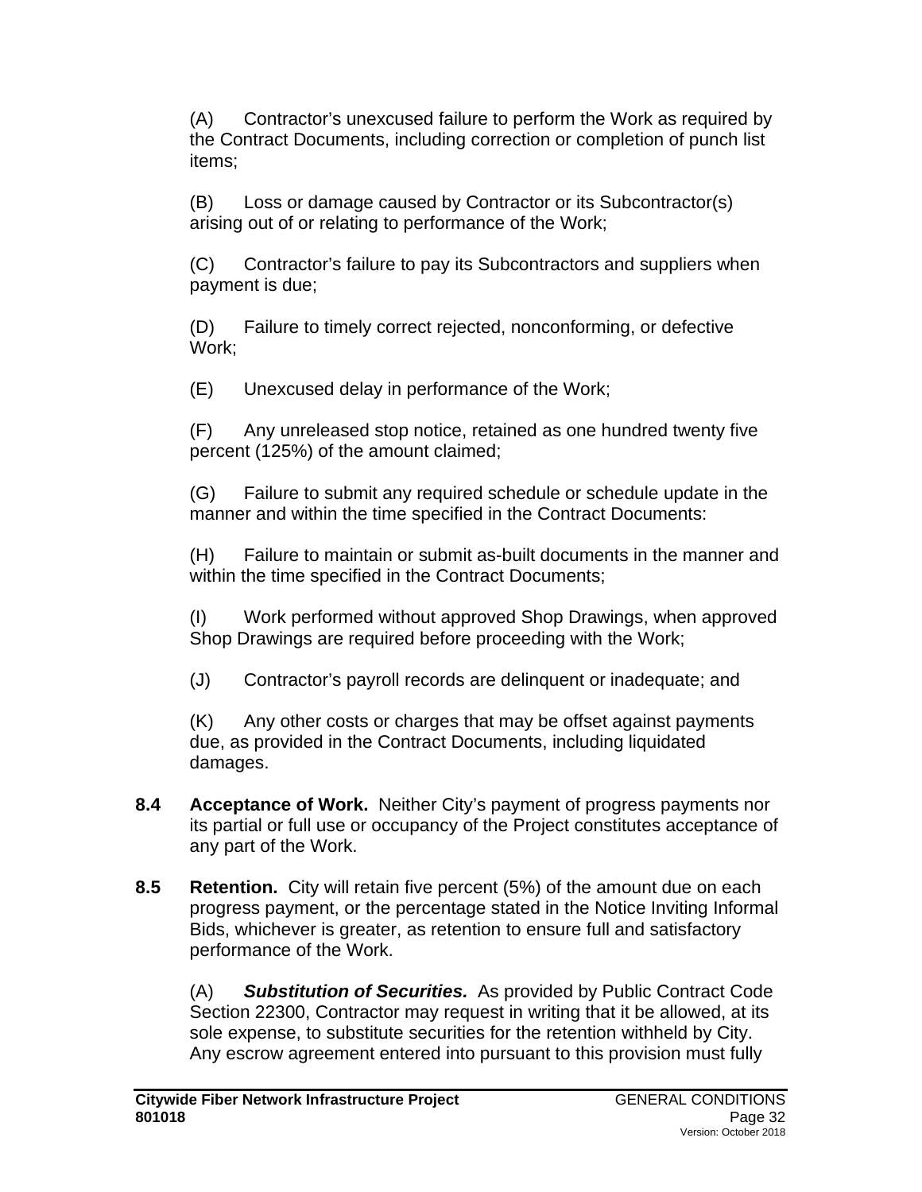(A) Contractor’s unexcused failure to perform the Work as required by the Contract Documents, including correction or completion of punch list items;

(B) Loss or damage caused by Contractor or its Subcontractor(s) arising out of or relating to performance of the Work;

(C) Contractor’s failure to pay its Subcontractors and suppliers when payment is due;

(D) Failure to timely correct rejected, nonconforming, or defective Work;

(E) Unexcused delay in performance of the Work;

(F) Any unreleased stop notice, retained as one hundred twenty five percent (125%) of the amount claimed;

(G) Failure to submit any required schedule or schedule update in the manner and within the time specified in the Contract Documents:

(H) Failure to maintain or submit as-built documents in the manner and within the time specified in the Contract Documents;

(I) Work performed without approved Shop Drawings, when approved Shop Drawings are required before proceeding with the Work;

(J) Contractor’s payroll records are delinquent or inadequate; and

(K) Any other costs or charges that may be offset against payments due, as provided in the Contract Documents, including liquidated damages.

**8.4 Acceptance of Work.** Neither City’s payment of progress payments nor its partial or full use or occupancy of the Project constitutes acceptance of any part of the Work.

**8.5 Retention.** City will retain five percent (5%) of the amount due on each progress payment, or the percentage stated in the Notice Inviting Informal Bids, whichever is greater, as retention to ensure full and satisfactory performance of the Work.

(A) ***Substitution of Securities.*** As provided by Public Contract Code Section 22300, Contractor may request in writing that it be allowed, at its sole expense, to substitute securities for the retention withheld by City. Any escrow agreement entered into pursuant to this provision must fully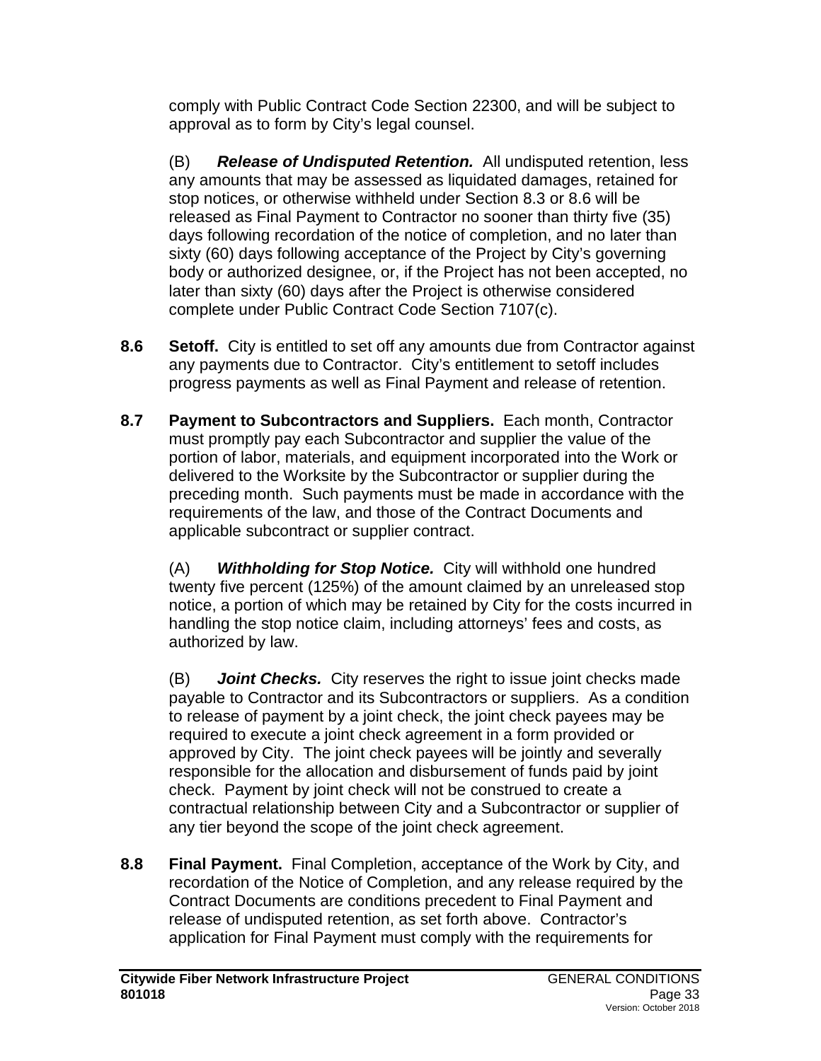comply with Public Contract Code Section 22300, and will be subject to approval as to form by City's legal counsel.

(B) ***Release of Undisputed Retention.*** All undisputed retention, less any amounts that may be assessed as liquidated damages, retained for stop notices, or otherwise withheld under Section 8.3 or 8.6 will be released as Final Payment to Contractor no sooner than thirty five (35) days following recordation of the notice of completion, and no later than sixty (60) days following acceptance of the Project by City's governing body or authorized designee, or, if the Project has not been accepted, no later than sixty (60) days after the Project is otherwise considered complete under Public Contract Code Section 7107(c).

**8.6 Setoff.** City is entitled to set off any amounts due from Contractor against any payments due to Contractor. City's entitlement to setoff includes progress payments as well as Final Payment and release of retention.

**8.7 Payment to Subcontractors and Suppliers.** Each month, Contractor must promptly pay each Subcontractor and supplier the value of the portion of labor, materials, and equipment incorporated into the Work or delivered to the Worksite by the Subcontractor or supplier during the preceding month. Such payments must be made in accordance with the requirements of the law, and those of the Contract Documents and applicable subcontract or supplier contract.

(A) ***Withholding for Stop Notice.*** City will withhold one hundred twenty five percent (125%) of the amount claimed by an unreleased stop notice, a portion of which may be retained by City for the costs incurred in handling the stop notice claim, including attorneys' fees and costs, as authorized by law.

(B) ***Joint Checks.*** City reserves the right to issue joint checks made payable to Contractor and its Subcontractors or suppliers. As a condition to release of payment by a joint check, the joint check payees may be required to execute a joint check agreement in a form provided or approved by City. The joint check payees will be jointly and severally responsible for the allocation and disbursement of funds paid by joint check. Payment by joint check will not be construed to create a contractual relationship between City and a Subcontractor or supplier of any tier beyond the scope of the joint check agreement.

**8.8 Final Payment.** Final Completion, acceptance of the Work by City, and recordation of the Notice of Completion, and any release required by the Contract Documents are conditions precedent to Final Payment and release of undisputed retention, as set forth above. Contractor's application for Final Payment must comply with the requirements for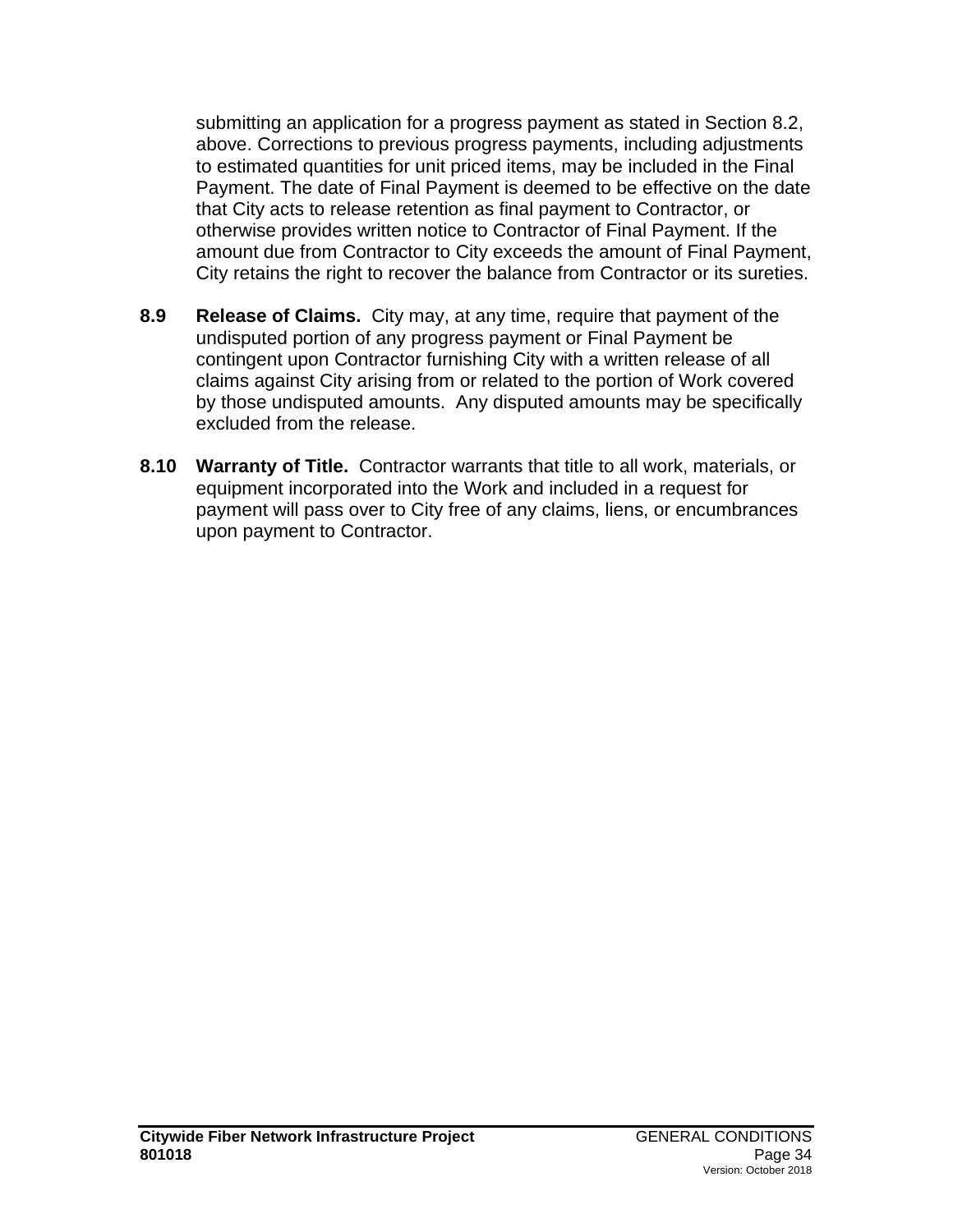submitting an application for a progress payment as stated in Section 8.2, above. Corrections to previous progress payments, including adjustments to estimated quantities for unit priced items, may be included in the Final Payment. The date of Final Payment is deemed to be effective on the date that City acts to release retention as final payment to Contractor, or otherwise provides written notice to Contractor of Final Payment. If the amount due from Contractor to City exceeds the amount of Final Payment, City retains the right to recover the balance from Contractor or its sureties.

**8.9 Release of Claims.** City may, at any time, require that payment of the undisputed portion of any progress payment or Final Payment be contingent upon Contractor furnishing City with a written release of all claims against City arising from or related to the portion of Work covered by those undisputed amounts. Any disputed amounts may be specifically excluded from the release.

**8.10 Warranty of Title.** Contractor warrants that title to all work, materials, or equipment incorporated into the Work and included in a request for payment will pass over to City free of any claims, liens, or encumbrances upon payment to Contractor.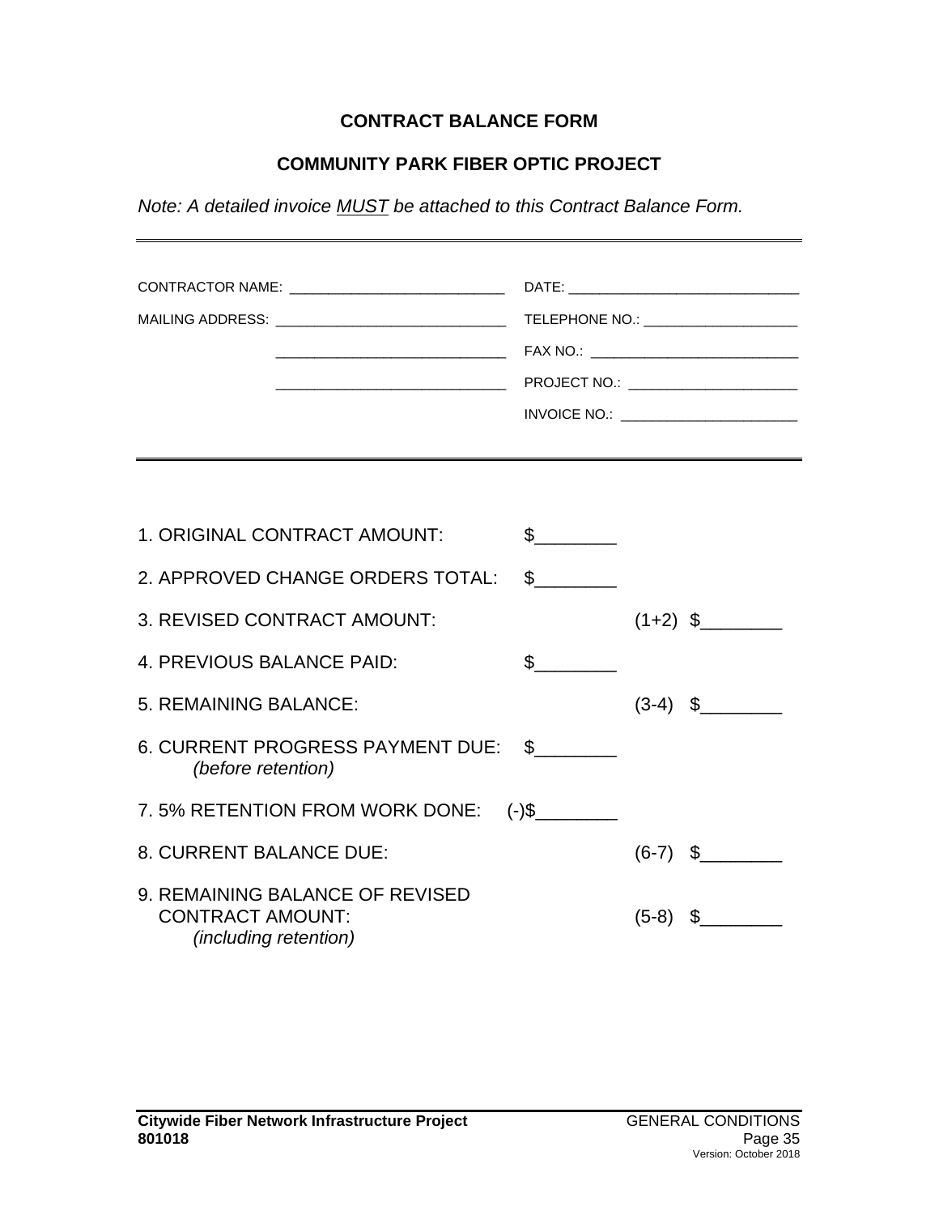## CONTRACT BALANCE FORM

## COMMUNITY PARK FIBER OPTIC PROJECT

*Note: A detailed invoice MUST be attached to this Contract Balance Form.*

---

| | |
|---|---|
| CONTRACTOR NAME: ___________________________ | DATE: _____________________________ |
| MAILING ADDRESS: _____________________________ | TELEPHONE NO.: ___________________ |
| _____________________________ | FAX NO.: __________________________ |
| _____________________________ | PROJECT NO.: _____________________ |
| | INVOICE NO.: ______________________ |

---

| | | | |
|---|---|---|---|
| 1. ORIGINAL CONTRACT AMOUNT: | $________ | | |
| 2. APPROVED CHANGE ORDERS TOTAL: | $________ | | |
| 3. REVISED CONTRACT AMOUNT: | | (1+2) | $________ |
| 4. PREVIOUS BALANCE PAID: | $________ | | |
| 5. REMAINING BALANCE: | | (3-4) | $________ |
| 6. CURRENT PROGRESS PAYMENT DUE: *(before retention)* | $________ | | |
| 7. 5% RETENTION FROM WORK DONE: | (-)$________ | | |
| 8. CURRENT BALANCE DUE: | | (6-7) | $________ |
| 9. REMAINING BALANCE OF REVISED CONTRACT AMOUNT: *(including retention)* | | (5-8) | $________ |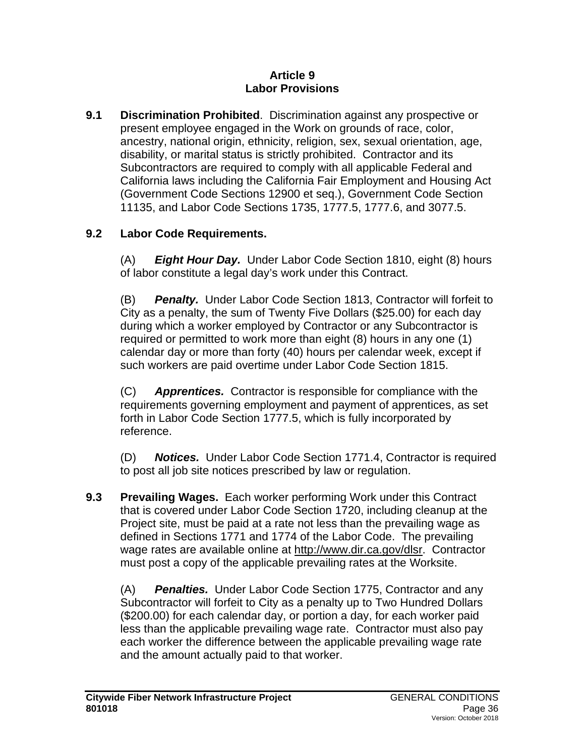# Article 9
## Labor Provisions

**9.1 Discrimination Prohibited**. Discrimination against any prospective or present employee engaged in the Work on grounds of race, color, ancestry, national origin, ethnicity, religion, sex, sexual orientation, age, disability, or marital status is strictly prohibited. Contractor and its Subcontractors are required to comply with all applicable Federal and California laws including the California Fair Employment and Housing Act (Government Code Sections 12900 et seq.), Government Code Section 11135, and Labor Code Sections 1735, 1777.5, 1777.6, and 3077.5.

**9.2 Labor Code Requirements.**

(A) ***Eight Hour Day.*** Under Labor Code Section 1810, eight (8) hours of labor constitute a legal day's work under this Contract.

(B) ***Penalty.*** Under Labor Code Section 1813, Contractor will forfeit to City as a penalty, the sum of Twenty Five Dollars ($25.00) for each day during which a worker employed by Contractor or any Subcontractor is required or permitted to work more than eight (8) hours in any one (1) calendar day or more than forty (40) hours per calendar week, except if such workers are paid overtime under Labor Code Section 1815.

(C) ***Apprentices.*** Contractor is responsible for compliance with the requirements governing employment and payment of apprentices, as set forth in Labor Code Section 1777.5, which is fully incorporated by reference.

(D) ***Notices.*** Under Labor Code Section 1771.4, Contractor is required to post all job site notices prescribed by law or regulation.

**9.3 Prevailing Wages.** Each worker performing Work under this Contract that is covered under Labor Code Section 1720, including cleanup at the Project site, must be paid at a rate not less than the prevailing wage as defined in Sections 1771 and 1774 of the Labor Code. The prevailing wage rates are available online at http://www.dir.ca.gov/dlsr. Contractor must post a copy of the applicable prevailing rates at the Worksite.

(A) ***Penalties.*** Under Labor Code Section 1775, Contractor and any Subcontractor will forfeit to City as a penalty up to Two Hundred Dollars ($200.00) for each calendar day, or portion a day, for each worker paid less than the applicable prevailing wage rate. Contractor must also pay each worker the difference between the applicable prevailing wage rate and the amount actually paid to that worker.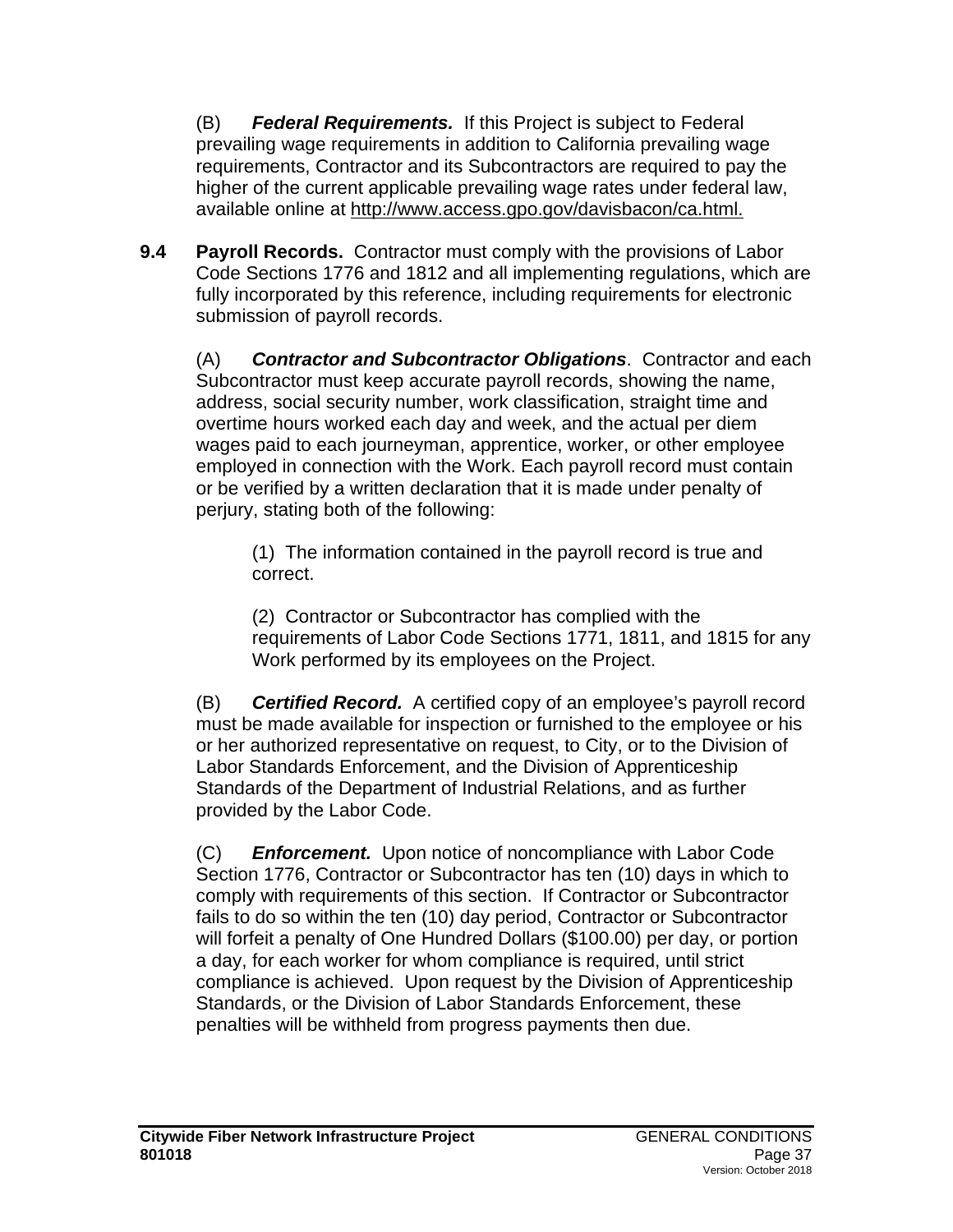(B) ***Federal Requirements.*** If this Project is subject to Federal prevailing wage requirements in addition to California prevailing wage requirements, Contractor and its Subcontractors are required to pay the higher of the current applicable prevailing wage rates under federal law, available online at http://www.access.gpo.gov/davisbacon/ca.html.

**9.4 Payroll Records.** Contractor must comply with the provisions of Labor Code Sections 1776 and 1812 and all implementing regulations, which are fully incorporated by this reference, including requirements for electronic submission of payroll records.

(A) ***Contractor and Subcontractor Obligations***. Contractor and each Subcontractor must keep accurate payroll records, showing the name, address, social security number, work classification, straight time and overtime hours worked each day and week, and the actual per diem wages paid to each journeyman, apprentice, worker, or other employee employed in connection with the Work. Each payroll record must contain or be verified by a written declaration that it is made under penalty of perjury, stating both of the following:

(1) The information contained in the payroll record is true and correct.

(2) Contractor or Subcontractor has complied with the requirements of Labor Code Sections 1771, 1811, and 1815 for any Work performed by its employees on the Project.

(B) ***Certified Record.*** A certified copy of an employee's payroll record must be made available for inspection or furnished to the employee or his or her authorized representative on request, to City, or to the Division of Labor Standards Enforcement, and the Division of Apprenticeship Standards of the Department of Industrial Relations, and as further provided by the Labor Code.

(C) ***Enforcement.*** Upon notice of noncompliance with Labor Code Section 1776, Contractor or Subcontractor has ten (10) days in which to comply with requirements of this section. If Contractor or Subcontractor fails to do so within the ten (10) day period, Contractor or Subcontractor will forfeit a penalty of One Hundred Dollars ($100.00) per day, or portion a day, for each worker for whom compliance is required, until strict compliance is achieved. Upon request by the Division of Apprenticeship Standards, or the Division of Labor Standards Enforcement, these penalties will be withheld from progress payments then due.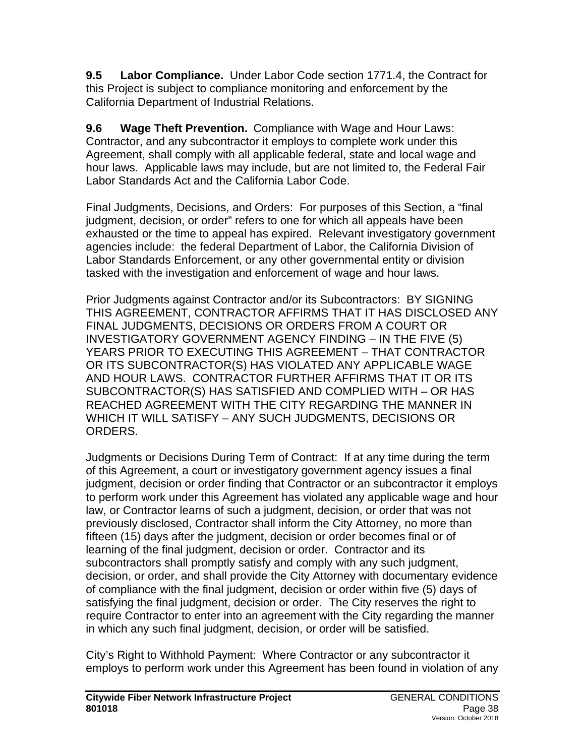**9.5 Labor Compliance.** Under Labor Code section 1771.4, the Contract for this Project is subject to compliance monitoring and enforcement by the California Department of Industrial Relations.

**9.6 Wage Theft Prevention.** Compliance with Wage and Hour Laws: Contractor, and any subcontractor it employs to complete work under this Agreement, shall comply with all applicable federal, state and local wage and hour laws. Applicable laws may include, but are not limited to, the Federal Fair Labor Standards Act and the California Labor Code.

Final Judgments, Decisions, and Orders: For purposes of this Section, a "final judgment, decision, or order" refers to one for which all appeals have been exhausted or the time to appeal has expired. Relevant investigatory government agencies include: the federal Department of Labor, the California Division of Labor Standards Enforcement, or any other governmental entity or division tasked with the investigation and enforcement of wage and hour laws.

Prior Judgments against Contractor and/or its Subcontractors: BY SIGNING THIS AGREEMENT, CONTRACTOR AFFIRMS THAT IT HAS DISCLOSED ANY FINAL JUDGMENTS, DECISIONS OR ORDERS FROM A COURT OR INVESTIGATORY GOVERNMENT AGENCY FINDING – IN THE FIVE (5) YEARS PRIOR TO EXECUTING THIS AGREEMENT – THAT CONTRACTOR OR ITS SUBCONTRACTOR(S) HAS VIOLATED ANY APPLICABLE WAGE AND HOUR LAWS. CONTRACTOR FURTHER AFFIRMS THAT IT OR ITS SUBCONTRACTOR(S) HAS SATISFIED AND COMPLIED WITH – OR HAS REACHED AGREEMENT WITH THE CITY REGARDING THE MANNER IN WHICH IT WILL SATISFY – ANY SUCH JUDGMENTS, DECISIONS OR ORDERS.

Judgments or Decisions During Term of Contract: If at any time during the term of this Agreement, a court or investigatory government agency issues a final judgment, decision or order finding that Contractor or an subcontractor it employs to perform work under this Agreement has violated any applicable wage and hour law, or Contractor learns of such a judgment, decision, or order that was not previously disclosed, Contractor shall inform the City Attorney, no more than fifteen (15) days after the judgment, decision or order becomes final or of learning of the final judgment, decision or order. Contractor and its subcontractors shall promptly satisfy and comply with any such judgment, decision, or order, and shall provide the City Attorney with documentary evidence of compliance with the final judgment, decision or order within five (5) days of satisfying the final judgment, decision or order. The City reserves the right to require Contractor to enter into an agreement with the City regarding the manner in which any such final judgment, decision, or order will be satisfied.

City's Right to Withhold Payment: Where Contractor or any subcontractor it employs to perform work under this Agreement has been found in violation of any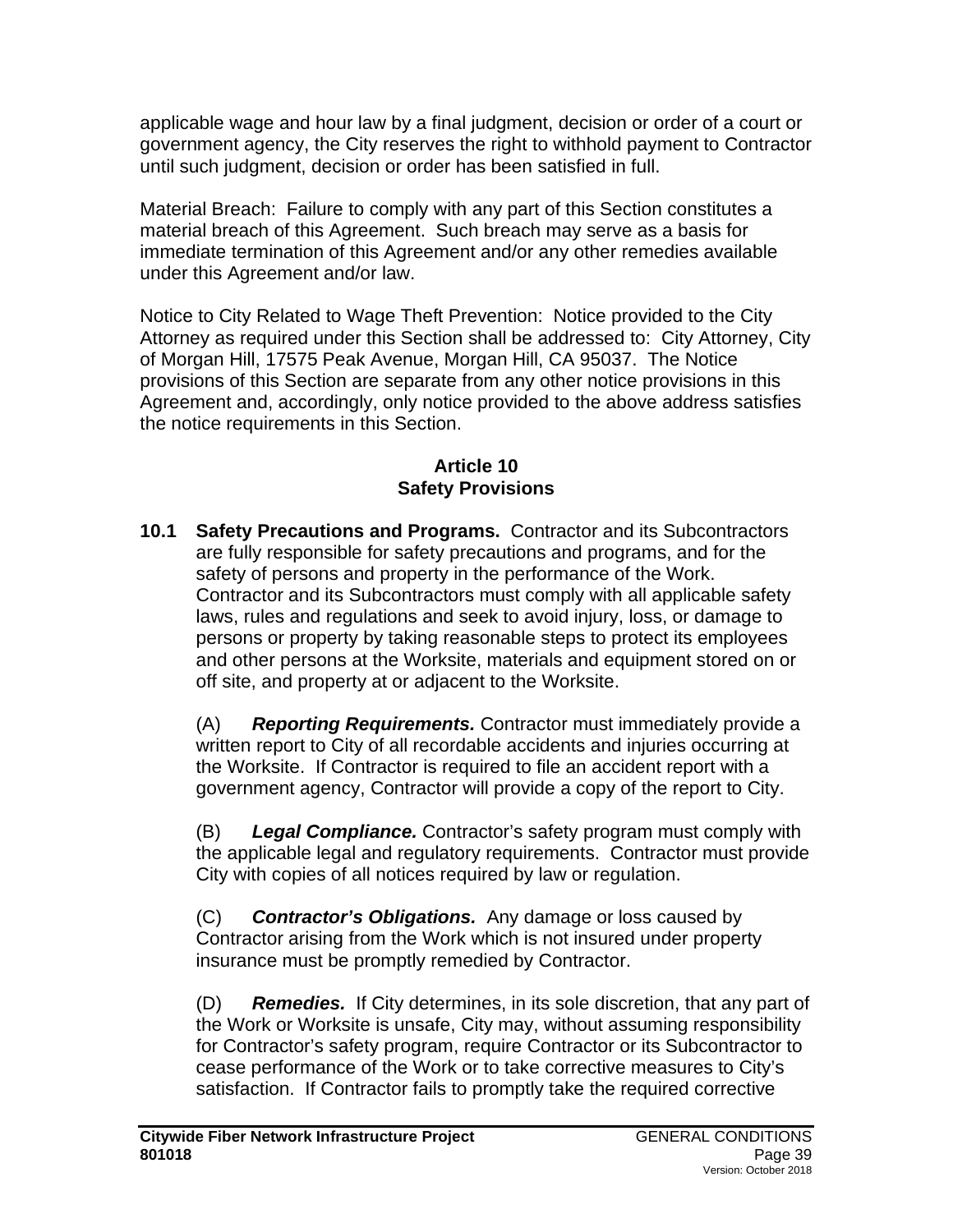applicable wage and hour law by a final judgment, decision or order of a court or government agency, the City reserves the right to withhold payment to Contractor until such judgment, decision or order has been satisfied in full.

Material Breach: Failure to comply with any part of this Section constitutes a material breach of this Agreement. Such breach may serve as a basis for immediate termination of this Agreement and/or any other remedies available under this Agreement and/or law.

Notice to City Related to Wage Theft Prevention: Notice provided to the City Attorney as required under this Section shall be addressed to: City Attorney, City of Morgan Hill, 17575 Peak Avenue, Morgan Hill, CA 95037. The Notice provisions of this Section are separate from any other notice provisions in this Agreement and, accordingly, only notice provided to the above address satisfies the notice requirements in this Section.

## Article 10
## Safety Provisions

**10.1 Safety Precautions and Programs.** Contractor and its Subcontractors are fully responsible for safety precautions and programs, and for the safety of persons and property in the performance of the Work. Contractor and its Subcontractors must comply with all applicable safety laws, rules and regulations and seek to avoid injury, loss, or damage to persons or property by taking reasonable steps to protect its employees and other persons at the Worksite, materials and equipment stored on or off site, and property at or adjacent to the Worksite.

(A) ***Reporting Requirements.*** Contractor must immediately provide a written report to City of all recordable accidents and injuries occurring at the Worksite. If Contractor is required to file an accident report with a government agency, Contractor will provide a copy of the report to City.

(B) ***Legal Compliance.*** Contractor's safety program must comply with the applicable legal and regulatory requirements. Contractor must provide City with copies of all notices required by law or regulation.

(C) ***Contractor's Obligations.*** Any damage or loss caused by Contractor arising from the Work which is not insured under property insurance must be promptly remedied by Contractor.

(D) ***Remedies.*** If City determines, in its sole discretion, that any part of the Work or Worksite is unsafe, City may, without assuming responsibility for Contractor's safety program, require Contractor or its Subcontractor to cease performance of the Work or to take corrective measures to City's satisfaction. If Contractor fails to promptly take the required corrective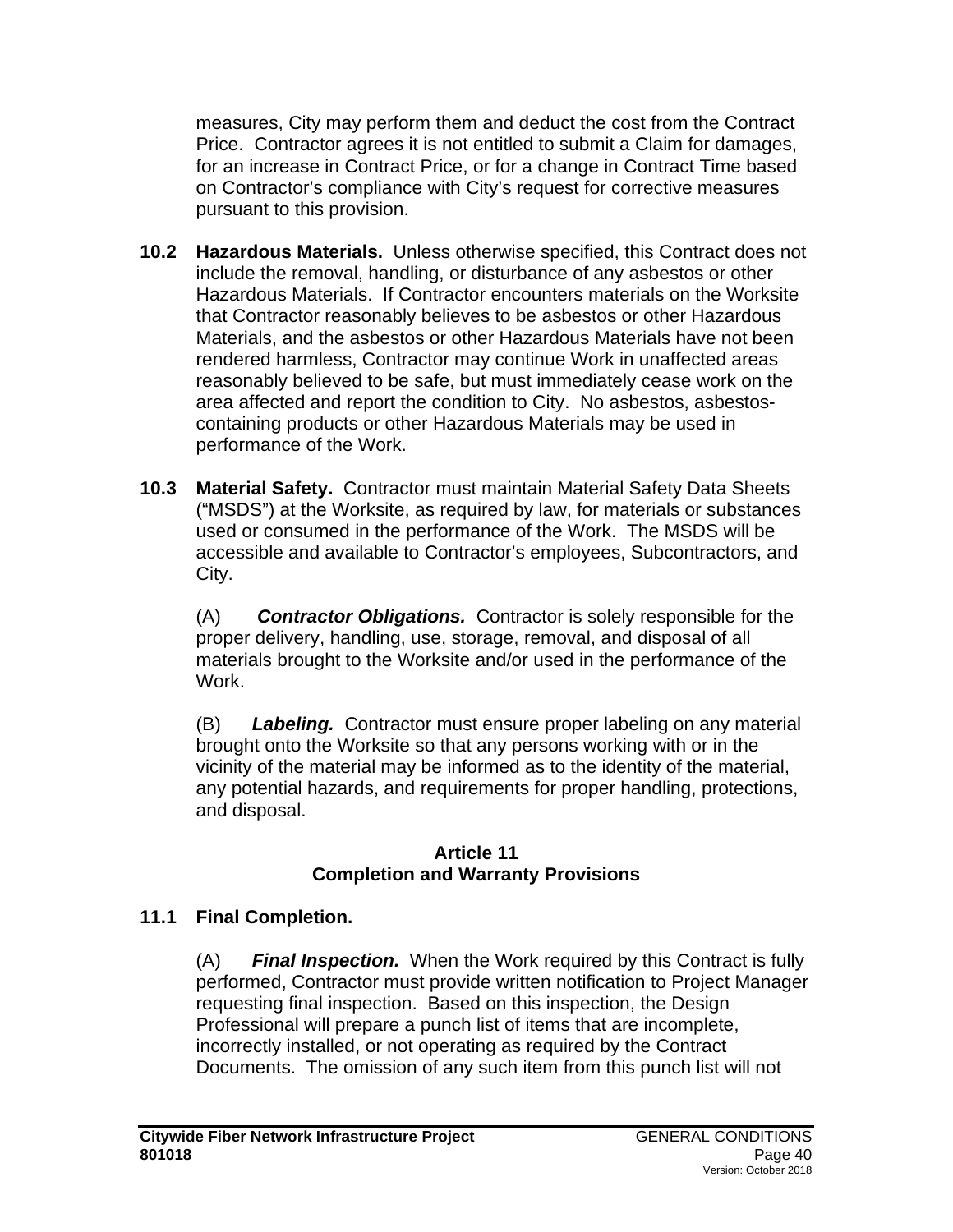measures, City may perform them and deduct the cost from the Contract Price. Contractor agrees it is not entitled to submit a Claim for damages, for an increase in Contract Price, or for a change in Contract Time based on Contractor's compliance with City's request for corrective measures pursuant to this provision.

**10.2 Hazardous Materials.** Unless otherwise specified, this Contract does not include the removal, handling, or disturbance of any asbestos or other Hazardous Materials. If Contractor encounters materials on the Worksite that Contractor reasonably believes to be asbestos or other Hazardous Materials, and the asbestos or other Hazardous Materials have not been rendered harmless, Contractor may continue Work in unaffected areas reasonably believed to be safe, but must immediately cease work on the area affected and report the condition to City. No asbestos, asbestos-containing products or other Hazardous Materials may be used in performance of the Work.

**10.3 Material Safety.** Contractor must maintain Material Safety Data Sheets ("MSDS") at the Worksite, as required by law, for materials or substances used or consumed in the performance of the Work. The MSDS will be accessible and available to Contractor's employees, Subcontractors, and City.

(A) ***Contractor Obligations.*** Contractor is solely responsible for the proper delivery, handling, use, storage, removal, and disposal of all materials brought to the Worksite and/or used in the performance of the Work.

(B) ***Labeling.*** Contractor must ensure proper labeling on any material brought onto the Worksite so that any persons working with or in the vicinity of the material may be informed as to the identity of the material, any potential hazards, and requirements for proper handling, protections, and disposal.

## Article 11
## Completion and Warranty Provisions

**11.1 Final Completion.**

(A) ***Final Inspection.*** When the Work required by this Contract is fully performed, Contractor must provide written notification to Project Manager requesting final inspection. Based on this inspection, the Design Professional will prepare a punch list of items that are incomplete, incorrectly installed, or not operating as required by the Contract Documents. The omission of any such item from this punch list will not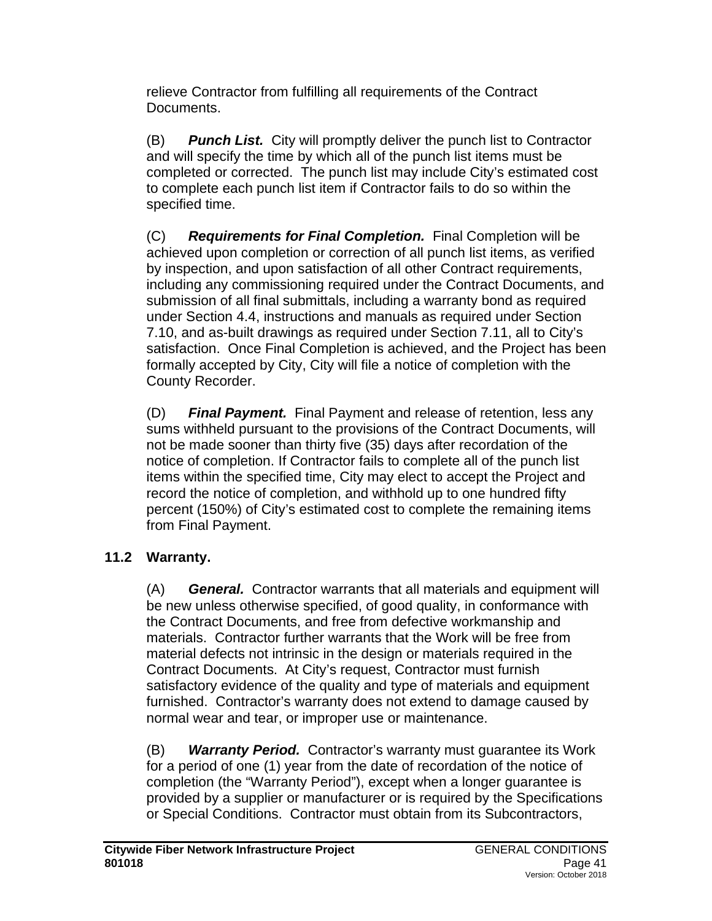relieve Contractor from fulfilling all requirements of the Contract Documents.

(B) ***Punch List.*** City will promptly deliver the punch list to Contractor and will specify the time by which all of the punch list items must be completed or corrected. The punch list may include City's estimated cost to complete each punch list item if Contractor fails to do so within the specified time.

(C) ***Requirements for Final Completion.*** Final Completion will be achieved upon completion or correction of all punch list items, as verified by inspection, and upon satisfaction of all other Contract requirements, including any commissioning required under the Contract Documents, and submission of all final submittals, including a warranty bond as required under Section 4.4, instructions and manuals as required under Section 7.10, and as-built drawings as required under Section 7.11, all to City's satisfaction. Once Final Completion is achieved, and the Project has been formally accepted by City, City will file a notice of completion with the County Recorder.

(D) ***Final Payment.*** Final Payment and release of retention, less any sums withheld pursuant to the provisions of the Contract Documents, will not be made sooner than thirty five (35) days after recordation of the notice of completion. If Contractor fails to complete all of the punch list items within the specified time, City may elect to accept the Project and record the notice of completion, and withhold up to one hundred fifty percent (150%) of City's estimated cost to complete the remaining items from Final Payment.

**11.2 Warranty.**

(A) ***General.*** Contractor warrants that all materials and equipment will be new unless otherwise specified, of good quality, in conformance with the Contract Documents, and free from defective workmanship and materials. Contractor further warrants that the Work will be free from material defects not intrinsic in the design or materials required in the Contract Documents. At City's request, Contractor must furnish satisfactory evidence of the quality and type of materials and equipment furnished. Contractor's warranty does not extend to damage caused by normal wear and tear, or improper use or maintenance.

(B) ***Warranty Period.*** Contractor's warranty must guarantee its Work for a period of one (1) year from the date of recordation of the notice of completion (the "Warranty Period"), except when a longer guarantee is provided by a supplier or manufacturer or is required by the Specifications or Special Conditions. Contractor must obtain from its Subcontractors,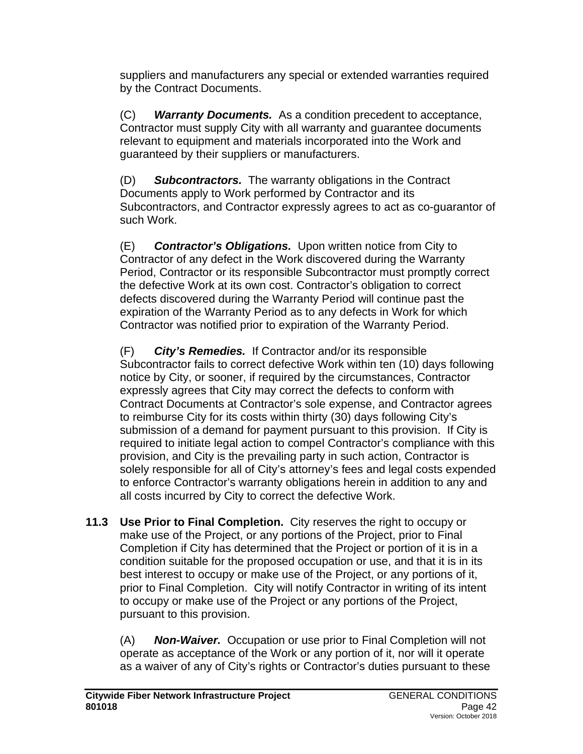suppliers and manufacturers any special or extended warranties required by the Contract Documents.

(C) ***Warranty Documents.*** As a condition precedent to acceptance, Contractor must supply City with all warranty and guarantee documents relevant to equipment and materials incorporated into the Work and guaranteed by their suppliers or manufacturers.

(D) ***Subcontractors.*** The warranty obligations in the Contract Documents apply to Work performed by Contractor and its Subcontractors, and Contractor expressly agrees to act as co-guarantor of such Work.

(E) ***Contractor's Obligations.*** Upon written notice from City to Contractor of any defect in the Work discovered during the Warranty Period, Contractor or its responsible Subcontractor must promptly correct the defective Work at its own cost. Contractor's obligation to correct defects discovered during the Warranty Period will continue past the expiration of the Warranty Period as to any defects in Work for which Contractor was notified prior to expiration of the Warranty Period.

(F) ***City's Remedies.*** If Contractor and/or its responsible Subcontractor fails to correct defective Work within ten (10) days following notice by City, or sooner, if required by the circumstances, Contractor expressly agrees that City may correct the defects to conform with Contract Documents at Contractor's sole expense, and Contractor agrees to reimburse City for its costs within thirty (30) days following City's submission of a demand for payment pursuant to this provision. If City is required to initiate legal action to compel Contractor's compliance with this provision, and City is the prevailing party in such action, Contractor is solely responsible for all of City's attorney's fees and legal costs expended to enforce Contractor's warranty obligations herein in addition to any and all costs incurred by City to correct the defective Work.

**11.3 Use Prior to Final Completion.** City reserves the right to occupy or make use of the Project, or any portions of the Project, prior to Final Completion if City has determined that the Project or portion of it is in a condition suitable for the proposed occupation or use, and that it is in its best interest to occupy or make use of the Project, or any portions of it, prior to Final Completion. City will notify Contractor in writing of its intent to occupy or make use of the Project or any portions of the Project, pursuant to this provision.

(A) ***Non-Waiver.*** Occupation or use prior to Final Completion will not operate as acceptance of the Work or any portion of it, nor will it operate as a waiver of any of City's rights or Contractor's duties pursuant to these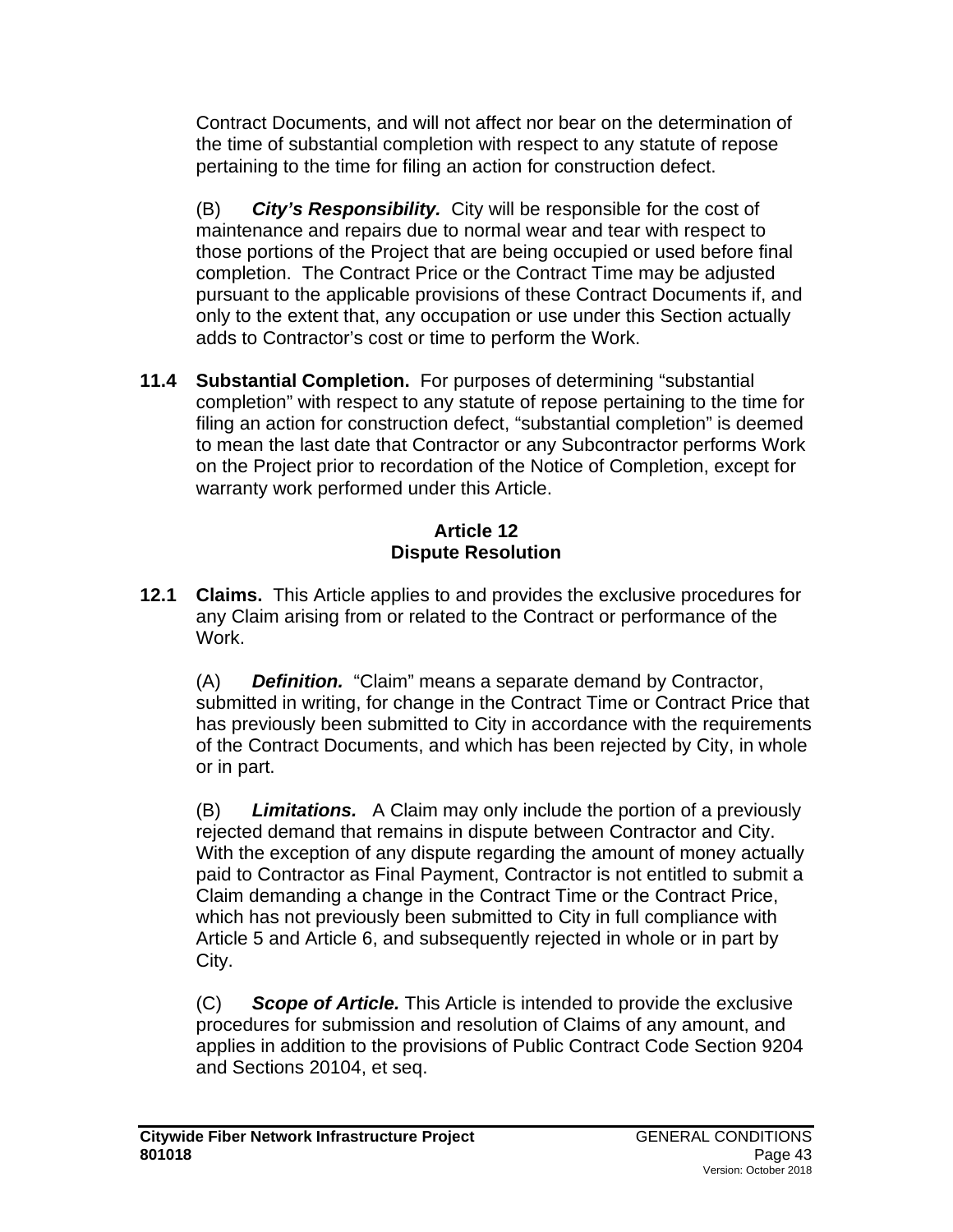Contract Documents, and will not affect nor bear on the determination of the time of substantial completion with respect to any statute of repose pertaining to the time for filing an action for construction defect.

(B) ***City's Responsibility.*** City will be responsible for the cost of maintenance and repairs due to normal wear and tear with respect to those portions of the Project that are being occupied or used before final completion. The Contract Price or the Contract Time may be adjusted pursuant to the applicable provisions of these Contract Documents if, and only to the extent that, any occupation or use under this Section actually adds to Contractor's cost or time to perform the Work.

**11.4 Substantial Completion.** For purposes of determining "substantial completion" with respect to any statute of repose pertaining to the time for filing an action for construction defect, "substantial completion" is deemed to mean the last date that Contractor or any Subcontractor performs Work on the Project prior to recordation of the Notice of Completion, except for warranty work performed under this Article.

## Article 12
## Dispute Resolution

**12.1 Claims.** This Article applies to and provides the exclusive procedures for any Claim arising from or related to the Contract or performance of the Work.

(A) ***Definition.*** "Claim" means a separate demand by Contractor, submitted in writing, for change in the Contract Time or Contract Price that has previously been submitted to City in accordance with the requirements of the Contract Documents, and which has been rejected by City, in whole or in part.

(B) ***Limitations.*** A Claim may only include the portion of a previously rejected demand that remains in dispute between Contractor and City. With the exception of any dispute regarding the amount of money actually paid to Contractor as Final Payment, Contractor is not entitled to submit a Claim demanding a change in the Contract Time or the Contract Price, which has not previously been submitted to City in full compliance with Article 5 and Article 6, and subsequently rejected in whole or in part by City.

(C) ***Scope of Article.*** This Article is intended to provide the exclusive procedures for submission and resolution of Claims of any amount, and applies in addition to the provisions of Public Contract Code Section 9204 and Sections 20104, et seq.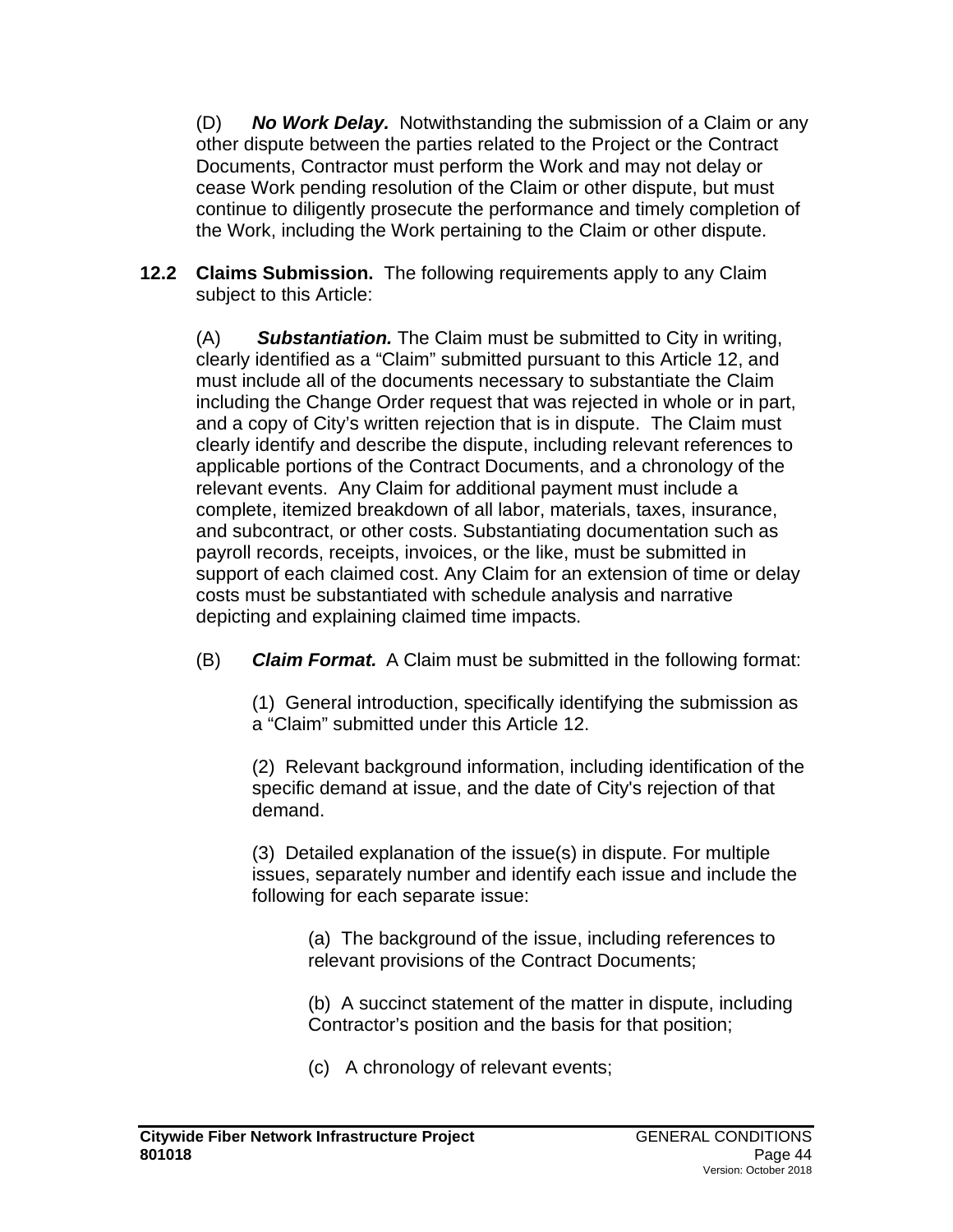(D) ***No Work Delay.*** Notwithstanding the submission of a Claim or any other dispute between the parties related to the Project or the Contract Documents, Contractor must perform the Work and may not delay or cease Work pending resolution of the Claim or other dispute, but must continue to diligently prosecute the performance and timely completion of the Work, including the Work pertaining to the Claim or other dispute.

**12.2 Claims Submission.** The following requirements apply to any Claim subject to this Article:

(A) ***Substantiation.*** The Claim must be submitted to City in writing, clearly identified as a "Claim" submitted pursuant to this Article 12, and must include all of the documents necessary to substantiate the Claim including the Change Order request that was rejected in whole or in part, and a copy of City's written rejection that is in dispute. The Claim must clearly identify and describe the dispute, including relevant references to applicable portions of the Contract Documents, and a chronology of the relevant events. Any Claim for additional payment must include a complete, itemized breakdown of all labor, materials, taxes, insurance, and subcontract, or other costs. Substantiating documentation such as payroll records, receipts, invoices, or the like, must be submitted in support of each claimed cost. Any Claim for an extension of time or delay costs must be substantiated with schedule analysis and narrative depicting and explaining claimed time impacts.

(B) ***Claim Format.*** A Claim must be submitted in the following format:

(1) General introduction, specifically identifying the submission as a "Claim" submitted under this Article 12.

(2) Relevant background information, including identification of the specific demand at issue, and the date of City's rejection of that demand.

(3) Detailed explanation of the issue(s) in dispute. For multiple issues, separately number and identify each issue and include the following for each separate issue:

(a) The background of the issue, including references to relevant provisions of the Contract Documents;

(b) A succinct statement of the matter in dispute, including Contractor's position and the basis for that position;

(c) A chronology of relevant events;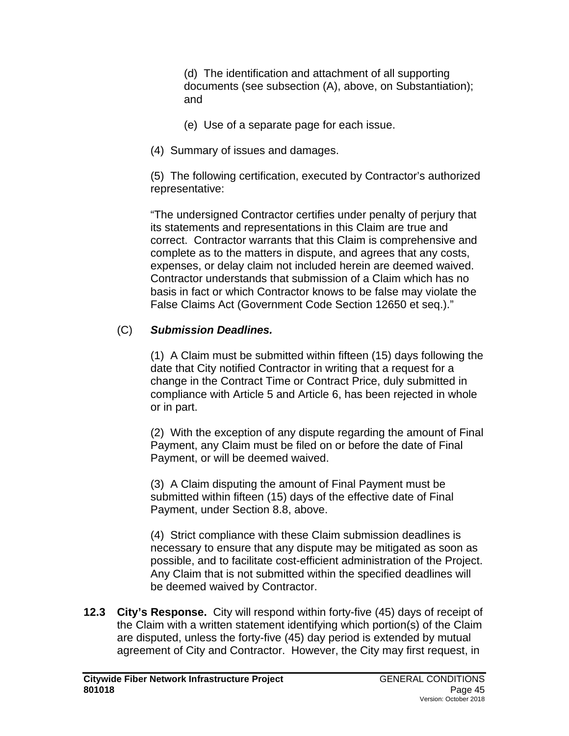(d) The identification and attachment of all supporting documents (see subsection (A), above, on Substantiation); and

(e) Use of a separate page for each issue.

(4) Summary of issues and damages.

(5) The following certification, executed by Contractor's authorized representative:

"The undersigned Contractor certifies under penalty of perjury that its statements and representations in this Claim are true and correct. Contractor warrants that this Claim is comprehensive and complete as to the matters in dispute, and agrees that any costs, expenses, or delay claim not included herein are deemed waived. Contractor understands that submission of a Claim which has no basis in fact or which Contractor knows to be false may violate the False Claims Act (Government Code Section 12650 et seq.)."

(C) ***Submission Deadlines.***

(1) A Claim must be submitted within fifteen (15) days following the date that City notified Contractor in writing that a request for a change in the Contract Time or Contract Price, duly submitted in compliance with Article 5 and Article 6, has been rejected in whole or in part.

(2) With the exception of any dispute regarding the amount of Final Payment, any Claim must be filed on or before the date of Final Payment, or will be deemed waived.

(3) A Claim disputing the amount of Final Payment must be submitted within fifteen (15) days of the effective date of Final Payment, under Section 8.8, above.

(4) Strict compliance with these Claim submission deadlines is necessary to ensure that any dispute may be mitigated as soon as possible, and to facilitate cost-efficient administration of the Project. Any Claim that is not submitted within the specified deadlines will be deemed waived by Contractor.

**12.3 City's Response.** City will respond within forty-five (45) days of receipt of the Claim with a written statement identifying which portion(s) of the Claim are disputed, unless the forty-five (45) day period is extended by mutual agreement of City and Contractor. However, the City may first request, in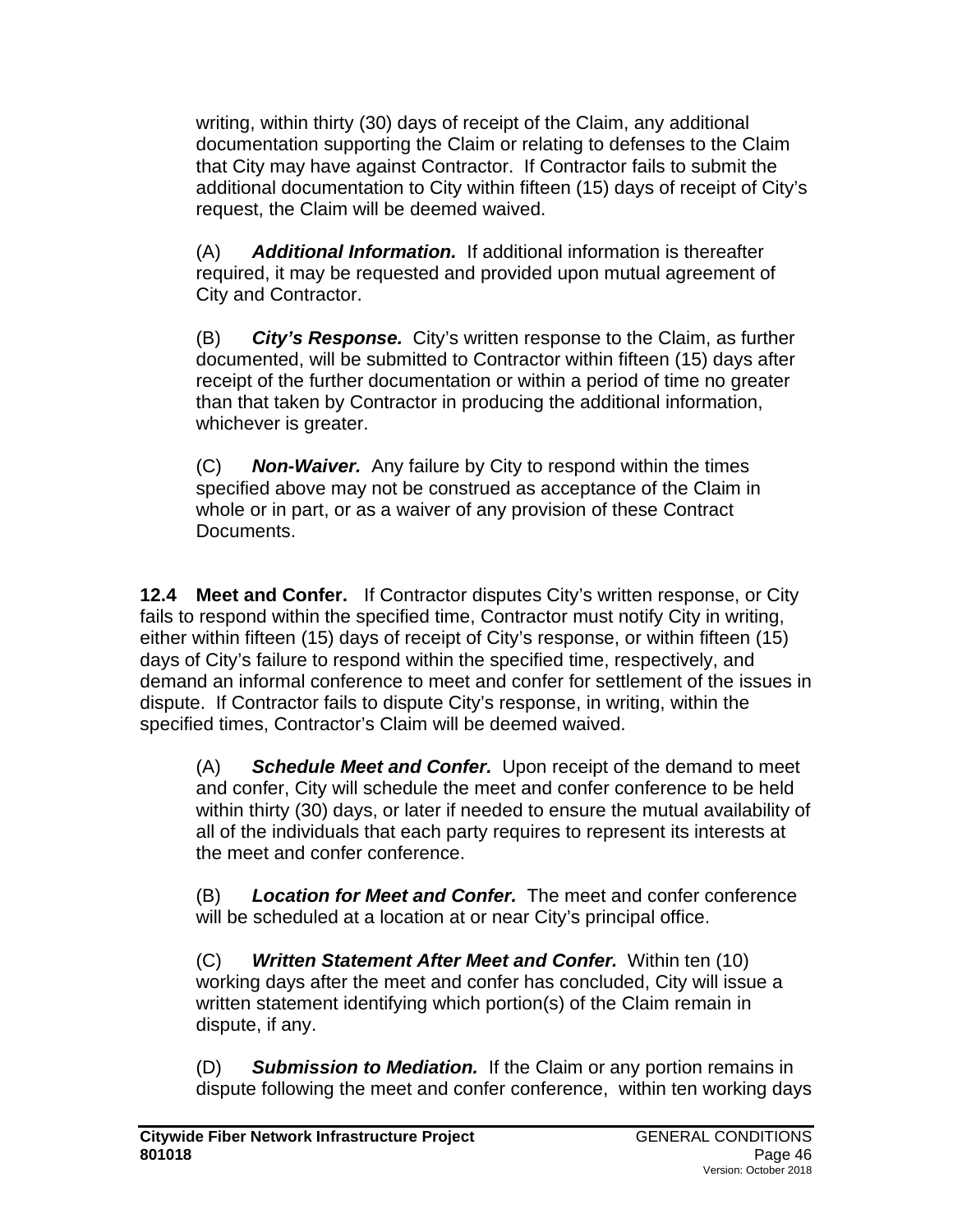writing, within thirty (30) days of receipt of the Claim, any additional documentation supporting the Claim or relating to defenses to the Claim that City may have against Contractor. If Contractor fails to submit the additional documentation to City within fifteen (15) days of receipt of City's request, the Claim will be deemed waived.

(A) ***Additional Information.*** If additional information is thereafter required, it may be requested and provided upon mutual agreement of City and Contractor.

(B) ***City's Response.*** City's written response to the Claim, as further documented, will be submitted to Contractor within fifteen (15) days after receipt of the further documentation or within a period of time no greater than that taken by Contractor in producing the additional information, whichever is greater.

(C) ***Non-Waiver.*** Any failure by City to respond within the times specified above may not be construed as acceptance of the Claim in whole or in part, or as a waiver of any provision of these Contract Documents.

**12.4 Meet and Confer.** If Contractor disputes City's written response, or City fails to respond within the specified time, Contractor must notify City in writing, either within fifteen (15) days of receipt of City's response, or within fifteen (15) days of City's failure to respond within the specified time, respectively, and demand an informal conference to meet and confer for settlement of the issues in dispute. If Contractor fails to dispute City's response, in writing, within the specified times, Contractor's Claim will be deemed waived.

(A) ***Schedule Meet and Confer.*** Upon receipt of the demand to meet and confer, City will schedule the meet and confer conference to be held within thirty (30) days, or later if needed to ensure the mutual availability of all of the individuals that each party requires to represent its interests at the meet and confer conference.

(B) ***Location for Meet and Confer.*** The meet and confer conference will be scheduled at a location at or near City's principal office.

(C) ***Written Statement After Meet and Confer.*** Within ten (10) working days after the meet and confer has concluded, City will issue a written statement identifying which portion(s) of the Claim remain in dispute, if any.

(D) ***Submission to Mediation.*** If the Claim or any portion remains in dispute following the meet and confer conference, within ten working days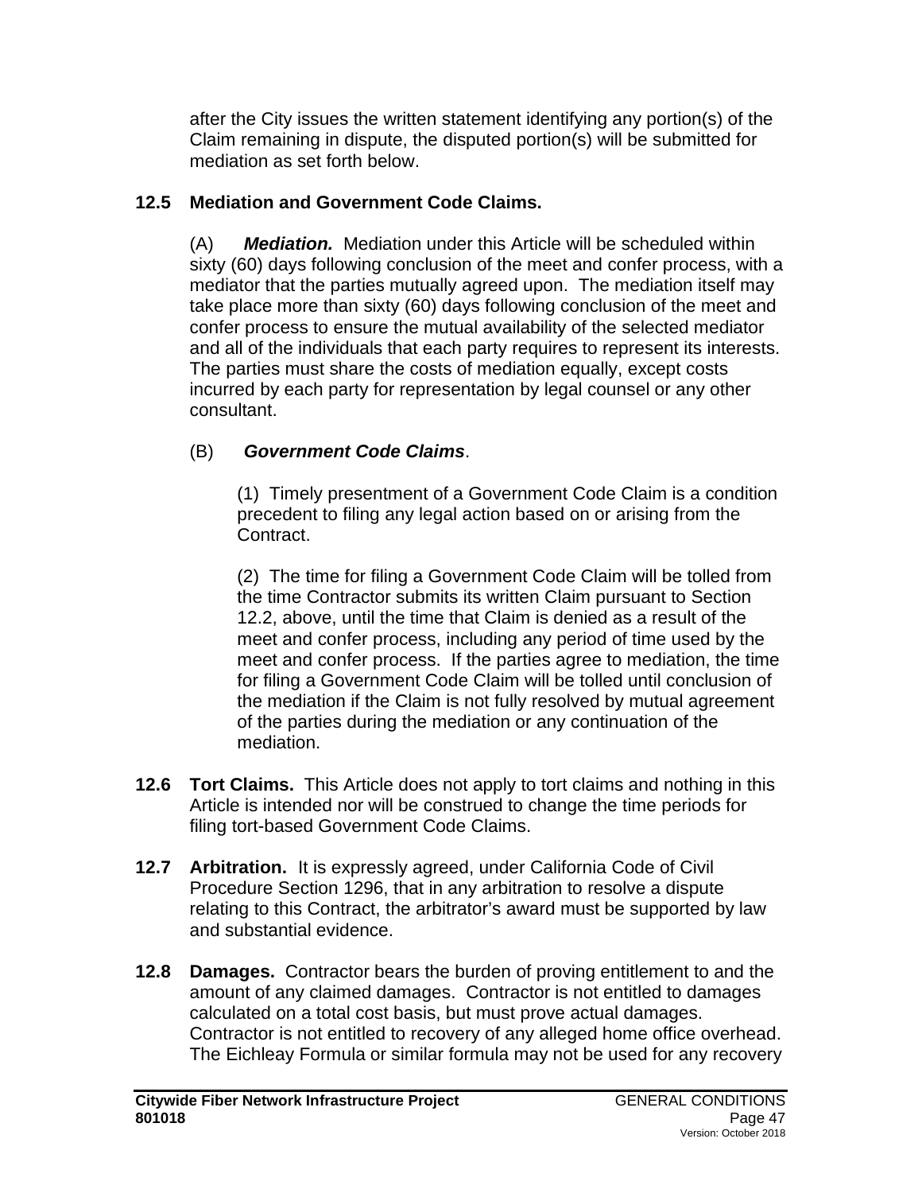after the City issues the written statement identifying any portion(s) of the Claim remaining in dispute, the disputed portion(s) will be submitted for mediation as set forth below.

**12.5 Mediation and Government Code Claims.**

(A) ***Mediation.*** Mediation under this Article will be scheduled within sixty (60) days following conclusion of the meet and confer process, with a mediator that the parties mutually agreed upon. The mediation itself may take place more than sixty (60) days following conclusion of the meet and confer process to ensure the mutual availability of the selected mediator and all of the individuals that each party requires to represent its interests. The parties must share the costs of mediation equally, except costs incurred by each party for representation by legal counsel or any other consultant.

(B) ***Government Code Claims***.

(1) Timely presentment of a Government Code Claim is a condition precedent to filing any legal action based on or arising from the Contract.

(2) The time for filing a Government Code Claim will be tolled from the time Contractor submits its written Claim pursuant to Section 12.2, above, until the time that Claim is denied as a result of the meet and confer process, including any period of time used by the meet and confer process. If the parties agree to mediation, the time for filing a Government Code Claim will be tolled until conclusion of the mediation if the Claim is not fully resolved by mutual agreement of the parties during the mediation or any continuation of the mediation.

**12.6 Tort Claims.** This Article does not apply to tort claims and nothing in this Article is intended nor will be construed to change the time periods for filing tort-based Government Code Claims.

**12.7 Arbitration.** It is expressly agreed, under California Code of Civil Procedure Section 1296, that in any arbitration to resolve a dispute relating to this Contract, the arbitrator's award must be supported by law and substantial evidence.

**12.8 Damages.** Contractor bears the burden of proving entitlement to and the amount of any claimed damages. Contractor is not entitled to damages calculated on a total cost basis, but must prove actual damages. Contractor is not entitled to recovery of any alleged home office overhead. The Eichleay Formula or similar formula may not be used for any recovery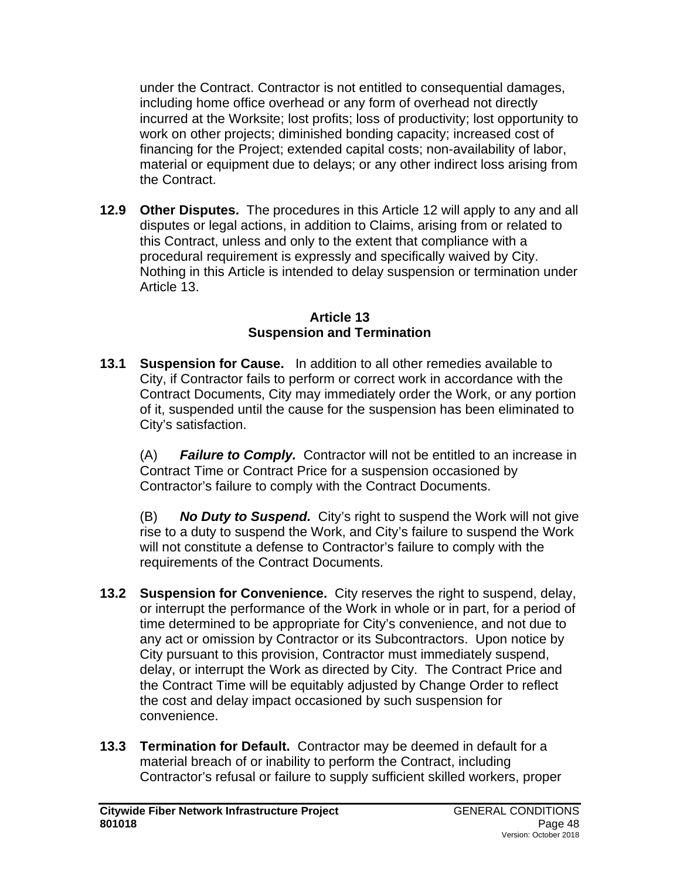under the Contract. Contractor is not entitled to consequential damages, including home office overhead or any form of overhead not directly incurred at the Worksite; lost profits; loss of productivity; lost opportunity to work on other projects; diminished bonding capacity; increased cost of financing for the Project; extended capital costs; non-availability of labor, material or equipment due to delays; or any other indirect loss arising from the Contract.

**12.9 Other Disputes.** The procedures in this Article 12 will apply to any and all disputes or legal actions, in addition to Claims, arising from or related to this Contract, unless and only to the extent that compliance with a procedural requirement is expressly and specifically waived by City. Nothing in this Article is intended to delay suspension or termination under Article 13.

## Article 13
## Suspension and Termination

**13.1 Suspension for Cause.** In addition to all other remedies available to City, if Contractor fails to perform or correct work in accordance with the Contract Documents, City may immediately order the Work, or any portion of it, suspended until the cause for the suspension has been eliminated to City's satisfaction.

(A) ***Failure to Comply.*** Contractor will not be entitled to an increase in Contract Time or Contract Price for a suspension occasioned by Contractor's failure to comply with the Contract Documents.

(B) ***No Duty to Suspend.*** City's right to suspend the Work will not give rise to a duty to suspend the Work, and City's failure to suspend the Work will not constitute a defense to Contractor's failure to comply with the requirements of the Contract Documents.

**13.2 Suspension for Convenience.** City reserves the right to suspend, delay, or interrupt the performance of the Work in whole or in part, for a period of time determined to be appropriate for City's convenience, and not due to any act or omission by Contractor or its Subcontractors. Upon notice by City pursuant to this provision, Contractor must immediately suspend, delay, or interrupt the Work as directed by City. The Contract Price and the Contract Time will be equitably adjusted by Change Order to reflect the cost and delay impact occasioned by such suspension for convenience.

**13.3 Termination for Default.** Contractor may be deemed in default for a material breach of or inability to perform the Contract, including Contractor's refusal or failure to supply sufficient skilled workers, proper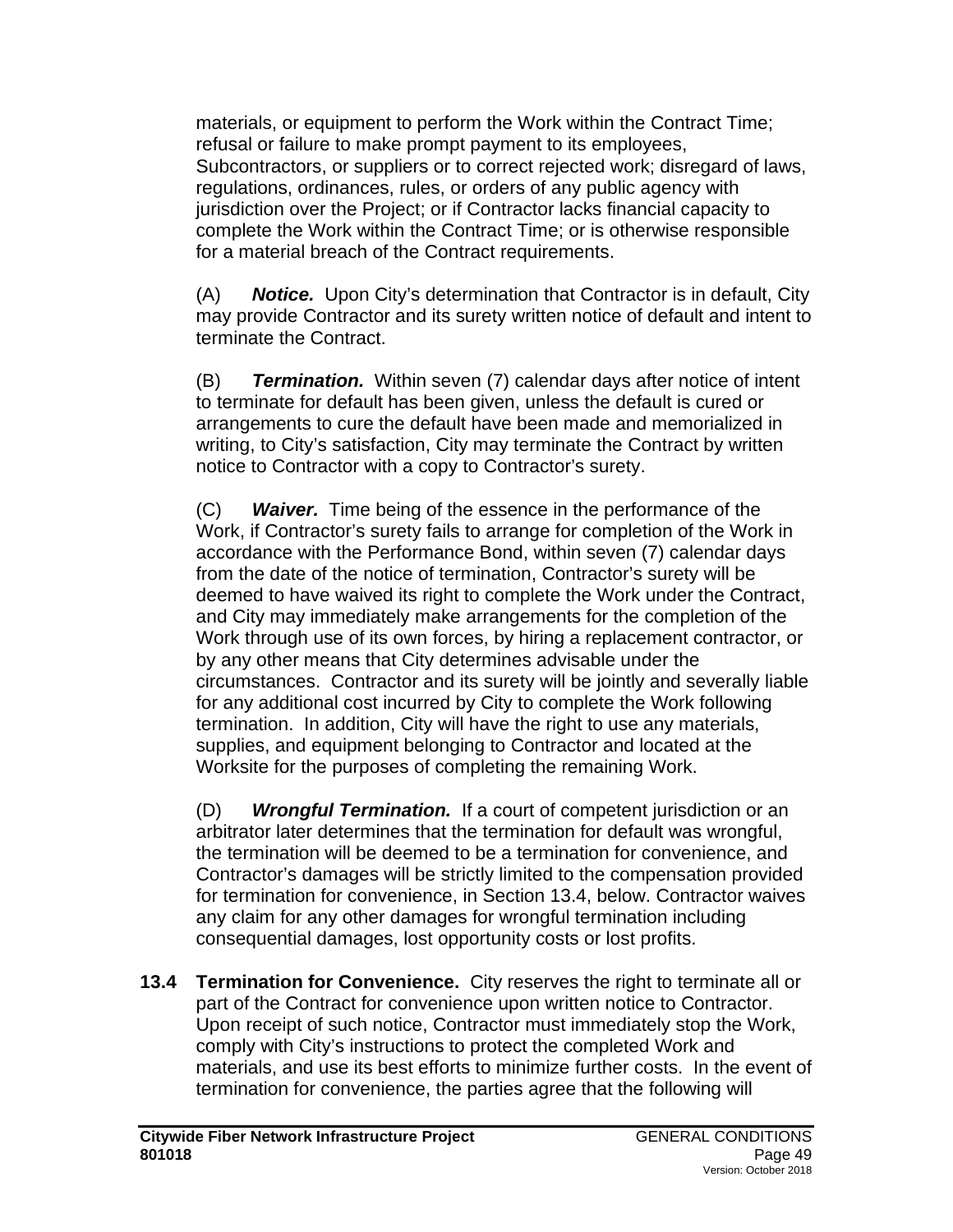materials, or equipment to perform the Work within the Contract Time; refusal or failure to make prompt payment to its employees, Subcontractors, or suppliers or to correct rejected work; disregard of laws, regulations, ordinances, rules, or orders of any public agency with jurisdiction over the Project; or if Contractor lacks financial capacity to complete the Work within the Contract Time; or is otherwise responsible for a material breach of the Contract requirements.

(A) ***Notice.*** Upon City's determination that Contractor is in default, City may provide Contractor and its surety written notice of default and intent to terminate the Contract.

(B) ***Termination.*** Within seven (7) calendar days after notice of intent to terminate for default has been given, unless the default is cured or arrangements to cure the default have been made and memorialized in writing, to City's satisfaction, City may terminate the Contract by written notice to Contractor with a copy to Contractor's surety.

(C) ***Waiver.*** Time being of the essence in the performance of the Work, if Contractor's surety fails to arrange for completion of the Work in accordance with the Performance Bond, within seven (7) calendar days from the date of the notice of termination, Contractor's surety will be deemed to have waived its right to complete the Work under the Contract, and City may immediately make arrangements for the completion of the Work through use of its own forces, by hiring a replacement contractor, or by any other means that City determines advisable under the circumstances. Contractor and its surety will be jointly and severally liable for any additional cost incurred by City to complete the Work following termination. In addition, City will have the right to use any materials, supplies, and equipment belonging to Contractor and located at the Worksite for the purposes of completing the remaining Work.

(D) ***Wrongful Termination.*** If a court of competent jurisdiction or an arbitrator later determines that the termination for default was wrongful, the termination will be deemed to be a termination for convenience, and Contractor's damages will be strictly limited to the compensation provided for termination for convenience, in Section 13.4, below. Contractor waives any claim for any other damages for wrongful termination including consequential damages, lost opportunity costs or lost profits.

**13.4 Termination for Convenience.** City reserves the right to terminate all or part of the Contract for convenience upon written notice to Contractor. Upon receipt of such notice, Contractor must immediately stop the Work, comply with City's instructions to protect the completed Work and materials, and use its best efforts to minimize further costs. In the event of termination for convenience, the parties agree that the following will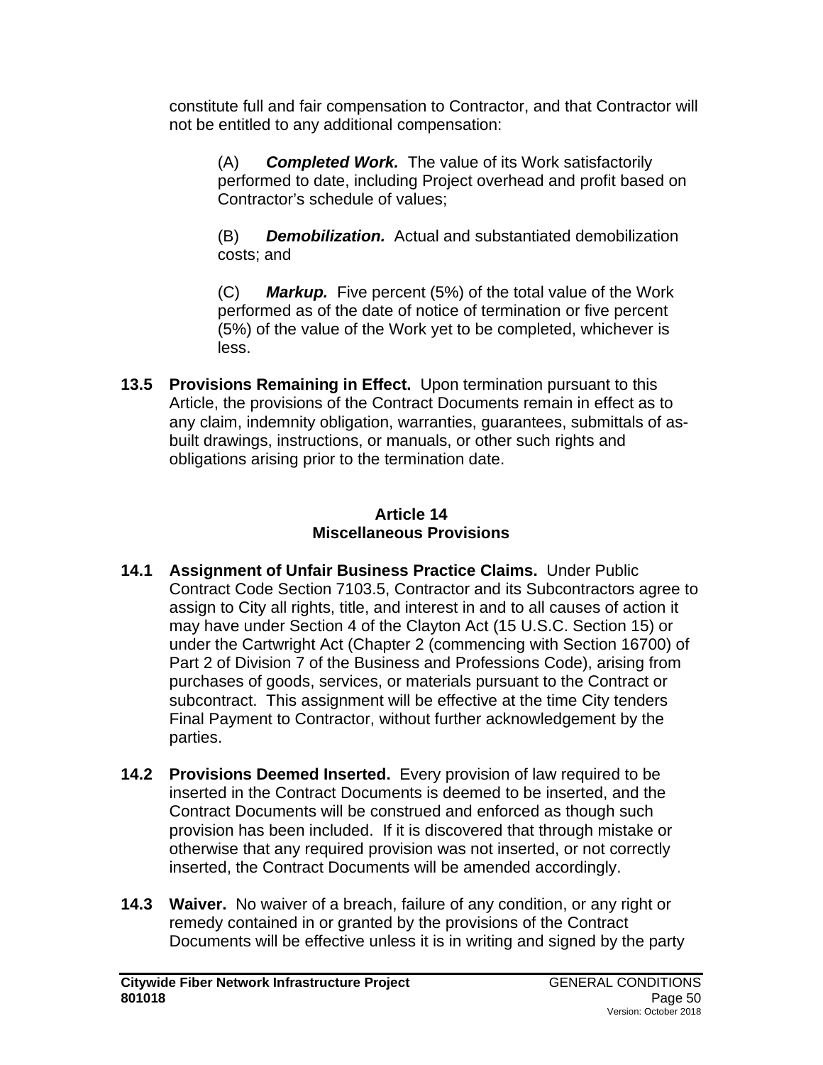constitute full and fair compensation to Contractor, and that Contractor will not be entitled to any additional compensation:

(A) ***Completed Work.*** The value of its Work satisfactorily performed to date, including Project overhead and profit based on Contractor's schedule of values;

(B) ***Demobilization.*** Actual and substantiated demobilization costs; and

(C) ***Markup.*** Five percent (5%) of the total value of the Work performed as of the date of notice of termination or five percent (5%) of the value of the Work yet to be completed, whichever is less.

**13.5 Provisions Remaining in Effect.** Upon termination pursuant to this Article, the provisions of the Contract Documents remain in effect as to any claim, indemnity obligation, warranties, guarantees, submittals of as-built drawings, instructions, or manuals, or other such rights and obligations arising prior to the termination date.

## Article 14
## Miscellaneous Provisions

**14.1 Assignment of Unfair Business Practice Claims.** Under Public Contract Code Section 7103.5, Contractor and its Subcontractors agree to assign to City all rights, title, and interest in and to all causes of action it may have under Section 4 of the Clayton Act (15 U.S.C. Section 15) or under the Cartwright Act (Chapter 2 (commencing with Section 16700) of Part 2 of Division 7 of the Business and Professions Code), arising from purchases of goods, services, or materials pursuant to the Contract or subcontract. This assignment will be effective at the time City tenders Final Payment to Contractor, without further acknowledgement by the parties.

**14.2 Provisions Deemed Inserted.** Every provision of law required to be inserted in the Contract Documents is deemed to be inserted, and the Contract Documents will be construed and enforced as though such provision has been included. If it is discovered that through mistake or otherwise that any required provision was not inserted, or not correctly inserted, the Contract Documents will be amended accordingly.

**14.3 Waiver.** No waiver of a breach, failure of any condition, or any right or remedy contained in or granted by the provisions of the Contract Documents will be effective unless it is in writing and signed by the party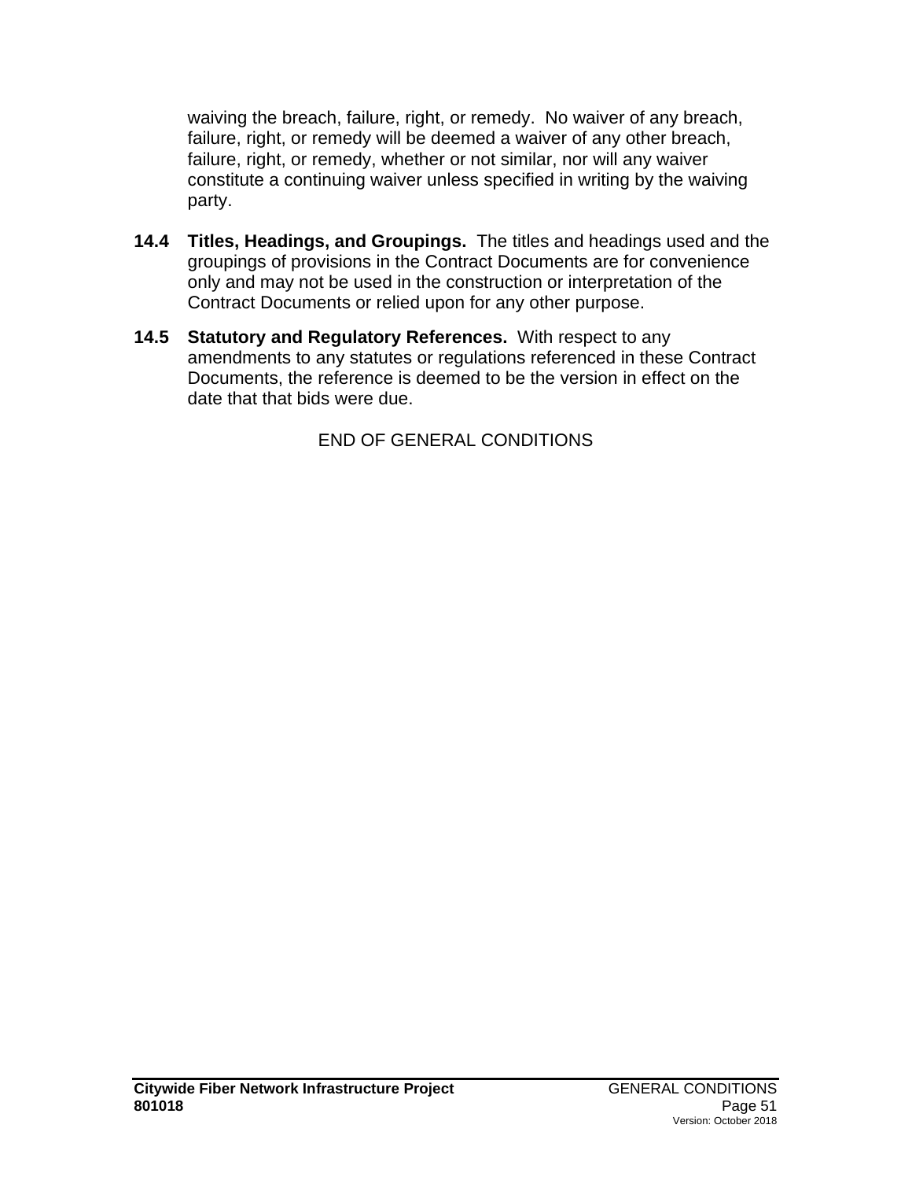waiving the breach, failure, right, or remedy. No waiver of any breach, failure, right, or remedy will be deemed a waiver of any other breach, failure, right, or remedy, whether or not similar, nor will any waiver constitute a continuing waiver unless specified in writing by the waiving party.

**14.4 Titles, Headings, and Groupings.** The titles and headings used and the groupings of provisions in the Contract Documents are for convenience only and may not be used in the construction or interpretation of the Contract Documents or relied upon for any other purpose.

**14.5 Statutory and Regulatory References.** With respect to any amendments to any statutes or regulations referenced in these Contract Documents, the reference is deemed to be the version in effect on the date that that bids were due.

END OF GENERAL CONDITIONS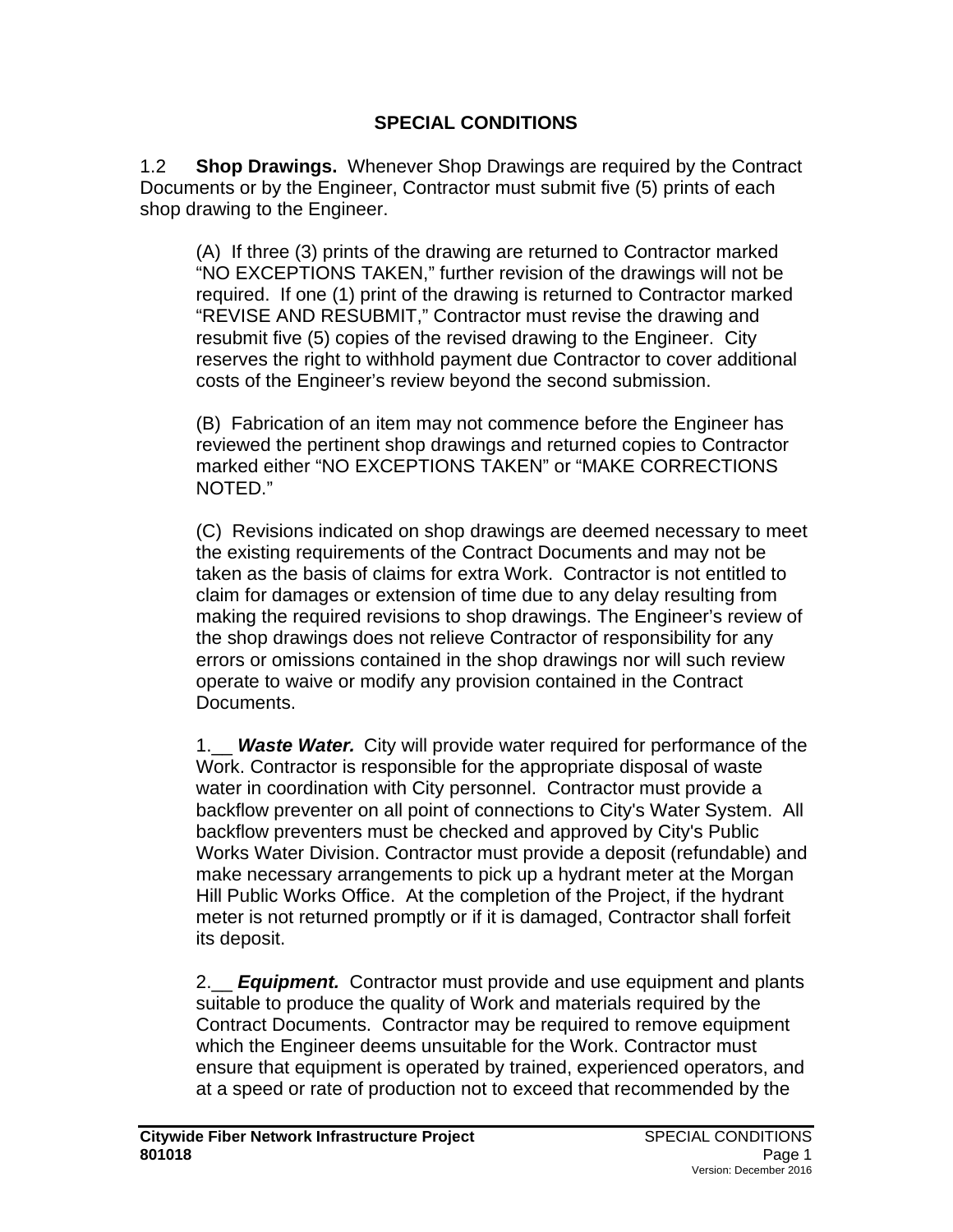# SPECIAL CONDITIONS

1.2 **Shop Drawings.** Whenever Shop Drawings are required by the Contract Documents or by the Engineer, Contractor must submit five (5) prints of each shop drawing to the Engineer.

(A) If three (3) prints of the drawing are returned to Contractor marked "NO EXCEPTIONS TAKEN," further revision of the drawings will not be required. If one (1) print of the drawing is returned to Contractor marked "REVISE AND RESUBMIT," Contractor must revise the drawing and resubmit five (5) copies of the revised drawing to the Engineer. City reserves the right to withhold payment due Contractor to cover additional costs of the Engineer's review beyond the second submission.

(B) Fabrication of an item may not commence before the Engineer has reviewed the pertinent shop drawings and returned copies to Contractor marked either "NO EXCEPTIONS TAKEN" or "MAKE CORRECTIONS NOTED."

(C) Revisions indicated on shop drawings are deemed necessary to meet the existing requirements of the Contract Documents and may not be taken as the basis of claims for extra Work. Contractor is not entitled to claim for damages or extension of time due to any delay resulting from making the required revisions to shop drawings. The Engineer's review of the shop drawings does not relieve Contractor of responsibility for any errors or omissions contained in the shop drawings nor will such review operate to waive or modify any provision contained in the Contract Documents.

1.__ ***Waste Water.*** City will provide water required for performance of the Work. Contractor is responsible for the appropriate disposal of waste water in coordination with City personnel. Contractor must provide a backflow preventer on all point of connections to City's Water System. All backflow preventers must be checked and approved by City's Public Works Water Division. Contractor must provide a deposit (refundable) and make necessary arrangements to pick up a hydrant meter at the Morgan Hill Public Works Office. At the completion of the Project, if the hydrant meter is not returned promptly or if it is damaged, Contractor shall forfeit its deposit.

2.__ ***Equipment.*** Contractor must provide and use equipment and plants suitable to produce the quality of Work and materials required by the Contract Documents. Contractor may be required to remove equipment which the Engineer deems unsuitable for the Work. Contractor must ensure that equipment is operated by trained, experienced operators, and at a speed or rate of production not to exceed that recommended by the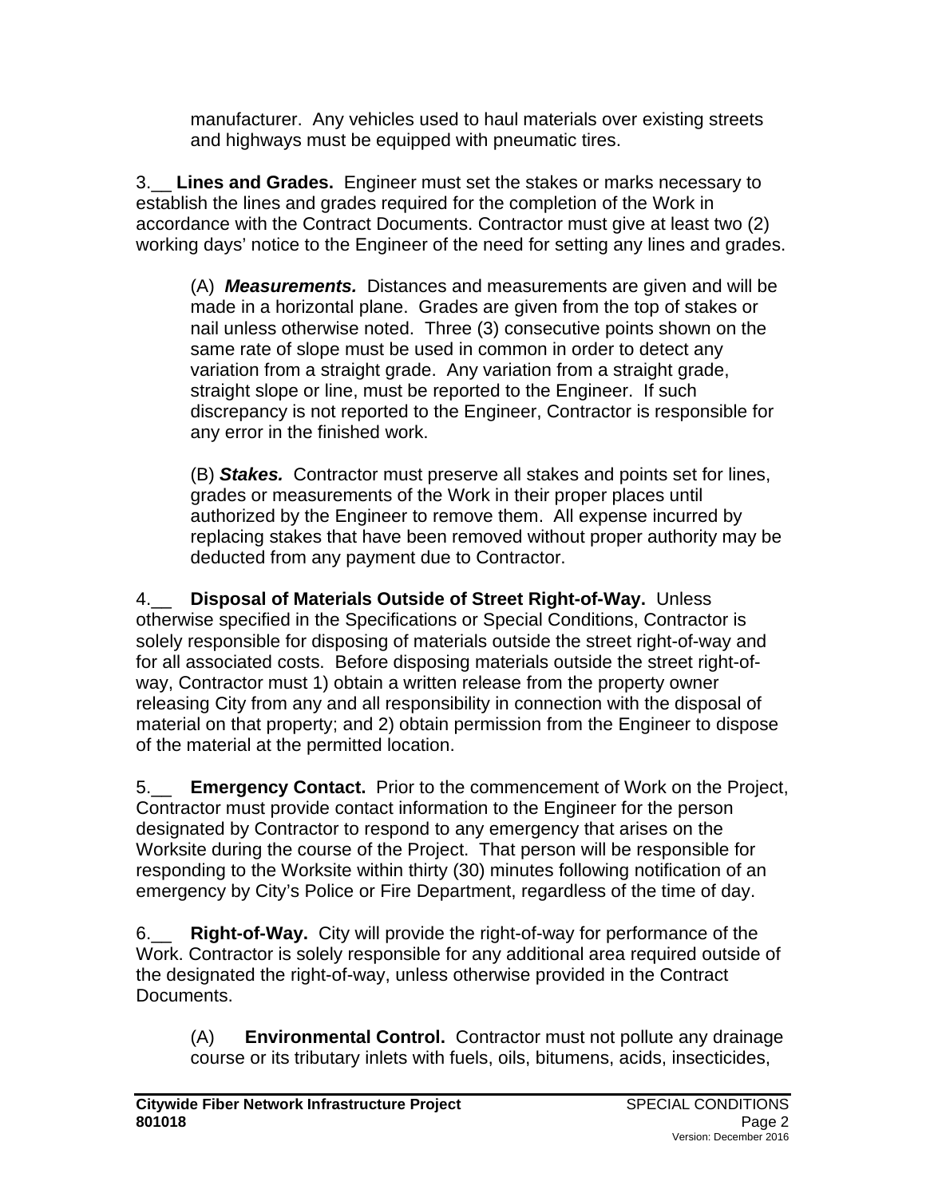manufacturer. Any vehicles used to haul materials over existing streets and highways must be equipped with pneumatic tires.

3.__ **Lines and Grades.** Engineer must set the stakes or marks necessary to establish the lines and grades required for the completion of the Work in accordance with the Contract Documents. Contractor must give at least two (2) working days' notice to the Engineer of the need for setting any lines and grades.

(A) ***Measurements.*** Distances and measurements are given and will be made in a horizontal plane. Grades are given from the top of stakes or nail unless otherwise noted. Three (3) consecutive points shown on the same rate of slope must be used in common in order to detect any variation from a straight grade. Any variation from a straight grade, straight slope or line, must be reported to the Engineer. If such discrepancy is not reported to the Engineer, Contractor is responsible for any error in the finished work.

(B) ***Stakes.*** Contractor must preserve all stakes and points set for lines, grades or measurements of the Work in their proper places until authorized by the Engineer to remove them. All expense incurred by replacing stakes that have been removed without proper authority may be deducted from any payment due to Contractor.

4.__ **Disposal of Materials Outside of Street Right-of-Way.** Unless otherwise specified in the Specifications or Special Conditions, Contractor is solely responsible for disposing of materials outside the street right-of-way and for all associated costs. Before disposing materials outside the street right-of-way, Contractor must 1) obtain a written release from the property owner releasing City from any and all responsibility in connection with the disposal of material on that property; and 2) obtain permission from the Engineer to dispose of the material at the permitted location.

5.__ **Emergency Contact.** Prior to the commencement of Work on the Project, Contractor must provide contact information to the Engineer for the person designated by Contractor to respond to any emergency that arises on the Worksite during the course of the Project. That person will be responsible for responding to the Worksite within thirty (30) minutes following notification of an emergency by City's Police or Fire Department, regardless of the time of day.

6.__ **Right-of-Way.** City will provide the right-of-way for performance of the Work. Contractor is solely responsible for any additional area required outside of the designated the right-of-way, unless otherwise provided in the Contract Documents.

(A) **Environmental Control.** Contractor must not pollute any drainage course or its tributary inlets with fuels, oils, bitumens, acids, insecticides,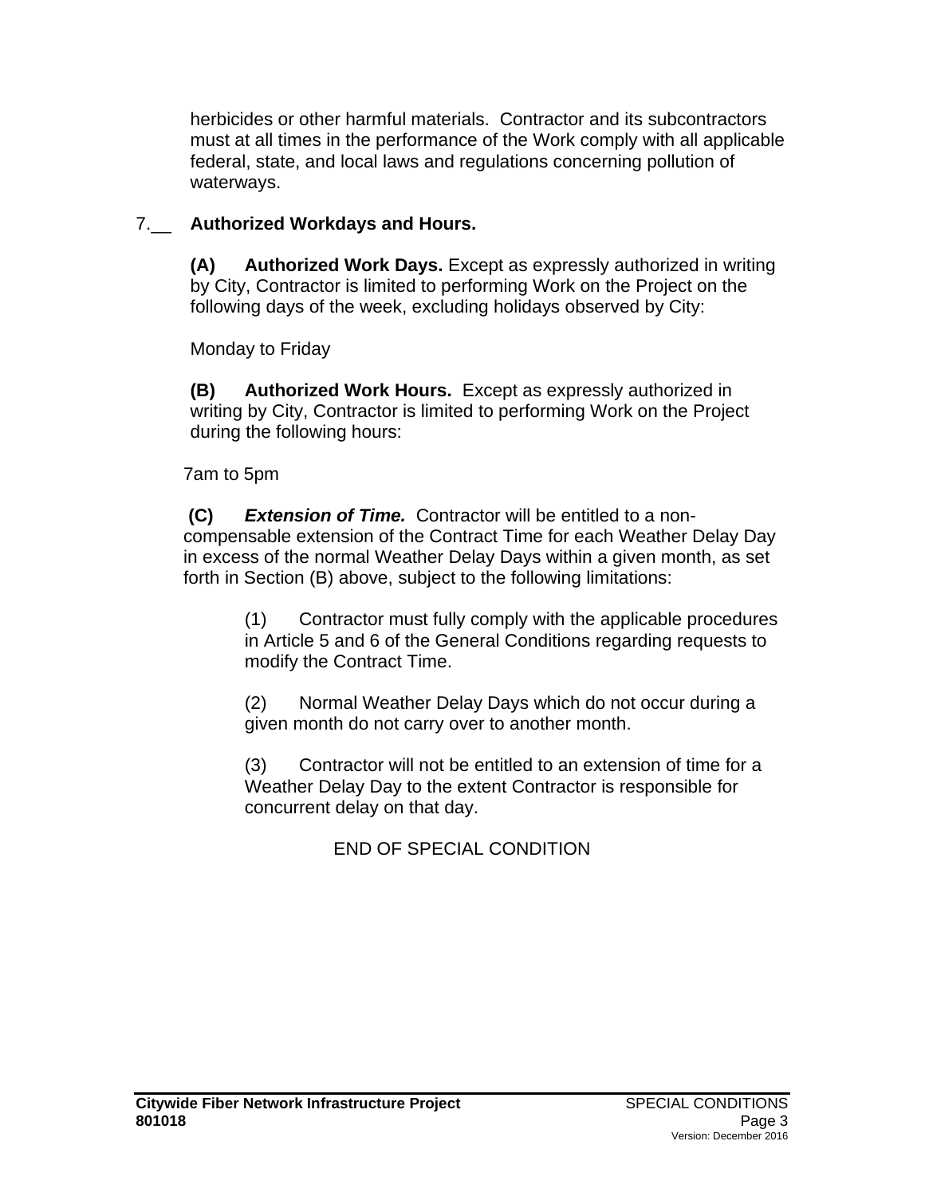herbicides or other harmful materials. Contractor and its subcontractors must at all times in the performance of the Work comply with all applicable federal, state, and local laws and regulations concerning pollution of waterways.

7.__ **Authorized Workdays and Hours.**

**(A) Authorized Work Days.** Except as expressly authorized in writing by City, Contractor is limited to performing Work on the Project on the following days of the week, excluding holidays observed by City:

Monday to Friday

**(B) Authorized Work Hours.** Except as expressly authorized in writing by City, Contractor is limited to performing Work on the Project during the following hours:

7am to 5pm

**(C) *Extension of Time.*** Contractor will be entitled to a non-compensable extension of the Contract Time for each Weather Delay Day in excess of the normal Weather Delay Days within a given month, as set forth in Section (B) above, subject to the following limitations:

(1) Contractor must fully comply with the applicable procedures in Article 5 and 6 of the General Conditions regarding requests to modify the Contract Time.

(2) Normal Weather Delay Days which do not occur during a given month do not carry over to another month.

(3) Contractor will not be entitled to an extension of time for a Weather Delay Day to the extent Contractor is responsible for concurrent delay on that day.

END OF SPECIAL CONDITION